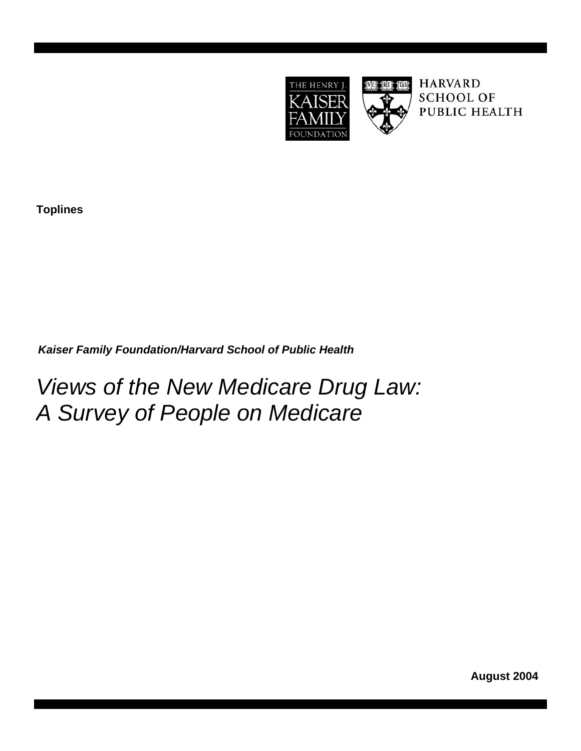THE HENRY J. KAISER FAMILY FOUNDATION

HARVARD SCHOOL OF PUBLIC HEALTH

**Toplines**

***Kaiser Family Foundation/Harvard School of Public Health***

# *Views of the New Medicare Drug Law: A Survey of People on Medicare*

**August 2004**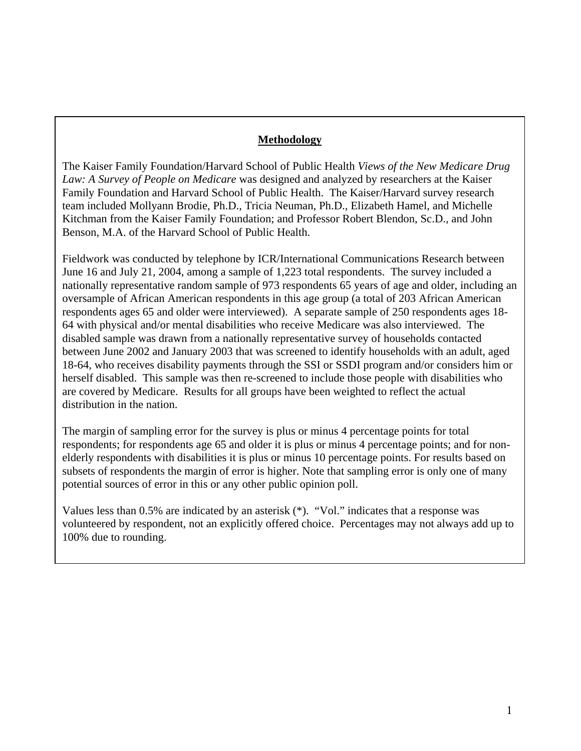## Methodology

The Kaiser Family Foundation/Harvard School of Public Health *Views of the New Medicare Drug Law: A Survey of People on Medicare* was designed and analyzed by researchers at the Kaiser Family Foundation and Harvard School of Public Health. The Kaiser/Harvard survey research team included Mollyann Brodie, Ph.D., Tricia Neuman, Ph.D., Elizabeth Hamel, and Michelle Kitchman from the Kaiser Family Foundation; and Professor Robert Blendon, Sc.D., and John Benson, M.A. of the Harvard School of Public Health.

Fieldwork was conducted by telephone by ICR/International Communications Research between June 16 and July 21, 2004, among a sample of 1,223 total respondents. The survey included a nationally representative random sample of 973 respondents 65 years of age and older, including an oversample of African American respondents in this age group (a total of 203 African American respondents ages 65 and older were interviewed). A separate sample of 250 respondents ages 18-64 with physical and/or mental disabilities who receive Medicare was also interviewed. The disabled sample was drawn from a nationally representative survey of households contacted between June 2002 and January 2003 that was screened to identify households with an adult, aged 18-64, who receives disability payments through the SSI or SSDI program and/or considers him or herself disabled. This sample was then re-screened to include those people with disabilities who are covered by Medicare. Results for all groups have been weighted to reflect the actual distribution in the nation.

The margin of sampling error for the survey is plus or minus 4 percentage points for total respondents; for respondents age 65 and older it is plus or minus 4 percentage points; and for non-elderly respondents with disabilities it is plus or minus 10 percentage points. For results based on subsets of respondents the margin of error is higher. Note that sampling error is only one of many potential sources of error in this or any other public opinion poll.

Values less than 0.5% are indicated by an asterisk (*). "Vol." indicates that a response was volunteered by respondent, not an explicitly offered choice. Percentages may not always add up to 100% due to rounding.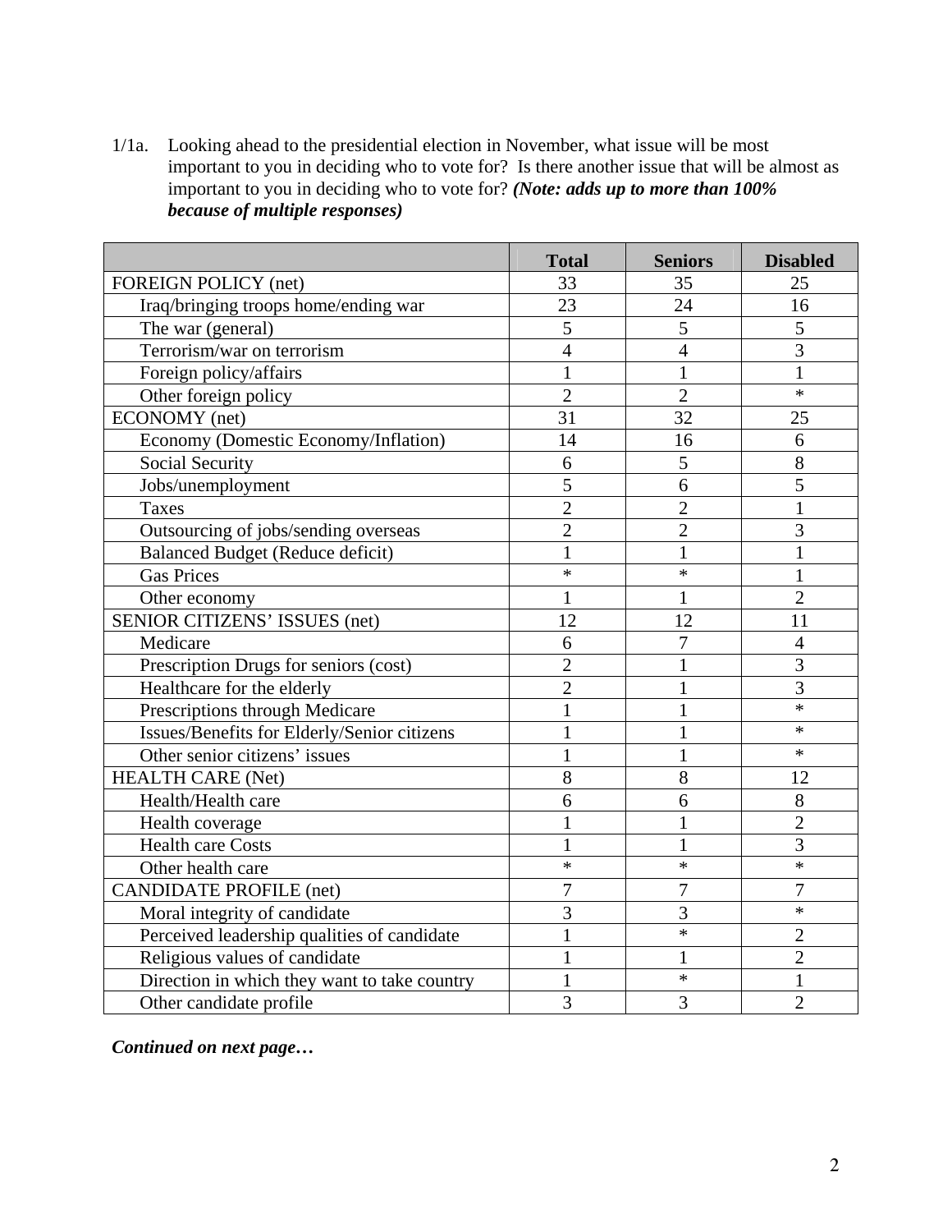1/1a. Looking ahead to the presidential election in November, what issue will be most important to you in deciding who to vote for? Is there another issue that will be almost as important to you in deciding who to vote for? ***(Note: adds up to more than 100% because of multiple responses)***

| | Total | Seniors | Disabled |
|---|---|---|---|
| FOREIGN POLICY (net) | 33 | 35 | 25 |
| Iraq/bringing troops home/ending war | 23 | 24 | 16 |
| The war (general) | 5 | 5 | 5 |
| Terrorism/war on terrorism | 4 | 4 | 3 |
| Foreign policy/affairs | 1 | 1 | 1 |
| Other foreign policy | 2 | 2 | * |
| ECONOMY (net) | 31 | 32 | 25 |
| Economy (Domestic Economy/Inflation) | 14 | 16 | 6 |
| Social Security | 6 | 5 | 8 |
| Jobs/unemployment | 5 | 6 | 5 |
| Taxes | 2 | 2 | 1 |
| Outsourcing of jobs/sending overseas | 2 | 2 | 3 |
| Balanced Budget (Reduce deficit) | 1 | 1 | 1 |
| Gas Prices | * | * | 1 |
| Other economy | 1 | 1 | 2 |
| SENIOR CITIZENS' ISSUES (net) | 12 | 12 | 11 |
| Medicare | 6 | 7 | 4 |
| Prescription Drugs for seniors (cost) | 2 | 1 | 3 |
| Healthcare for the elderly | 2 | 1 | 3 |
| Prescriptions through Medicare | 1 | 1 | * |
| Issues/Benefits for Elderly/Senior citizens | 1 | 1 | * |
| Other senior citizens' issues | 1 | 1 | * |
| HEALTH CARE (Net) | 8 | 8 | 12 |
| Health/Health care | 6 | 6 | 8 |
| Health coverage | 1 | 1 | 2 |
| Health care Costs | 1 | 1 | 3 |
| Other health care | * | * | * |
| CANDIDATE PROFILE (net) | 7 | 7 | 7 |
| Moral integrity of candidate | 3 | 3 | * |
| Perceived leadership qualities of candidate | 1 | * | 2 |
| Religious values of candidate | 1 | 1 | 2 |
| Direction in which they want to take country | 1 | * | 1 |
| Other candidate profile | 3 | 3 | 2 |

***Continued on next page…***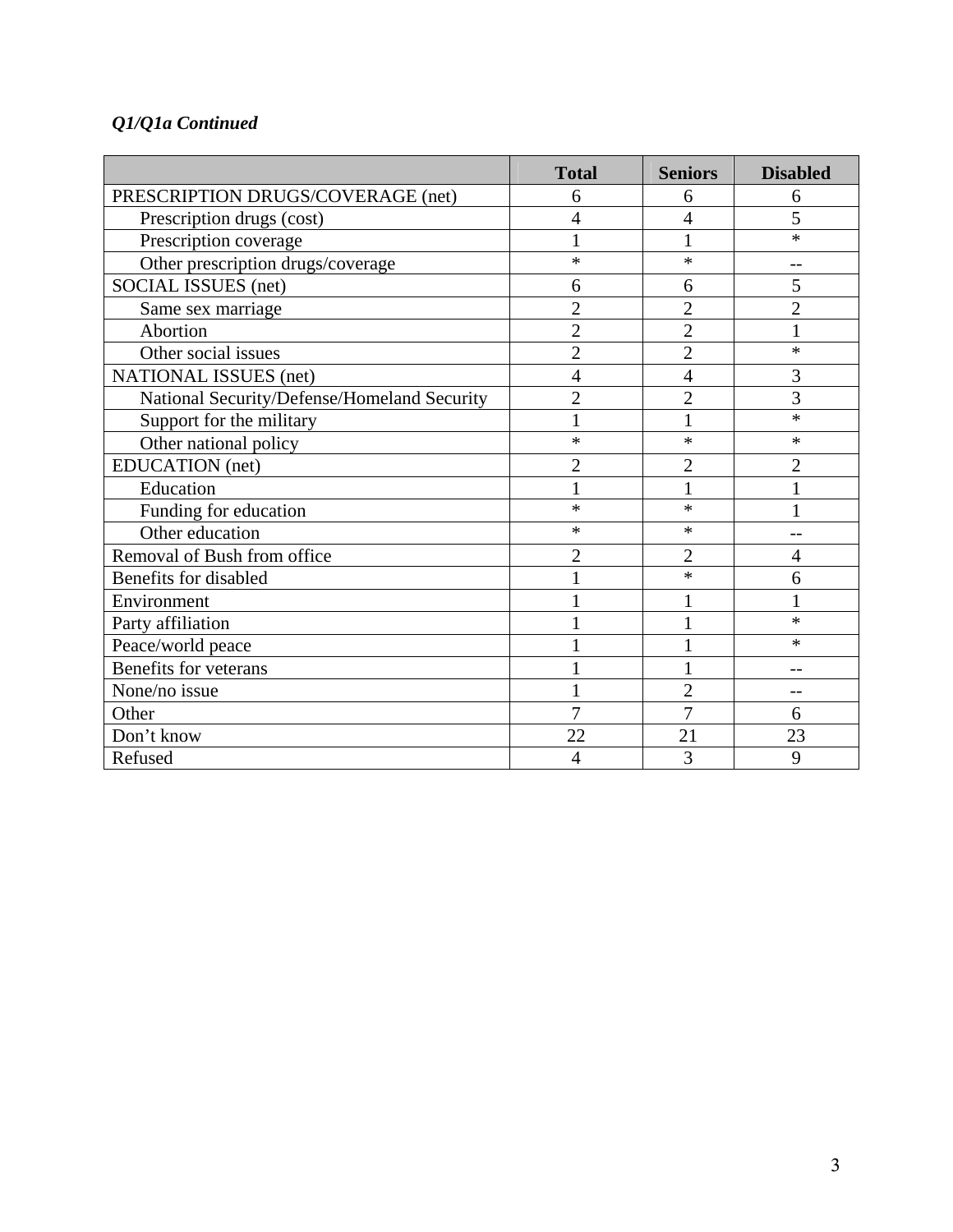*Q1/Q1a Continued*

| | Total | Seniors | Disabled |
|---|---|---|---|
| PRESCRIPTION DRUGS/COVERAGE (net) | 6 | 6 | 6 |
| Prescription drugs (cost) | 4 | 4 | 5 |
| Prescription coverage | 1 | 1 | * |
| Other prescription drugs/coverage | * | * | -- |
| SOCIAL ISSUES (net) | 6 | 6 | 5 |
| Same sex marriage | 2 | 2 | 2 |
| Abortion | 2 | 2 | 1 |
| Other social issues | 2 | 2 | * |
| NATIONAL ISSUES (net) | 4 | 4 | 3 |
| National Security/Defense/Homeland Security | 2 | 2 | 3 |
| Support for the military | 1 | 1 | * |
| Other national policy | * | * | * |
| EDUCATION (net) | 2 | 2 | 2 |
| Education | 1 | 1 | 1 |
| Funding for education | * | * | 1 |
| Other education | * | * | -- |
| Removal of Bush from office | 2 | 2 | 4 |
| Benefits for disabled | 1 | * | 6 |
| Environment | 1 | 1 | 1 |
| Party affiliation | 1 | 1 | * |
| Peace/world peace | 1 | 1 | * |
| Benefits for veterans | 1 | 1 | -- |
| None/no issue | 1 | 2 | -- |
| Other | 7 | 7 | 6 |
| Don't know | 22 | 21 | 23 |
| Refused | 4 | 3 | 9 |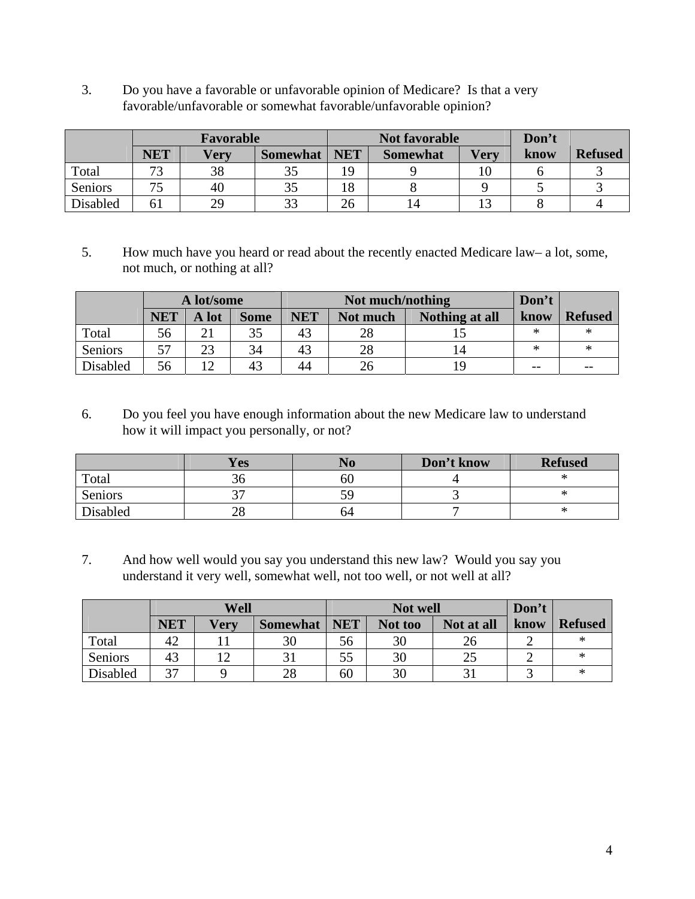3. Do you have a favorable or unfavorable opinion of Medicare? Is that a very favorable/unfavorable or somewhat favorable/unfavorable opinion?

| | Favorable | | | Not favorable | | | Don't know | Refused |
|---|---|---|---|---|---|---|---|---|
| | NET | Very | Somewhat | NET | Somewhat | Very | | |
| Total | 73 | 38 | 35 | 19 | 9 | 10 | 6 | 3 |
| Seniors | 75 | 40 | 35 | 18 | 8 | 9 | 5 | 3 |
| Disabled | 61 | 29 | 33 | 26 | 14 | 13 | 8 | 4 |

5. How much have you heard or read about the recently enacted Medicare law– a lot, some, not much, or nothing at all?

| | A lot/some | | | Not much/nothing | | | Don't know | Refused |
|---|---|---|---|---|---|---|---|---|
| | NET | A lot | Some | NET | Not much | Nothing at all | | |
| Total | 56 | 21 | 35 | 43 | 28 | 15 | * | * |
| Seniors | 57 | 23 | 34 | 43 | 28 | 14 | * | * |
| Disabled | 56 | 12 | 43 | 44 | 26 | 19 | -- | -- |

6. Do you feel you have enough information about the new Medicare law to understand how it will impact you personally, or not?

| | Yes | No | Don't know | Refused |
|---|---|---|---|---|
| Total | 36 | 60 | 4 | * |
| Seniors | 37 | 59 | 3 | * |
| Disabled | 28 | 64 | 7 | * |

7. And how well would you say you understand this new law? Would you say you understand it very well, somewhat well, not too well, or not well at all?

| | Well | | | Not well | | | Don't know | Refused |
|---|---|---|---|---|---|---|---|---|
| | NET | Very | Somewhat | NET | Not too | Not at all | | |
| Total | 42 | 11 | 30 | 56 | 30 | 26 | 2 | * |
| Seniors | 43 | 12 | 31 | 55 | 30 | 25 | 2 | * |
| Disabled | 37 | 9 | 28 | 60 | 30 | 31 | 3 | * |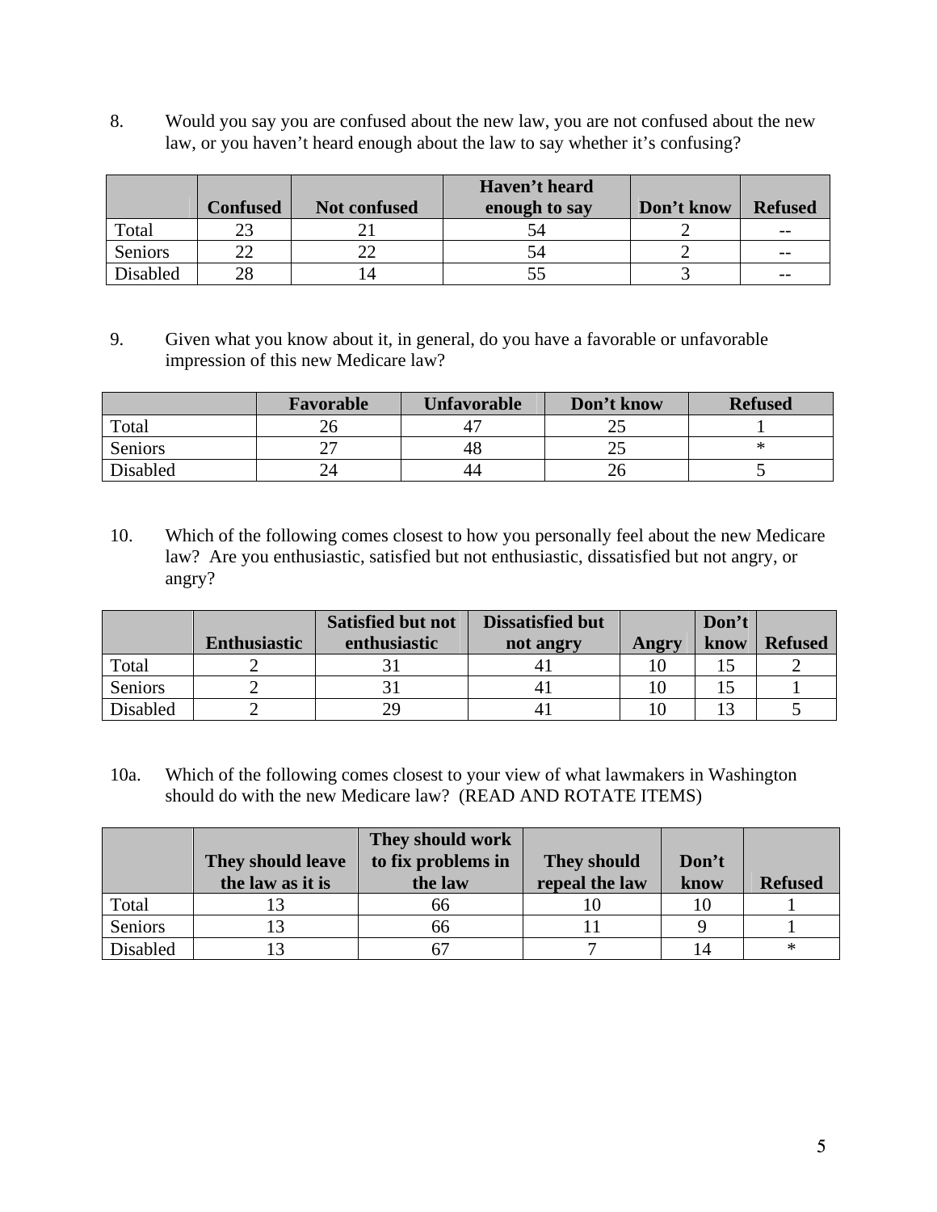8. Would you say you are confused about the new law, you are not confused about the new law, or you haven't heard enough about the law to say whether it's confusing?

| | Confused | Not confused | Haven't heard enough to say | Don't know | Refused |
|---|---|---|---|---|---|
| Total | 23 | 21 | 54 | 2 | -- |
| Seniors | 22 | 22 | 54 | 2 | -- |
| Disabled | 28 | 14 | 55 | 3 | -- |

9. Given what you know about it, in general, do you have a favorable or unfavorable impression of this new Medicare law?

| | Favorable | Unfavorable | Don't know | Refused |
|---|---|---|---|---|
| Total | 26 | 47 | 25 | 1 |
| Seniors | 27 | 48 | 25 | * |
| Disabled | 24 | 44 | 26 | 5 |

10. Which of the following comes closest to how you personally feel about the new Medicare law? Are you enthusiastic, satisfied but not enthusiastic, dissatisfied but not angry, or angry?

| | Enthusiastic | Satisfied but not enthusiastic | Dissatisfied but not angry | Angry | Don't know | Refused |
|---|---|---|---|---|---|---|
| Total | 2 | 31 | 41 | 10 | 15 | 2 |
| Seniors | 2 | 31 | 41 | 10 | 15 | 1 |
| Disabled | 2 | 29 | 41 | 10 | 13 | 5 |

10a. Which of the following comes closest to your view of what lawmakers in Washington should do with the new Medicare law? (READ AND ROTATE ITEMS)

| | They should leave the law as it is | They should work to fix problems in the law | They should repeal the law | Don't know | Refused |
|---|---|---|---|---|---|
| Total | 13 | 66 | 10 | 10 | 1 |
| Seniors | 13 | 66 | 11 | 9 | 1 |
| Disabled | 13 | 67 | 7 | 14 | * |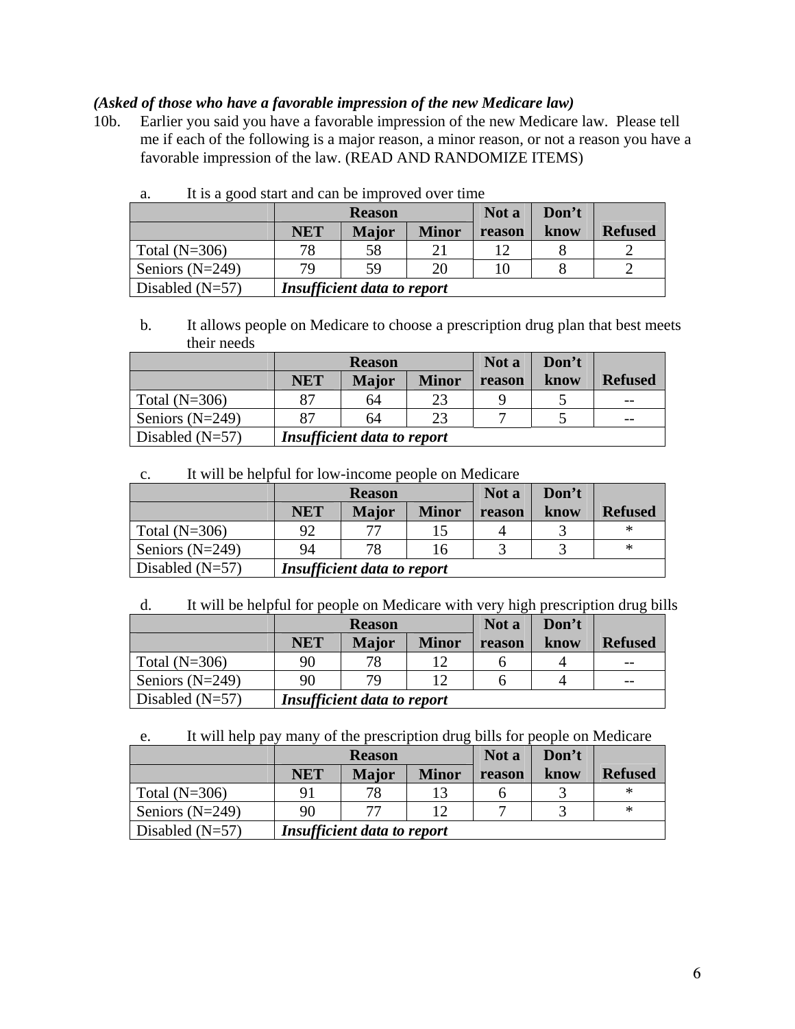*(Asked of those who have a favorable impression of the new Medicare law)*

10b. Earlier you said you have a favorable impression of the new Medicare law. Please tell me if each of the following is a major reason, a minor reason, or not a reason you have a favorable impression of the law. (READ AND RANDOMIZE ITEMS)

a. It is a good start and can be improved over time

| | Reason | | | Not a | Don't | |
|---|---|---|---|---|---|---|
| | NET | Major | Minor | reason | know | Refused |
| Total (N=306) | 78 | 58 | 21 | 12 | 8 | 2 |
| Seniors (N=249) | 79 | 59 | 20 | 10 | 8 | 2 |
| Disabled (N=57) | ***Insufficient data to report*** | | | | | |

b. It allows people on Medicare to choose a prescription drug plan that best meets their needs

| | Reason | | | Not a | Don't | |
|---|---|---|---|---|---|---|
| | NET | Major | Minor | reason | know | Refused |
| Total (N=306) | 87 | 64 | 23 | 9 | 5 | -- |
| Seniors (N=249) | 87 | 64 | 23 | 7 | 5 | -- |
| Disabled (N=57) | ***Insufficient data to report*** | | | | | |

c. It will be helpful for low-income people on Medicare

| | Reason | | | Not a | Don't | |
|---|---|---|---|---|---|---|
| | NET | Major | Minor | reason | know | Refused |
| Total (N=306) | 92 | 77 | 15 | 4 | 3 | * |
| Seniors (N=249) | 94 | 78 | 16 | 3 | 3 | * |
| Disabled (N=57) | ***Insufficient data to report*** | | | | | |

d. It will be helpful for people on Medicare with very high prescription drug bills

| | Reason | | | Not a | Don't | |
|---|---|---|---|---|---|---|
| | NET | Major | Minor | reason | know | Refused |
| Total (N=306) | 90 | 78 | 12 | 6 | 4 | -- |
| Seniors (N=249) | 90 | 79 | 12 | 6 | 4 | -- |
| Disabled (N=57) | ***Insufficient data to report*** | | | | | |

e. It will help pay many of the prescription drug bills for people on Medicare

| | Reason | | | Not a | Don't | |
|---|---|---|---|---|---|---|
| | NET | Major | Minor | reason | know | Refused |
| Total (N=306) | 91 | 78 | 13 | 6 | 3 | * |
| Seniors (N=249) | 90 | 77 | 12 | 7 | 3 | * |
| Disabled (N=57) | ***Insufficient data to report*** | | | | | |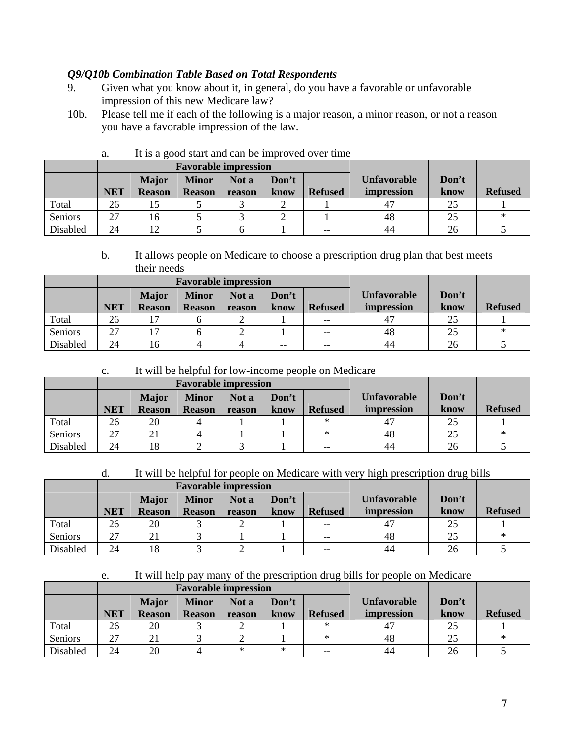*Q9/Q10b Combination Table Based on Total Respondents*

9. Given what you know about it, in general, do you have a favorable or unfavorable impression of this new Medicare law?

10b. Please tell me if each of the following is a major reason, a minor reason, or not a reason you have a favorable impression of the law.

a. It is a good start and can be improved over time

| | Favorable impression | | | | | | | | |
|---|---|---|---|---|---|---|---|---|---|
| | **NET** | **Major Reason** | **Minor Reason** | **Not a reason** | **Don't know** | **Refused** | **Unfavorable impression** | **Don't know** | **Refused** |
| Total | 26 | 15 | 5 | 3 | 2 | 1 | 47 | 25 | 1 |
| Seniors | 27 | 16 | 5 | 3 | 2 | 1 | 48 | 25 | * |
| Disabled | 24 | 12 | 5 | 6 | 1 | -- | 44 | 26 | 5 |

b. It allows people on Medicare to choose a prescription drug plan that best meets their needs

| | Favorable impression | | | | | | | | |
|---|---|---|---|---|---|---|---|---|---|
| | **NET** | **Major Reason** | **Minor Reason** | **Not a reason** | **Don't know** | **Refused** | **Unfavorable impression** | **Don't know** | **Refused** |
| Total | 26 | 17 | 6 | 2 | 1 | -- | 47 | 25 | 1 |
| Seniors | 27 | 17 | 6 | 2 | 1 | -- | 48 | 25 | * |
| Disabled | 24 | 16 | 4 | 4 | -- | -- | 44 | 26 | 5 |

c. It will be helpful for low-income people on Medicare

| | Favorable impression | | | | | | | | |
|---|---|---|---|---|---|---|---|---|---|
| | **NET** | **Major Reason** | **Minor Reason** | **Not a reason** | **Don't know** | **Refused** | **Unfavorable impression** | **Don't know** | **Refused** |
| Total | 26 | 20 | 4 | 1 | 1 | * | 47 | 25 | 1 |
| Seniors | 27 | 21 | 4 | 1 | 1 | * | 48 | 25 | * |
| Disabled | 24 | 18 | 2 | 3 | 1 | -- | 44 | 26 | 5 |

d. It will be helpful for people on Medicare with very high prescription drug bills

| | Favorable impression | | | | | | | | |
|---|---|---|---|---|---|---|---|---|---|
| | **NET** | **Major Reason** | **Minor Reason** | **Not a reason** | **Don't know** | **Refused** | **Unfavorable impression** | **Don't know** | **Refused** |
| Total | 26 | 20 | 3 | 2 | 1 | -- | 47 | 25 | 1 |
| Seniors | 27 | 21 | 3 | 1 | 1 | -- | 48 | 25 | * |
| Disabled | 24 | 18 | 3 | 2 | 1 | -- | 44 | 26 | 5 |

e. It will help pay many of the prescription drug bills for people on Medicare

| | Favorable impression | | | | | | | | |
|---|---|---|---|---|---|---|---|---|---|
| | **NET** | **Major Reason** | **Minor Reason** | **Not a reason** | **Don't know** | **Refused** | **Unfavorable impression** | **Don't know** | **Refused** |
| Total | 26 | 20 | 3 | 2 | 1 | * | 47 | 25 | 1 |
| Seniors | 27 | 21 | 3 | 2 | 1 | * | 48 | 25 | * |
| Disabled | 24 | 20 | 4 | * | * | -- | 44 | 26 | 5 |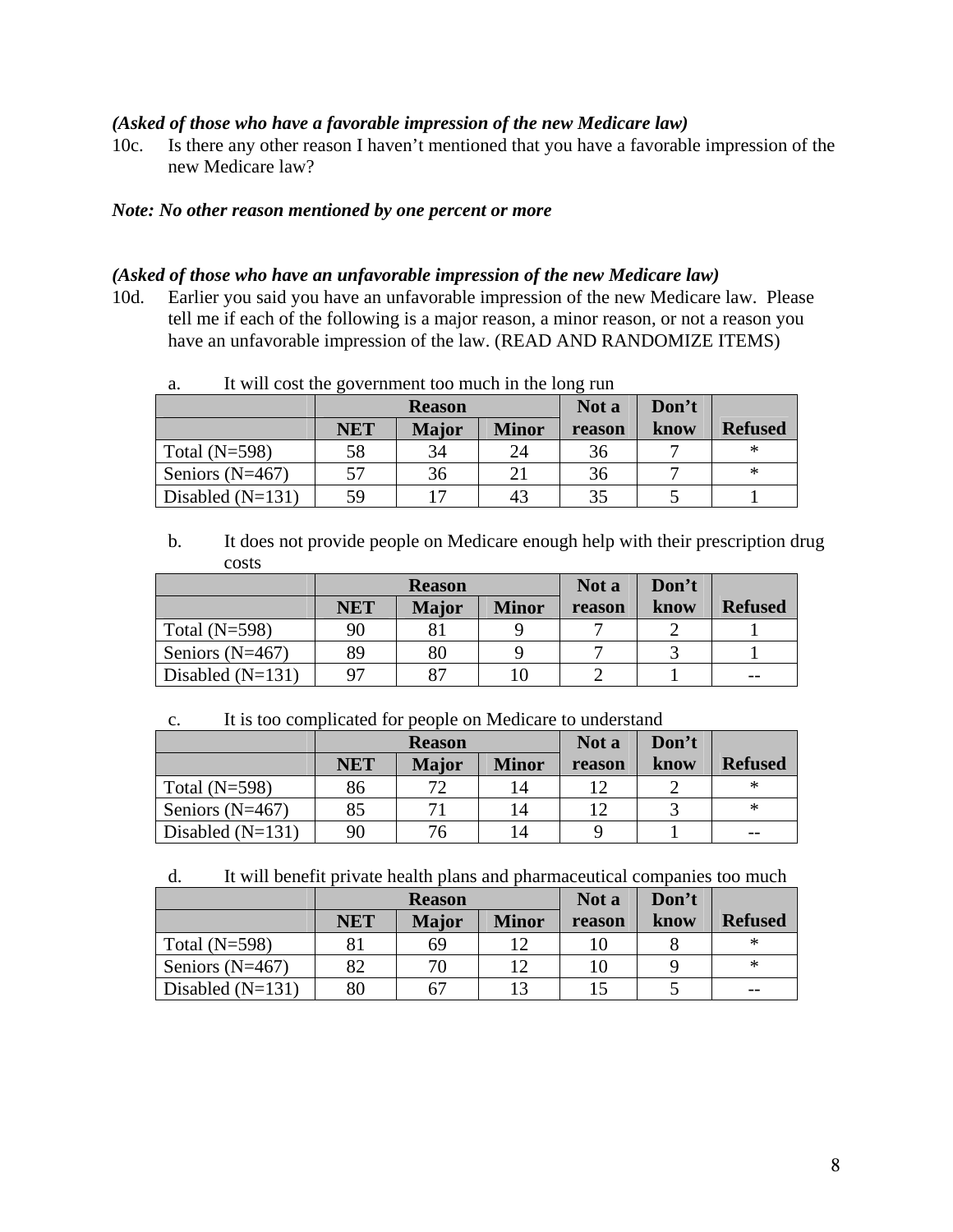*(Asked of those who have a favorable impression of the new Medicare law)*

10c. Is there any other reason I haven't mentioned that you have a favorable impression of the new Medicare law?

*Note: No other reason mentioned by one percent or more*

*(Asked of those who have an unfavorable impression of the new Medicare law)*

10d. Earlier you said you have an unfavorable impression of the new Medicare law. Please tell me if each of the following is a major reason, a minor reason, or not a reason you have an unfavorable impression of the law. (READ AND RANDOMIZE ITEMS)

a. It will cost the government too much in the long run

| | Reason | | | Not a reason | Don't know | Refused |
|---|---|---|---|---|---|---|
| | NET | Major | Minor | | | |
| Total (N=598) | 58 | 34 | 24 | 36 | 7 | * |
| Seniors (N=467) | 57 | 36 | 21 | 36 | 7 | * |
| Disabled (N=131) | 59 | 17 | 43 | 35 | 5 | 1 |

b. It does not provide people on Medicare enough help with their prescription drug costs

| | Reason | | | Not a reason | Don't know | Refused |
|---|---|---|---|---|---|---|
| | NET | Major | Minor | | | |
| Total (N=598) | 90 | 81 | 9 | 7 | 2 | 1 |
| Seniors (N=467) | 89 | 80 | 9 | 7 | 3 | 1 |
| Disabled (N=131) | 97 | 87 | 10 | 2 | 1 | -- |

c. It is too complicated for people on Medicare to understand

| | Reason | | | Not a reason | Don't know | Refused |
|---|---|---|---|---|---|---|
| | NET | Major | Minor | | | |
| Total (N=598) | 86 | 72 | 14 | 12 | 2 | * |
| Seniors (N=467) | 85 | 71 | 14 | 12 | 3 | * |
| Disabled (N=131) | 90 | 76 | 14 | 9 | 1 | -- |

d. It will benefit private health plans and pharmaceutical companies too much

| | Reason | | | Not a reason | Don't know | Refused |
|---|---|---|---|---|---|---|
| | NET | Major | Minor | | | |
| Total (N=598) | 81 | 69 | 12 | 10 | 8 | * |
| Seniors (N=467) | 82 | 70 | 12 | 10 | 9 | * |
| Disabled (N=131) | 80 | 67 | 13 | 15 | 5 | -- |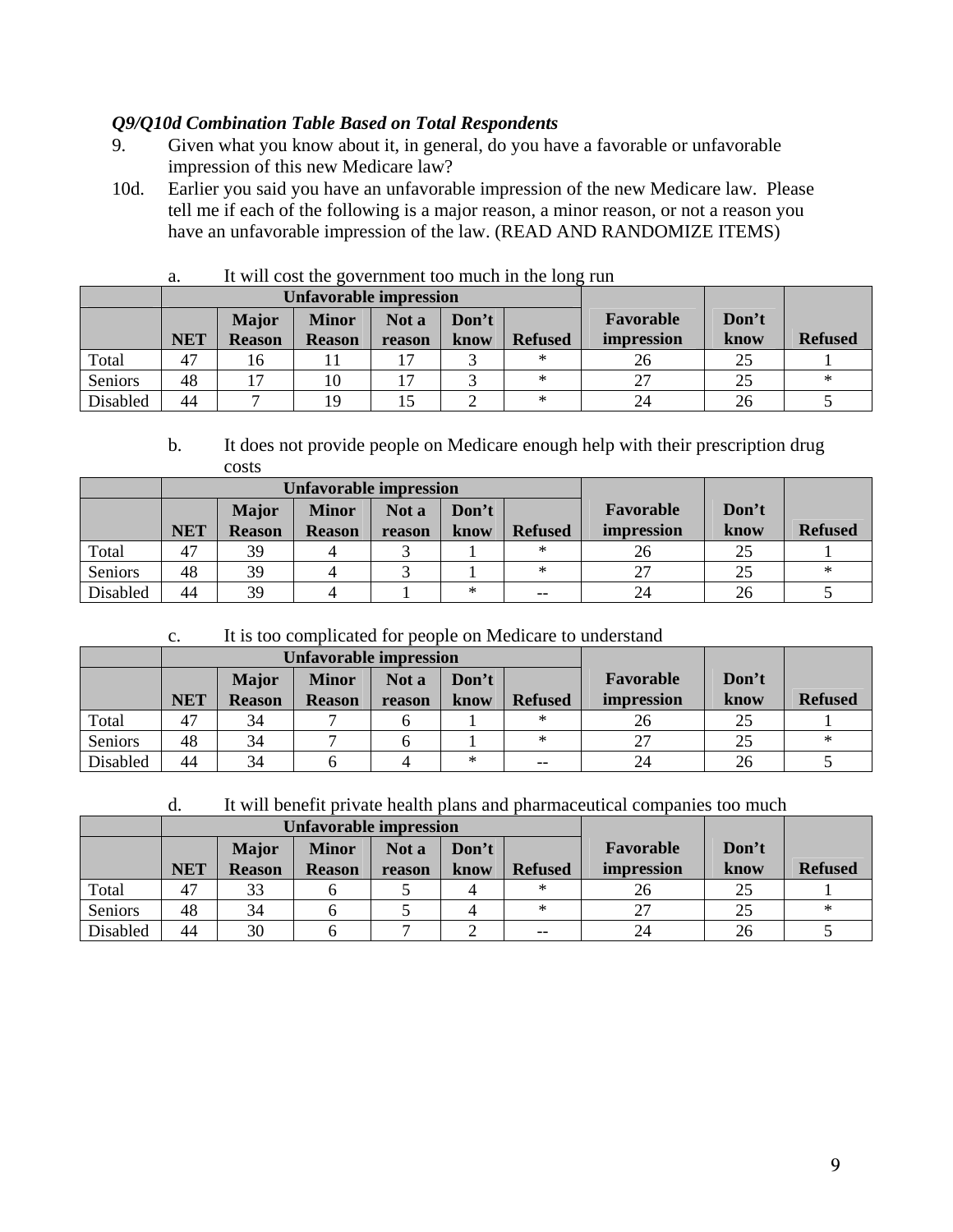*Q9/Q10d Combination Table Based on Total Respondents*

9. Given what you know about it, in general, do you have a favorable or unfavorable impression of this new Medicare law?

10d. Earlier you said you have an unfavorable impression of the new Medicare law. Please tell me if each of the following is a major reason, a minor reason, or not a reason you have an unfavorable impression of the law. (READ AND RANDOMIZE ITEMS)

a. It will cost the government too much in the long run

| | Unfavorable impression | | | | | | | | |
|---|---|---|---|---|---|---|---|---|---|
| | **NET** | **Major Reason** | **Minor Reason** | **Not a reason** | **Don't know** | **Refused** | **Favorable impression** | **Don't know** | **Refused** |
| Total | 47 | 16 | 11 | 17 | 3 | * | 26 | 25 | 1 |
| Seniors | 48 | 17 | 10 | 17 | 3 | * | 27 | 25 | * |
| Disabled | 44 | 7 | 19 | 15 | 2 | * | 24 | 26 | 5 |

b. It does not provide people on Medicare enough help with their prescription drug costs

| | Unfavorable impression | | | | | | | | |
|---|---|---|---|---|---|---|---|---|---|
| | **NET** | **Major Reason** | **Minor Reason** | **Not a reason** | **Don't know** | **Refused** | **Favorable impression** | **Don't know** | **Refused** |
| Total | 47 | 39 | 4 | 3 | 1 | * | 26 | 25 | 1 |
| Seniors | 48 | 39 | 4 | 3 | 1 | * | 27 | 25 | * |
| Disabled | 44 | 39 | 4 | 1 | * | -- | 24 | 26 | 5 |

c. It is too complicated for people on Medicare to understand

| | Unfavorable impression | | | | | | | | |
|---|---|---|---|---|---|---|---|---|---|
| | **NET** | **Major Reason** | **Minor Reason** | **Not a reason** | **Don't know** | **Refused** | **Favorable impression** | **Don't know** | **Refused** |
| Total | 47 | 34 | 7 | 6 | 1 | * | 26 | 25 | 1 |
| Seniors | 48 | 34 | 7 | 6 | 1 | * | 27 | 25 | * |
| Disabled | 44 | 34 | 6 | 4 | * | -- | 24 | 26 | 5 |

d. It will benefit private health plans and pharmaceutical companies too much

| | Unfavorable impression | | | | | | | | |
|---|---|---|---|---|---|---|---|---|---|
| | **NET** | **Major Reason** | **Minor Reason** | **Not a reason** | **Don't know** | **Refused** | **Favorable impression** | **Don't know** | **Refused** |
| Total | 47 | 33 | 6 | 5 | 4 | * | 26 | 25 | 1 |
| Seniors | 48 | 34 | 6 | 5 | 4 | * | 27 | 25 | * |
| Disabled | 44 | 30 | 6 | 7 | 2 | -- | 24 | 26 | 5 |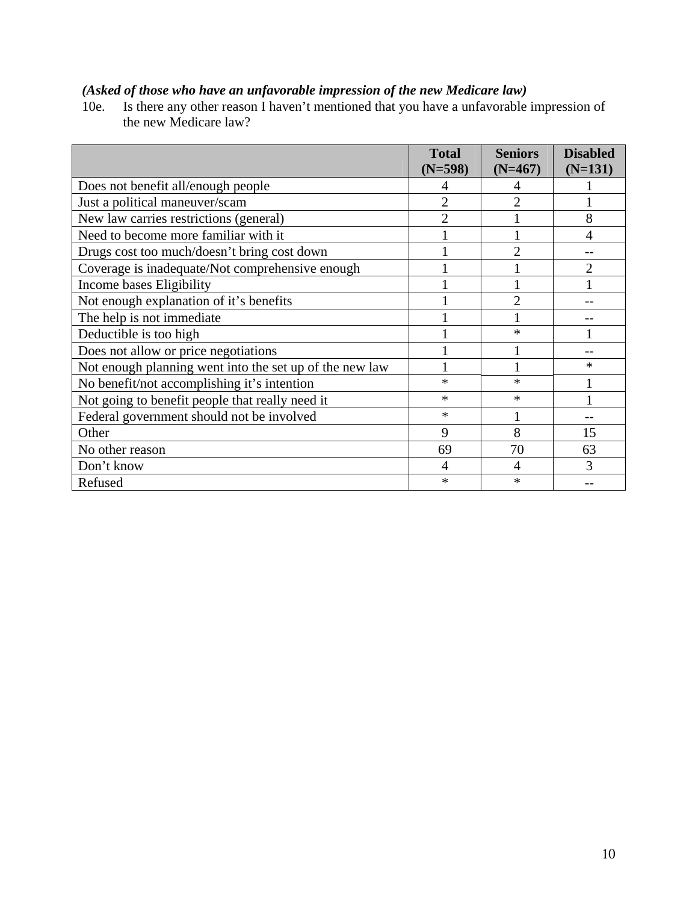*(Asked of those who have an unfavorable impression of the new Medicare law)*

10e. Is there any other reason I haven't mentioned that you have a unfavorable impression of the new Medicare law?

| | Total (N=598) | Seniors (N=467) | Disabled (N=131) |
|---|---|---|---|
| Does not benefit all/enough people | 4 | 4 | 1 |
| Just a political maneuver/scam | 2 | 2 | 1 |
| New law carries restrictions (general) | 2 | 1 | 8 |
| Need to become more familiar with it | 1 | 1 | 4 |
| Drugs cost too much/doesn't bring cost down | 1 | 2 | -- |
| Coverage is inadequate/Not comprehensive enough | 1 | 1 | 2 |
| Income bases Eligibility | 1 | 1 | 1 |
| Not enough explanation of it's benefits | 1 | 2 | -- |
| The help is not immediate | 1 | 1 | -- |
| Deductible is too high | 1 | * | 1 |
| Does not allow or price negotiations | 1 | 1 | -- |
| Not enough planning went into the set up of the new law | 1 | 1 | * |
| No benefit/not accomplishing it's intention | * | * | 1 |
| Not going to benefit people that really need it | * | * | 1 |
| Federal government should not be involved | * | 1 | -- |
| Other | 9 | 8 | 15 |
| No other reason | 69 | 70 | 63 |
| Don't know | 4 | 4 | 3 |
| Refused | * | * | -- |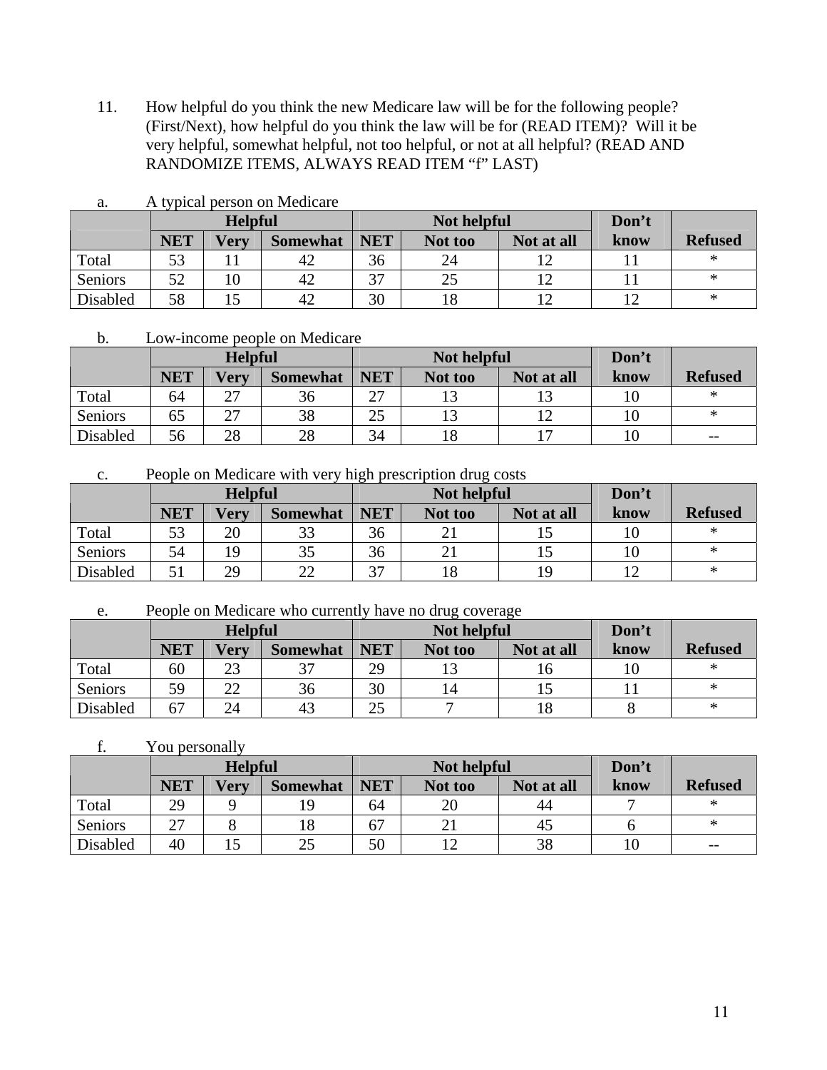11. How helpful do you think the new Medicare law will be for the following people? (First/Next), how helpful do you think the law will be for (READ ITEM)? Will it be very helpful, somewhat helpful, not too helpful, or not at all helpful? (READ AND RANDOMIZE ITEMS, ALWAYS READ ITEM "f" LAST)

a. A typical person on Medicare

| | Helpful | | | Not helpful | | | Don't | |
|---|---|---|---|---|---|---|---|---|
| | NET | Very | Somewhat | NET | Not too | Not at all | know | Refused |
| Total | 53 | 11 | 42 | 36 | 24 | 12 | 11 | * |
| Seniors | 52 | 10 | 42 | 37 | 25 | 12 | 11 | * |
| Disabled | 58 | 15 | 42 | 30 | 18 | 12 | 12 | * |

b. Low-income people on Medicare

| | Helpful | | | Not helpful | | | Don't | |
|---|---|---|---|---|---|---|---|---|
| | NET | Very | Somewhat | NET | Not too | Not at all | know | Refused |
| Total | 64 | 27 | 36 | 27 | 13 | 13 | 10 | * |
| Seniors | 65 | 27 | 38 | 25 | 13 | 12 | 10 | * |
| Disabled | 56 | 28 | 28 | 34 | 18 | 17 | 10 | -- |

c. People on Medicare with very high prescription drug costs

| | Helpful | | | Not helpful | | | Don't | |
|---|---|---|---|---|---|---|---|---|
| | NET | Very | Somewhat | NET | Not too | Not at all | know | Refused |
| Total | 53 | 20 | 33 | 36 | 21 | 15 | 10 | * |
| Seniors | 54 | 19 | 35 | 36 | 21 | 15 | 10 | * |
| Disabled | 51 | 29 | 22 | 37 | 18 | 19 | 12 | * |

e. People on Medicare who currently have no drug coverage

| | Helpful | | | Not helpful | | | Don't | |
|---|---|---|---|---|---|---|---|---|
| | NET | Very | Somewhat | NET | Not too | Not at all | know | Refused |
| Total | 60 | 23 | 37 | 29 | 13 | 16 | 10 | * |
| Seniors | 59 | 22 | 36 | 30 | 14 | 15 | 11 | * |
| Disabled | 67 | 24 | 43 | 25 | 7 | 18 | 8 | * |

f. You personally

| | Helpful | | | Not helpful | | | Don't | |
|---|---|---|---|---|---|---|---|---|
| | NET | Very | Somewhat | NET | Not too | Not at all | know | Refused |
| Total | 29 | 9 | 19 | 64 | 20 | 44 | 7 | * |
| Seniors | 27 | 8 | 18 | 67 | 21 | 45 | 6 | * |
| Disabled | 40 | 15 | 25 | 50 | 12 | 38 | 10 | -- |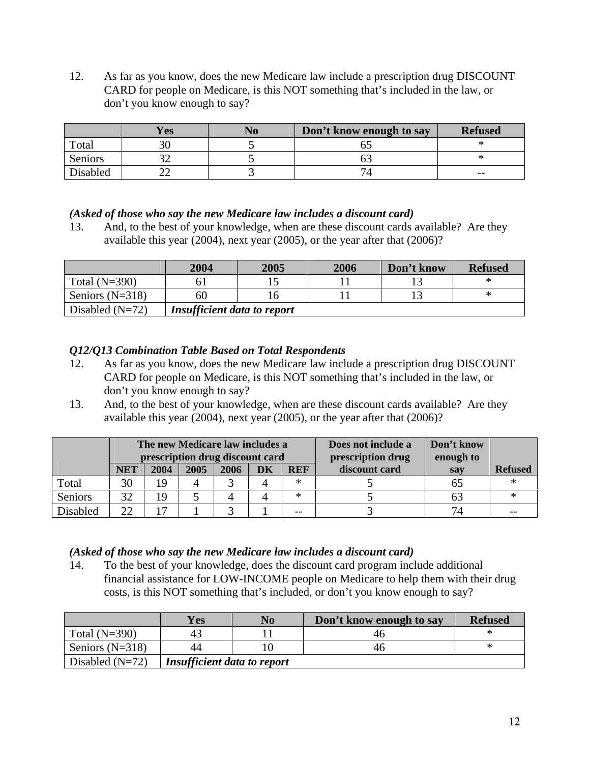12. As far as you know, does the new Medicare law include a prescription drug DISCOUNT CARD for people on Medicare, is this NOT something that's included in the law, or don't you know enough to say?

| | Yes | No | Don't know enough to say | Refused |
|---|---|---|---|---|
| Total | 30 | 5 | 65 | * |
| Seniors | 32 | 5 | 63 | * |
| Disabled | 22 | 3 | 74 | -- |

***(Asked of those who say the new Medicare law includes a discount card)***

13. And, to the best of your knowledge, when are these discount cards available? Are they available this year (2004), next year (2005), or the year after that (2006)?

| | 2004 | 2005 | 2006 | Don't know | Refused |
|---|---|---|---|---|---|
| Total (N=390) | 61 | 15 | 11 | 13 | * |
| Seniors (N=318) | 60 | 16 | 11 | 13 | * |
| Disabled (N=72) | ***Insufficient data to report*** | | | | |

***Q12/Q13 Combination Table Based on Total Respondents***

12. As far as you know, does the new Medicare law include a prescription drug DISCOUNT CARD for people on Medicare, is this NOT something that's included in the law, or don't you know enough to say?
13. And, to the best of your knowledge, when are these discount cards available? Are they available this year (2004), next year (2005), or the year after that (2006)?

| | The new Medicare law includes a prescription drug discount card | | | | | | Does not include a prescription drug discount card | Don't know enough to say | Refused |
|---|---|---|---|---|---|---|---|---|---|
| | NET | 2004 | 2005 | 2006 | DK | REF | | | |
| Total | 30 | 19 | 4 | 3 | 4 | * | 5 | 65 | * |
| Seniors | 32 | 19 | 5 | 4 | 4 | * | 5 | 63 | * |
| Disabled | 22 | 17 | 1 | 3 | 1 | -- | 3 | 74 | -- |

***(Asked of those who say the new Medicare law includes a discount card)***

14. To the best of your knowledge, does the discount card program include additional financial assistance for LOW-INCOME people on Medicare to help them with their drug costs, is this NOT something that's included, or don't you know enough to say?

| | Yes | No | Don't know enough to say | Refused |
|---|---|---|---|---|
| Total (N=390) | 43 | 11 | 46 | * |
| Seniors (N=318) | 44 | 10 | 46 | * |
| Disabled (N=72) | ***Insufficient data to report*** | | | |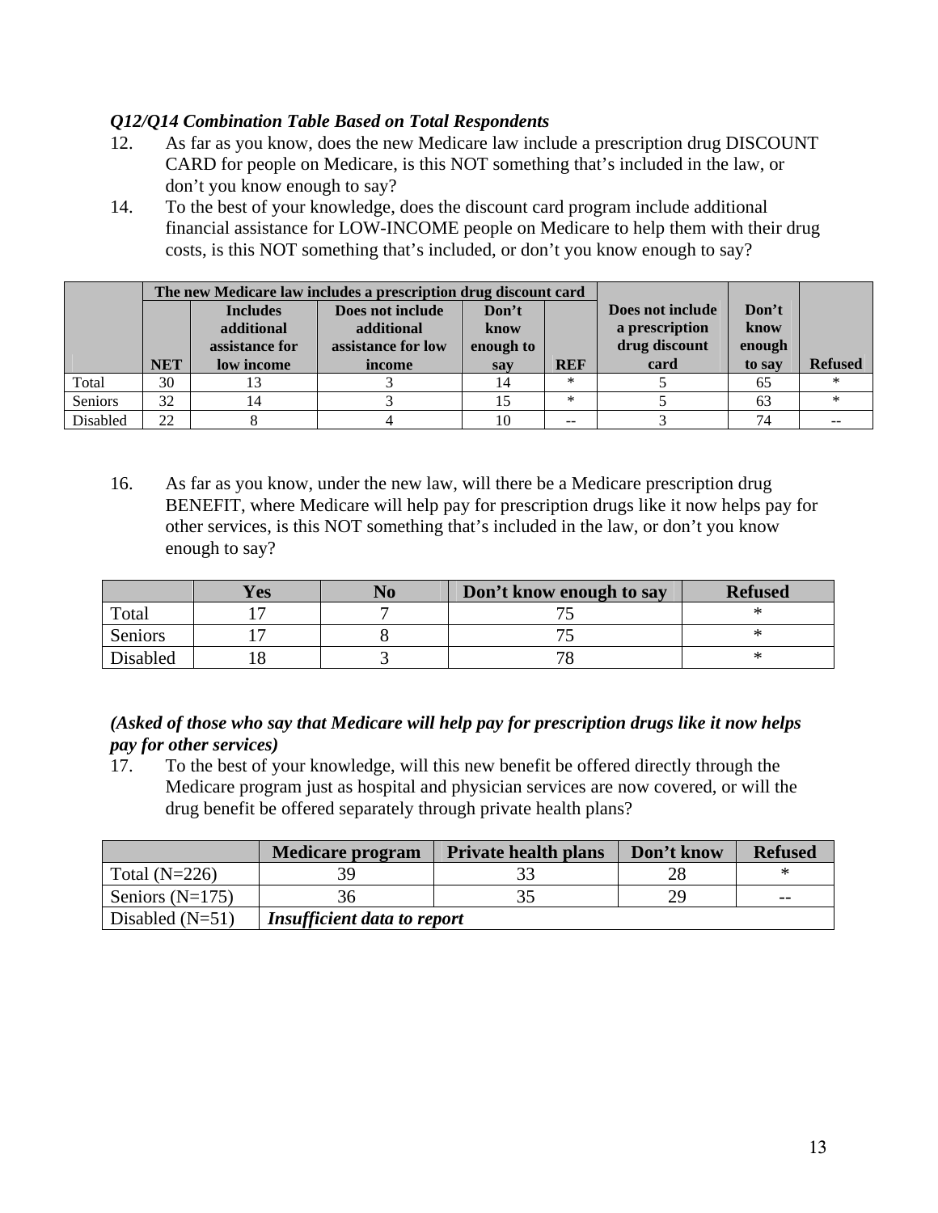*Q12/Q14 Combination Table Based on Total Respondents*

12. As far as you know, does the new Medicare law include a prescription drug DISCOUNT CARD for people on Medicare, is this NOT something that's included in the law, or don't you know enough to say?
14. To the best of your knowledge, does the discount card program include additional financial assistance for LOW-INCOME people on Medicare to help them with their drug costs, is this NOT something that's included, or don't you know enough to say?

| | The new Medicare law includes a prescription drug discount card | | | | | Does not include a prescription drug discount card | Don't know enough to say | Refused |
|---|---|---|---|---|---|---|---|---|
| | NET | Includes additional assistance for low income | Does not include additional assistance for low income | Don't know enough to say | REF | | | |
| Total | 30 | 13 | 3 | 14 | * | 5 | 65 | * |
| Seniors | 32 | 14 | 3 | 15 | * | 5 | 63 | * |
| Disabled | 22 | 8 | 4 | 10 | -- | 3 | 74 | -- |

16. As far as you know, under the new law, will there be a Medicare prescription drug BENEFIT, where Medicare will help pay for prescription drugs like it now helps pay for other services, is this NOT something that's included in the law, or don't you know enough to say?

| | Yes | No | Don't know enough to say | Refused |
|---|---|---|---|---|
| Total | 17 | 7 | 75 | * |
| Seniors | 17 | 8 | 75 | * |
| Disabled | 18 | 3 | 78 | * |

***(Asked of those who say that Medicare will help pay for prescription drugs like it now helps pay for other services)***

17. To the best of your knowledge, will this new benefit be offered directly through the Medicare program just as hospital and physician services are now covered, or will the drug benefit be offered separately through private health plans?

| | Medicare program | Private health plans | Don't know | Refused |
|---|---|---|---|---|
| Total (N=226) | 39 | 33 | 28 | * |
| Seniors (N=175) | 36 | 35 | 29 | -- |
| Disabled (N=51) | ***Insufficient data to report*** | | | |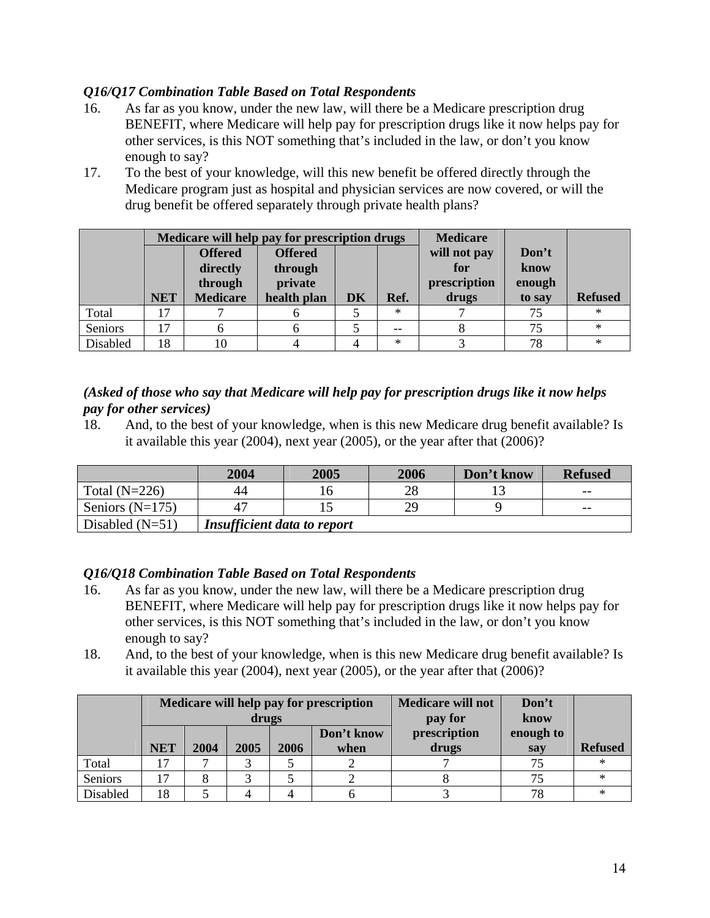*Q16/Q17 Combination Table Based on Total Respondents*

16. As far as you know, under the new law, will there be a Medicare prescription drug BENEFIT, where Medicare will help pay for prescription drugs like it now helps pay for other services, is this NOT something that's included in the law, or don't you know enough to say?
17. To the best of your knowledge, will this new benefit be offered directly through the Medicare program just as hospital and physician services are now covered, or will the drug benefit be offered separately through private health plans?

| | Medicare will help pay for prescription drugs | | | | | Medicare will not pay for prescription drugs | Don't know enough to say | Refused |
|---|---|---|---|---|---|---|---|---|
| | NET | Offered directly through Medicare | Offered through private health plan | DK | Ref. | | | |
| Total | 17 | 7 | 6 | 5 | * | 7 | 75 | * |
| Seniors | 17 | 6 | 6 | 5 | -- | 8 | 75 | * |
| Disabled | 18 | 10 | 4 | 4 | * | 3 | 78 | * |

***(Asked of those who say that Medicare will help pay for prescription drugs like it now helps pay for other services)***

18. And, to the best of your knowledge, when is this new Medicare drug benefit available? Is it available this year (2004), next year (2005), or the year after that (2006)?

| | 2004 | 2005 | 2006 | Don't know | Refused |
|---|---|---|---|---|---|
| Total (N=226) | 44 | 16 | 28 | 13 | -- |
| Seniors (N=175) | 47 | 15 | 29 | 9 | -- |
| Disabled (N=51) | ***Insufficient data to report*** | | | | |

*Q16/Q18 Combination Table Based on Total Respondents*

16. As far as you know, under the new law, will there be a Medicare prescription drug BENEFIT, where Medicare will help pay for prescription drugs like it now helps pay for other services, is this NOT something that's included in the law, or don't you know enough to say?
18. And, to the best of your knowledge, when is this new Medicare drug benefit available? Is it available this year (2004), next year (2005), or the year after that (2006)?

| | Medicare will help pay for prescription drugs | | | | | Medicare will not pay for prescription drugs | Don't know enough to say | Refused |
|---|---|---|---|---|---|---|---|---|
| | NET | 2004 | 2005 | 2006 | Don't know when | | | |
| Total | 17 | 7 | 3 | 5 | 2 | 7 | 75 | * |
| Seniors | 17 | 8 | 3 | 5 | 2 | 8 | 75 | * |
| Disabled | 18 | 5 | 4 | 4 | 6 | 3 | 78 | * |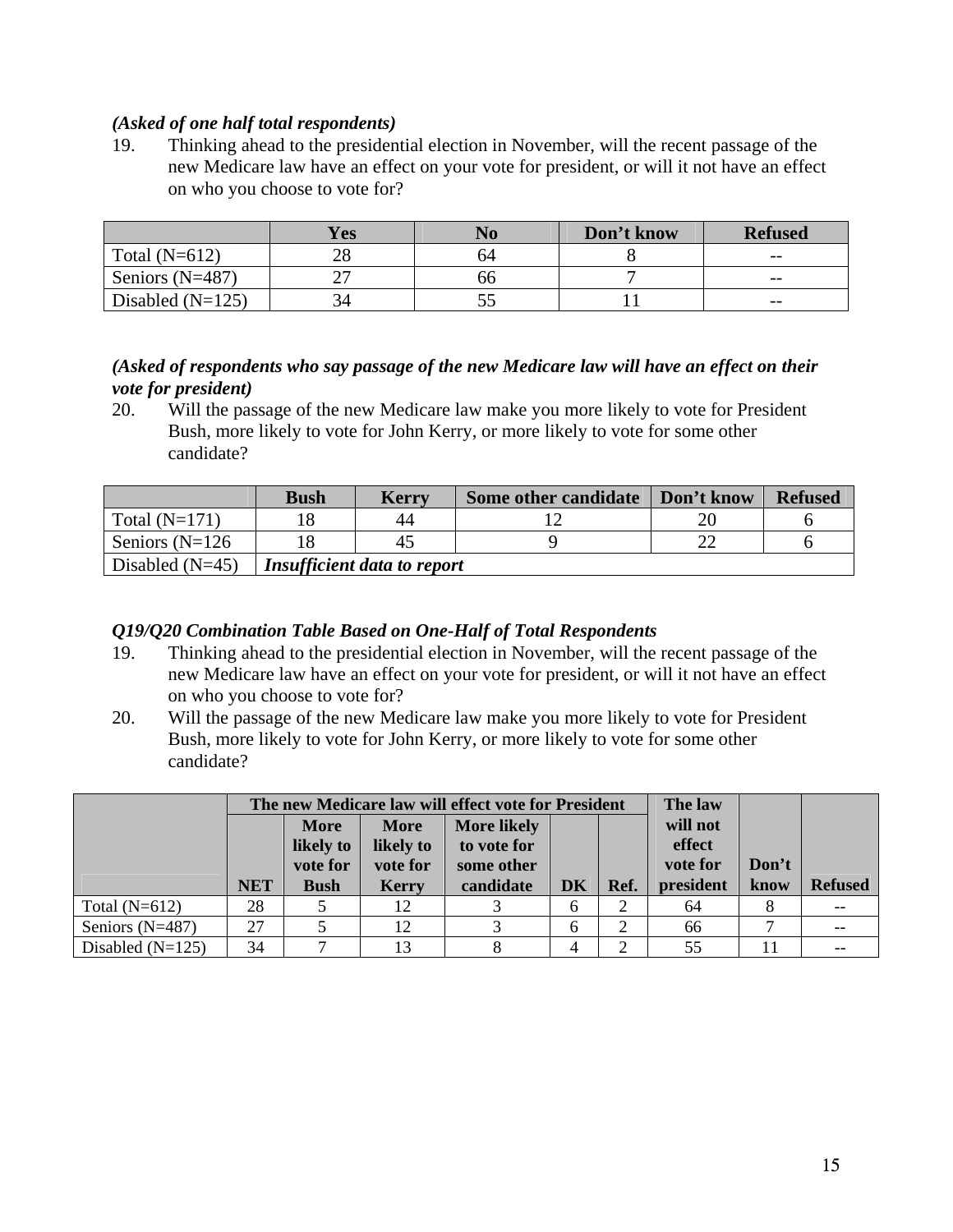*(Asked of one half total respondents)*

19. Thinking ahead to the presidential election in November, will the recent passage of the new Medicare law have an effect on your vote for president, or will it not have an effect on who you choose to vote for?

| | Yes | No | Don't know | Refused |
|---|---|---|---|---|
| Total (N=612) | 28 | 64 | 8 | -- |
| Seniors (N=487) | 27 | 66 | 7 | -- |
| Disabled (N=125) | 34 | 55 | 11 | -- |

*(Asked of respondents who say passage of the new Medicare law will have an effect on their vote for president)*

20. Will the passage of the new Medicare law make you more likely to vote for President Bush, more likely to vote for John Kerry, or more likely to vote for some other candidate?

| | Bush | Kerry | Some other candidate | Don't know | Refused |
|---|---|---|---|---|---|
| Total (N=171) | 18 | 44 | 12 | 20 | 6 |
| Seniors (N=126 | 18 | 45 | 9 | 22 | 6 |
| Disabled (N=45) | ***Insufficient data to report*** | | | | |

***Q19/Q20 Combination Table Based on One-Half of Total Respondents***

19. Thinking ahead to the presidential election in November, will the recent passage of the new Medicare law have an effect on your vote for president, or will it not have an effect on who you choose to vote for?
20. Will the passage of the new Medicare law make you more likely to vote for President Bush, more likely to vote for John Kerry, or more likely to vote for some other candidate?

| | The new Medicare law will effect vote for President | | | | | | The law will not effect vote for president | Don't know | Refused |
|---|---|---|---|---|---|---|---|---|---|
| | NET | More likely to vote for Bush | More likely to vote for Kerry | More likely to vote for some other candidate | DK | Ref. | | | |
| Total (N=612) | 28 | 5 | 12 | 3 | 6 | 2 | 64 | 8 | -- |
| Seniors (N=487) | 27 | 5 | 12 | 3 | 6 | 2 | 66 | 7 | -- |
| Disabled (N=125) | 34 | 7 | 13 | 8 | 4 | 2 | 55 | 11 | -- |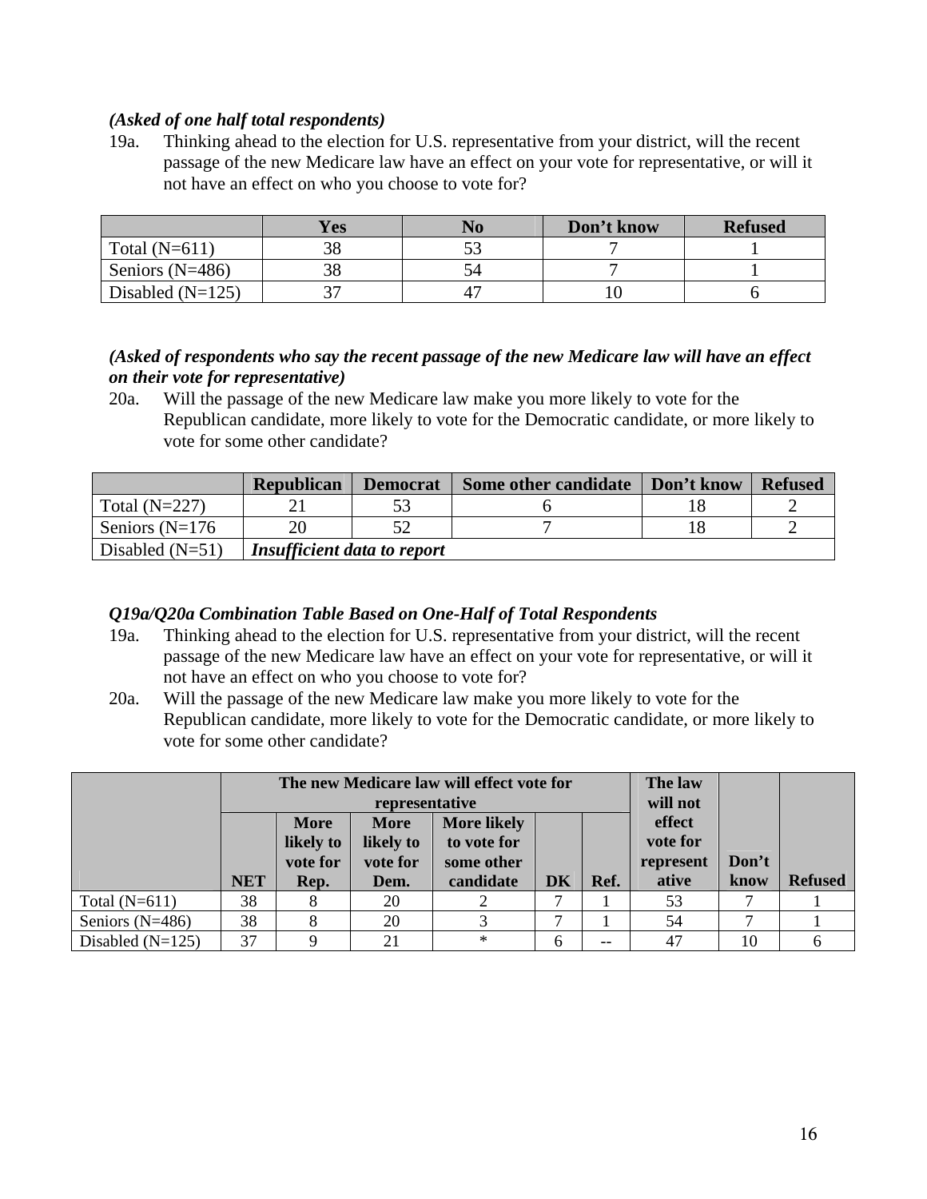*(Asked of one half total respondents)*

19a. Thinking ahead to the election for U.S. representative from your district, will the recent passage of the new Medicare law have an effect on your vote for representative, or will it not have an effect on who you choose to vote for?

| | Yes | No | Don't know | Refused |
|---|---|---|---|---|
| Total (N=611) | 38 | 53 | 7 | 1 |
| Seniors (N=486) | 38 | 54 | 7 | 1 |
| Disabled (N=125) | 37 | 47 | 10 | 6 |

***(Asked of respondents who say the recent passage of the new Medicare law will have an effect on their vote for representative)***

20a. Will the passage of the new Medicare law make you more likely to vote for the Republican candidate, more likely to vote for the Democratic candidate, or more likely to vote for some other candidate?

| | Republican | Democrat | Some other candidate | Don't know | Refused |
|---|---|---|---|---|---|
| Total (N=227) | 21 | 53 | 6 | 18 | 2 |
| Seniors (N=176 | 20 | 52 | 7 | 18 | 2 |
| Disabled (N=51) | ***Insufficient data to report*** | | | | |

***Q19a/Q20a Combination Table Based on One-Half of Total Respondents***

19a. Thinking ahead to the election for U.S. representative from your district, will the recent passage of the new Medicare law have an effect on your vote for representative, or will it not have an effect on who you choose to vote for?

20a. Will the passage of the new Medicare law make you more likely to vote for the Republican candidate, more likely to vote for the Democratic candidate, or more likely to vote for some other candidate?

| | The new Medicare law will effect vote for representative | | | | | | The law will not effect vote for representative | Don't know | Refused |
|---|---|---|---|---|---|---|---|---|---|
| | NET | More likely to vote for Rep. | More likely to vote for Dem. | More likely to vote for some other candidate | DK | Ref. | | | |
| Total (N=611) | 38 | 8 | 20 | 2 | 7 | 1 | 53 | 7 | 1 |
| Seniors (N=486) | 38 | 8 | 20 | 3 | 7 | 1 | 54 | 7 | 1 |
| Disabled (N=125) | 37 | 9 | 21 | * | 6 | -- | 47 | 10 | 6 |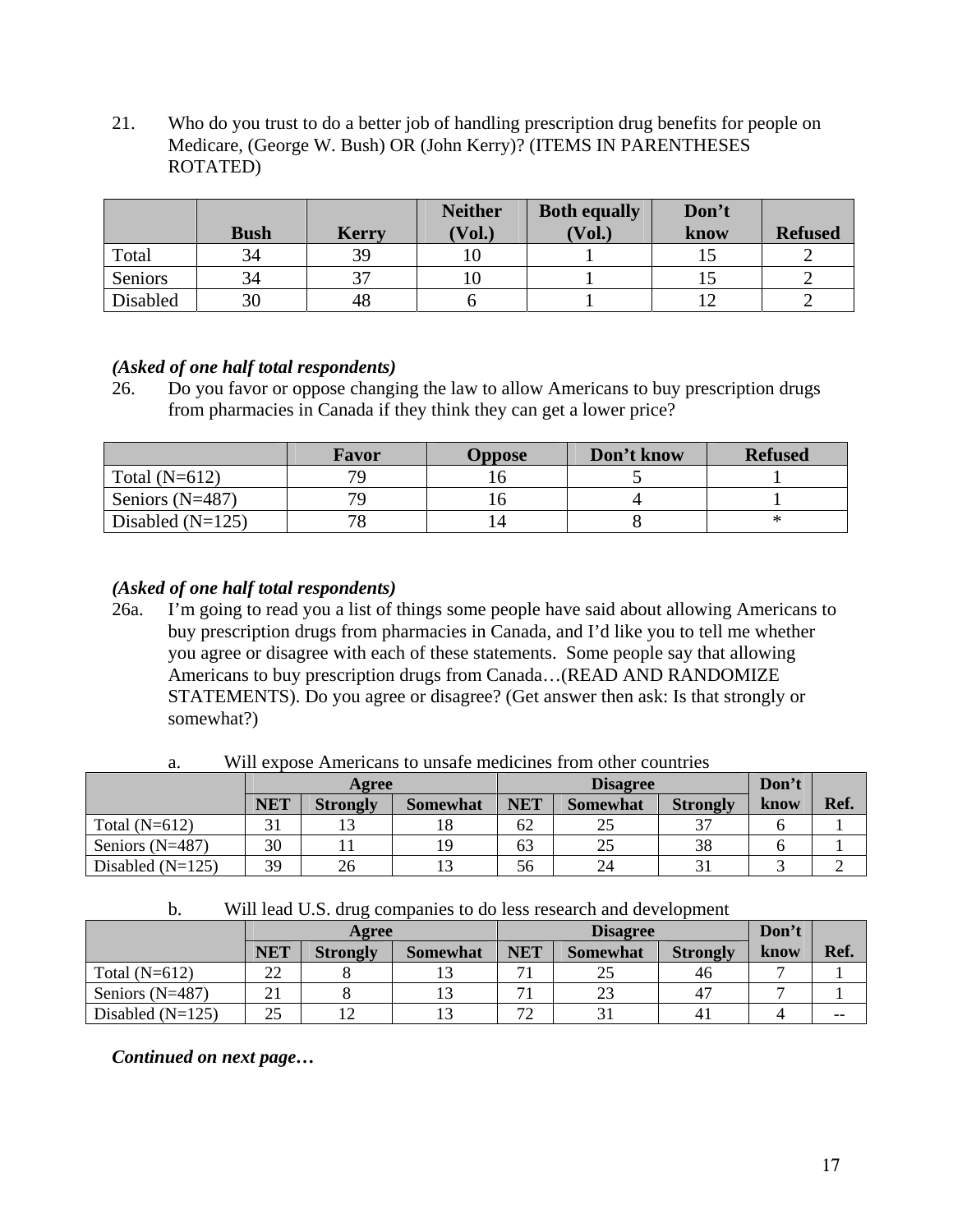21. Who do you trust to do a better job of handling prescription drug benefits for people on Medicare, (George W. Bush) OR (John Kerry)? (ITEMS IN PARENTHESES ROTATED)

| | Bush | Kerry | Neither (Vol.) | Both equally (Vol.) | Don't know | Refused |
|---|---|---|---|---|---|---|
| Total | 34 | 39 | 10 | 1 | 15 | 2 |
| Seniors | 34 | 37 | 10 | 1 | 15 | 2 |
| Disabled | 30 | 48 | 6 | 1 | 12 | 2 |

***(Asked of one half total respondents)***

26. Do you favor or oppose changing the law to allow Americans to buy prescription drugs from pharmacies in Canada if they think they can get a lower price?

| | Favor | Oppose | Don't know | Refused |
|---|---|---|---|---|
| Total (N=612) | 79 | 16 | 5 | 1 |
| Seniors (N=487) | 79 | 16 | 4 | 1 |
| Disabled (N=125) | 78 | 14 | 8 | * |

***(Asked of one half total respondents)***

26a. I'm going to read you a list of things some people have said about allowing Americans to buy prescription drugs from pharmacies in Canada, and I'd like you to tell me whether you agree or disagree with each of these statements. Some people say that allowing Americans to buy prescription drugs from Canada…(READ AND RANDOMIZE STATEMENTS). Do you agree or disagree? (Get answer then ask: Is that strongly or somewhat?)

a. Will expose Americans to unsafe medicines from other countries

| | Agree | | | Disagree | | | Don't know | Ref. |
|---|---|---|---|---|---|---|---|---|
| | NET | Strongly | Somewhat | NET | Somewhat | Strongly | | |
| Total (N=612) | 31 | 13 | 18 | 62 | 25 | 37 | 6 | 1 |
| Seniors (N=487) | 30 | 11 | 19 | 63 | 25 | 38 | 6 | 1 |
| Disabled (N=125) | 39 | 26 | 13 | 56 | 24 | 31 | 3 | 2 |

b. Will lead U.S. drug companies to do less research and development

| | Agree | | | Disagree | | | Don't know | Ref. |
|---|---|---|---|---|---|---|---|---|
| | NET | Strongly | Somewhat | NET | Somewhat | Strongly | | |
| Total (N=612) | 22 | 8 | 13 | 71 | 25 | 46 | 7 | 1 |
| Seniors (N=487) | 21 | 8 | 13 | 71 | 23 | 47 | 7 | 1 |
| Disabled (N=125) | 25 | 12 | 13 | 72 | 31 | 41 | 4 | -- |

***Continued on next page…***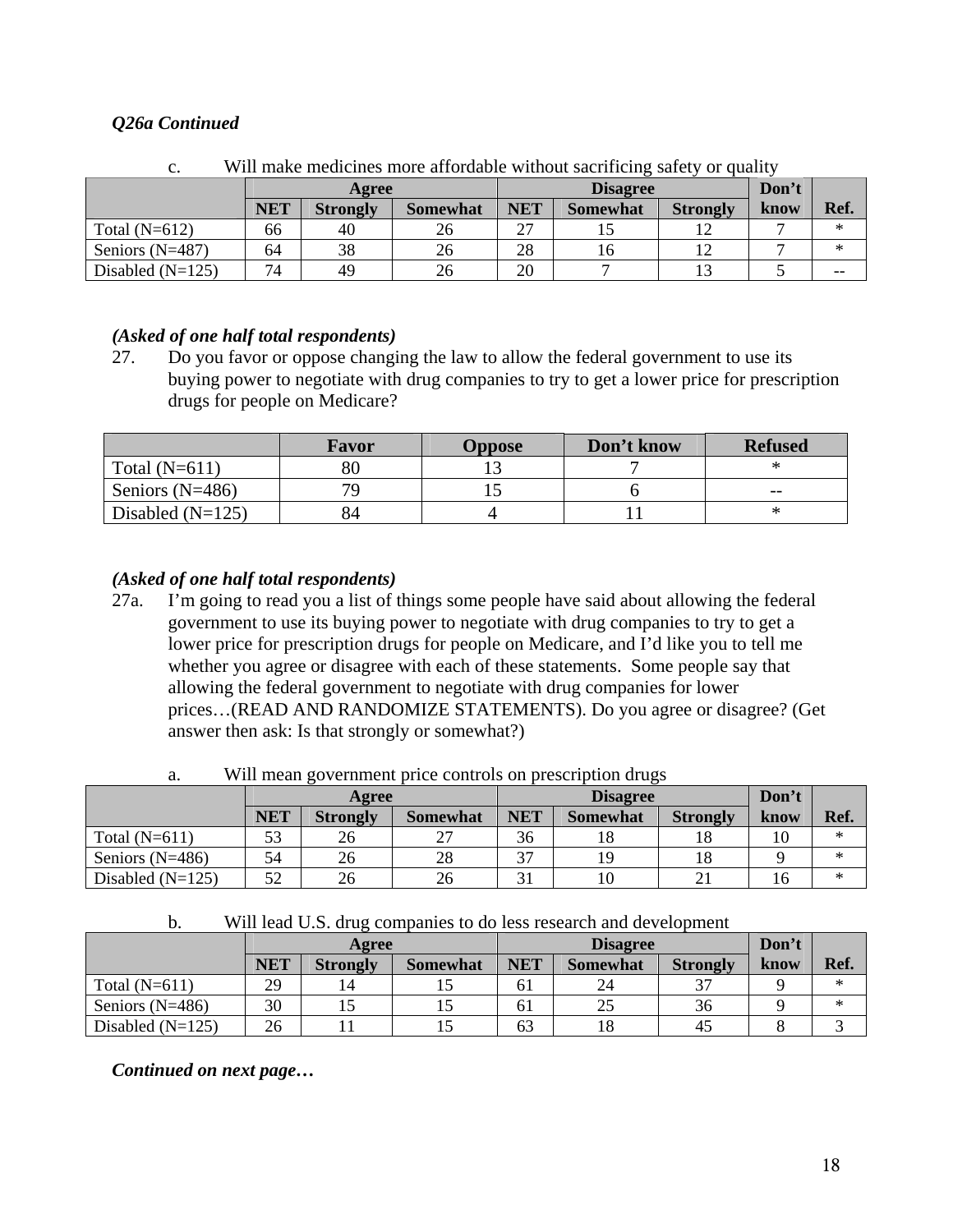***Q26a Continued***

c. Will make medicines more affordable without sacrificing safety or quality

| | Agree | | | Disagree | | | Don't know | Ref. |
|---|---|---|---|---|---|---|---|---|
| | NET | Strongly | Somewhat | NET | Somewhat | Strongly | | |
| Total (N=612) | 66 | 40 | 26 | 27 | 15 | 12 | 7 | * |
| Seniors (N=487) | 64 | 38 | 26 | 28 | 16 | 12 | 7 | * |
| Disabled (N=125) | 74 | 49 | 26 | 20 | 7 | 13 | 5 | -- |

***(Asked of one half total respondents)***

27. Do you favor or oppose changing the law to allow the federal government to use its buying power to negotiate with drug companies to try to get a lower price for prescription drugs for people on Medicare?

| | Favor | Oppose | Don't know | Refused |
|---|---|---|---|---|
| Total (N=611) | 80 | 13 | 7 | * |
| Seniors (N=486) | 79 | 15 | 6 | -- |
| Disabled (N=125) | 84 | 4 | 11 | * |

***(Asked of one half total respondents)***

27a. I'm going to read you a list of things some people have said about allowing the federal government to use its buying power to negotiate with drug companies to try to get a lower price for prescription drugs for people on Medicare, and I'd like you to tell me whether you agree or disagree with each of these statements. Some people say that allowing the federal government to negotiate with drug companies for lower prices…(READ AND RANDOMIZE STATEMENTS). Do you agree or disagree? (Get answer then ask: Is that strongly or somewhat?)

a. Will mean government price controls on prescription drugs

| | Agree | | | Disagree | | | Don't know | Ref. |
|---|---|---|---|---|---|---|---|---|
| | NET | Strongly | Somewhat | NET | Somewhat | Strongly | | |
| Total (N=611) | 53 | 26 | 27 | 36 | 18 | 18 | 10 | * |
| Seniors (N=486) | 54 | 26 | 28 | 37 | 19 | 18 | 9 | * |
| Disabled (N=125) | 52 | 26 | 26 | 31 | 10 | 21 | 16 | * |

b. Will lead U.S. drug companies to do less research and development

| | Agree | | | Disagree | | | Don't know | Ref. |
|---|---|---|---|---|---|---|---|---|
| | NET | Strongly | Somewhat | NET | Somewhat | Strongly | | |
| Total (N=611) | 29 | 14 | 15 | 61 | 24 | 37 | 9 | * |
| Seniors (N=486) | 30 | 15 | 15 | 61 | 25 | 36 | 9 | * |
| Disabled (N=125) | 26 | 11 | 15 | 63 | 18 | 45 | 8 | 3 |

***Continued on next page…***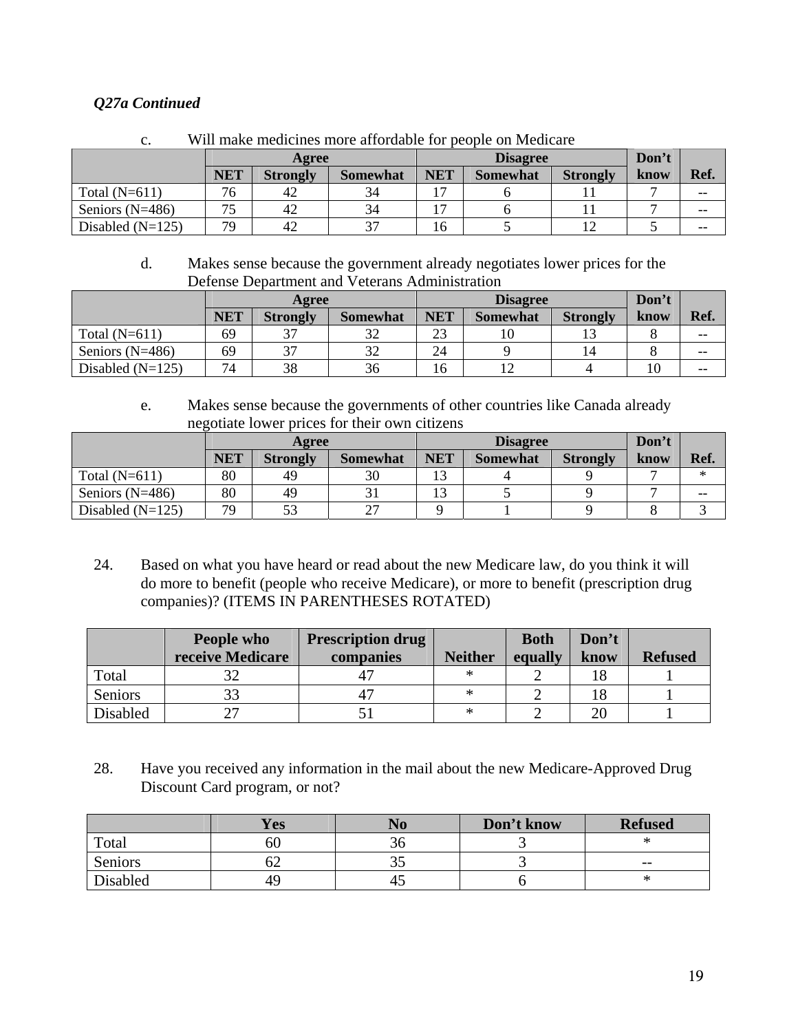***Q27a Continued***

c. Will make medicines more affordable for people on Medicare

| | Agree | | | Disagree | | | Don't know | Ref. |
|---|---|---|---|---|---|---|---|---|
| | NET | Strongly | Somewhat | NET | Somewhat | Strongly | | |
| Total (N=611) | 76 | 42 | 34 | 17 | 6 | 11 | 7 | -- |
| Seniors (N=486) | 75 | 42 | 34 | 17 | 6 | 11 | 7 | -- |
| Disabled (N=125) | 79 | 42 | 37 | 16 | 5 | 12 | 5 | -- |

d. Makes sense because the government already negotiates lower prices for the Defense Department and Veterans Administration

| | Agree | | | Disagree | | | Don't know | Ref. |
|---|---|---|---|---|---|---|---|---|
| | NET | Strongly | Somewhat | NET | Somewhat | Strongly | | |
| Total (N=611) | 69 | 37 | 32 | 23 | 10 | 13 | 8 | -- |
| Seniors (N=486) | 69 | 37 | 32 | 24 | 9 | 14 | 8 | -- |
| Disabled (N=125) | 74 | 38 | 36 | 16 | 12 | 4 | 10 | -- |

e. Makes sense because the governments of other countries like Canada already negotiate lower prices for their own citizens

| | Agree | | | Disagree | | | Don't know | Ref. |
|---|---|---|---|---|---|---|---|---|
| | NET | Strongly | Somewhat | NET | Somewhat | Strongly | | |
| Total (N=611) | 80 | 49 | 30 | 13 | 4 | 9 | 7 | * |
| Seniors (N=486) | 80 | 49 | 31 | 13 | 5 | 9 | 7 | -- |
| Disabled (N=125) | 79 | 53 | 27 | 9 | 1 | 9 | 8 | 3 |

24. Based on what you have heard or read about the new Medicare law, do you think it will do more to benefit (people who receive Medicare), or more to benefit (prescription drug companies)? (ITEMS IN PARENTHESES ROTATED)

| | People who receive Medicare | Prescription drug companies | Neither | Both equally | Don't know | Refused |
|---|---|---|---|---|---|---|
| Total | 32 | 47 | * | 2 | 18 | 1 |
| Seniors | 33 | 47 | * | 2 | 18 | 1 |
| Disabled | 27 | 51 | * | 2 | 20 | 1 |

28. Have you received any information in the mail about the new Medicare-Approved Drug Discount Card program, or not?

| | Yes | No | Don't know | Refused |
|---|---|---|---|---|
| Total | 60 | 36 | 3 | * |
| Seniors | 62 | 35 | 3 | -- |
| Disabled | 49 | 45 | 6 | * |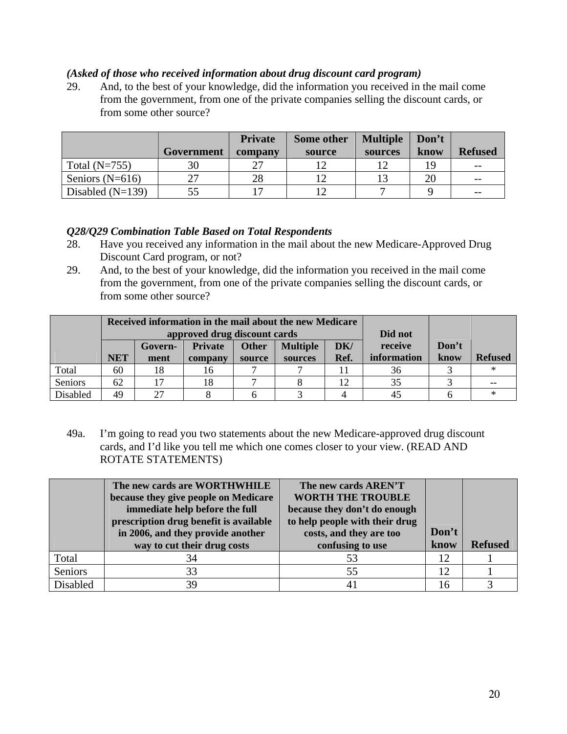*(Asked of those who received information about drug discount card program)*

29. And, to the best of your knowledge, did the information you received in the mail come from the government, from one of the private companies selling the discount cards, or from some other source?

| | Government | Private company | Some other source | Multiple sources | Don't know | Refused |
|---|---|---|---|---|---|---|
| Total (N=755) | 30 | 27 | 12 | 12 | 19 | -- |
| Seniors (N=616) | 27 | 28 | 12 | 13 | 20 | -- |
| Disabled (N=139) | 55 | 17 | 12 | 7 | 9 | -- |

***Q28/Q29 Combination Table Based on Total Respondents***

28. Have you received any information in the mail about the new Medicare-Approved Drug Discount Card program, or not?
29. And, to the best of your knowledge, did the information you received in the mail come from the government, from one of the private companies selling the discount cards, or from some other source?

| | Received information in the mail about the new Medicare approved drug discount cards | | | | | | Did not receive information | Don't know | Refused |
|---|---|---|---|---|---|---|---|---|---|
| | NET | Govern-ment | Private company | Other source | Multiple sources | DK/ Ref. | | | |
| Total | 60 | 18 | 16 | 7 | 7 | 11 | 36 | 3 | * |
| Seniors | 62 | 17 | 18 | 7 | 8 | 12 | 35 | 3 | -- |
| Disabled | 49 | 27 | 8 | 6 | 3 | 4 | 45 | 6 | * |

49a. I'm going to read you two statements about the new Medicare-approved drug discount cards, and I'd like you tell me which one comes closer to your view. (READ AND ROTATE STATEMENTS)

| | The new cards are WORTHWHILE because they give people on Medicare immediate help before the full prescription drug benefit is available in 2006, and they provide another way to cut their drug costs | The new cards AREN'T WORTH THE TROUBLE because they don't do enough to help people with their drug costs, and they are too confusing to use | Don't know | Refused |
|---|---|---|---|---|
| Total | 34 | 53 | 12 | 1 |
| Seniors | 33 | 55 | 12 | 1 |
| Disabled | 39 | 41 | 16 | 3 |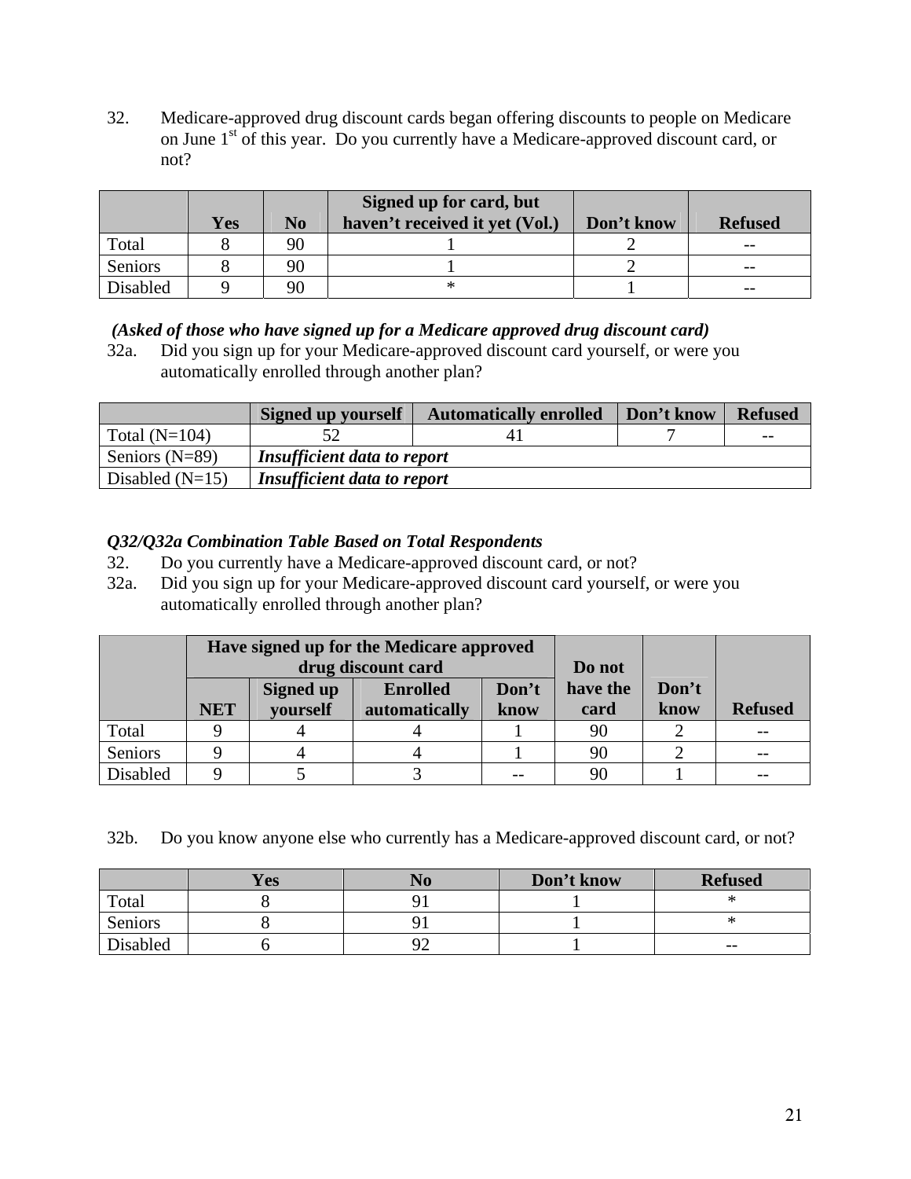32. Medicare-approved drug discount cards began offering discounts to people on Medicare on June 1st of this year. Do you currently have a Medicare-approved discount card, or not?

| | Yes | No | Signed up for card, but haven't received it yet (Vol.) | Don't know | Refused |
|---|---|---|---|---|---|
| Total | 8 | 90 | 1 | 2 | -- |
| Seniors | 8 | 90 | 1 | 2 | -- |
| Disabled | 9 | 90 | * | 1 | -- |

*(Asked of those who have signed up for a Medicare approved drug discount card)*

32a. Did you sign up for your Medicare-approved discount card yourself, or were you automatically enrolled through another plan?

| | Signed up yourself | Automatically enrolled | Don't know | Refused |
|---|---|---|---|---|
| Total (N=104) | 52 | 41 | 7 | -- |
| Seniors (N=89) | ***Insufficient data to report*** | | | |
| Disabled (N=15) | ***Insufficient data to report*** | | | |

***Q32/Q32a Combination Table Based on Total Respondents***

32. Do you currently have a Medicare-approved discount card, or not?

32a. Did you sign up for your Medicare-approved discount card yourself, or were you automatically enrolled through another plan?

| | Have signed up for the Medicare approved drug discount card | | | | Do not have the card | Don't know | Refused |
|---|---|---|---|---|---|---|---|
| | NET | Signed up yourself | Enrolled automatically | Don't know | | | |
| Total | 9 | 4 | 4 | 1 | 90 | 2 | -- |
| Seniors | 9 | 4 | 4 | 1 | 90 | 2 | -- |
| Disabled | 9 | 5 | 3 | -- | 90 | 1 | -- |

32b. Do you know anyone else who currently has a Medicare-approved discount card, or not?

| | Yes | No | Don't know | Refused |
|---|---|---|---|---|
| Total | 8 | 91 | 1 | * |
| Seniors | 8 | 91 | 1 | * |
| Disabled | 6 | 92 | 1 | -- |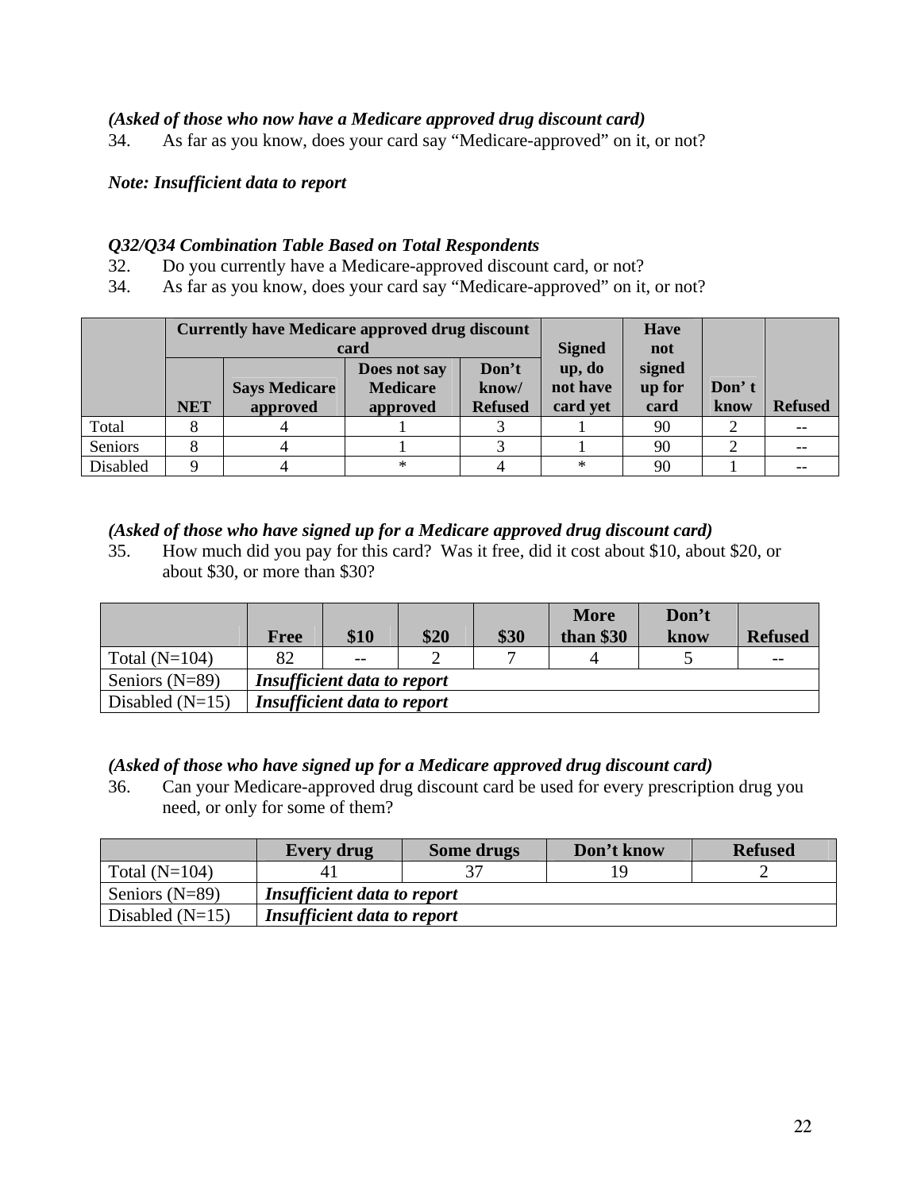*(Asked of those who now have a Medicare approved drug discount card)*

34. As far as you know, does your card say "Medicare-approved" on it, or not?

***Note: Insufficient data to report***

***Q32/Q34 Combination Table Based on Total Respondents***

32. Do you currently have a Medicare-approved discount card, or not?
34. As far as you know, does your card say "Medicare-approved" on it, or not?

| | Currently have Medicare approved drug discount card | | | | Signed up, do not have card yet | Have not signed up for card | Don' t know | Refused |
|---|---|---|---|---|---|---|---|---|
| | NET | Says Medicare approved | Does not say Medicare approved | Don't know/ Refused | | | | |
| Total | 8 | 4 | 1 | 3 | 1 | 90 | 2 | -- |
| Seniors | 8 | 4 | 1 | 3 | 1 | 90 | 2 | -- |
| Disabled | 9 | 4 | * | 4 | * | 90 | 1 | -- |

*(Asked of those who have signed up for a Medicare approved drug discount card)*

35. How much did you pay for this card? Was it free, did it cost about $10, about $20, or about $30, or more than $30?

| | Free | $10 | $20 | $30 | More than $30 | Don't know | Refused |
|---|---|---|---|---|---|---|---|
| Total (N=104) | 82 | -- | 2 | 7 | 4 | 5 | -- |
| Seniors (N=89) | ***Insufficient data to report*** | | | | | | |
| Disabled (N=15) | ***Insufficient data to report*** | | | | | | |

*(Asked of those who have signed up for a Medicare approved drug discount card)*

36. Can your Medicare-approved drug discount card be used for every prescription drug you need, or only for some of them?

| | Every drug | Some drugs | Don't know | Refused |
|---|---|---|---|---|
| Total (N=104) | 41 | 37 | 19 | 2 |
| Seniors (N=89) | ***Insufficient data to report*** | | | |
| Disabled (N=15) | ***Insufficient data to report*** | | | |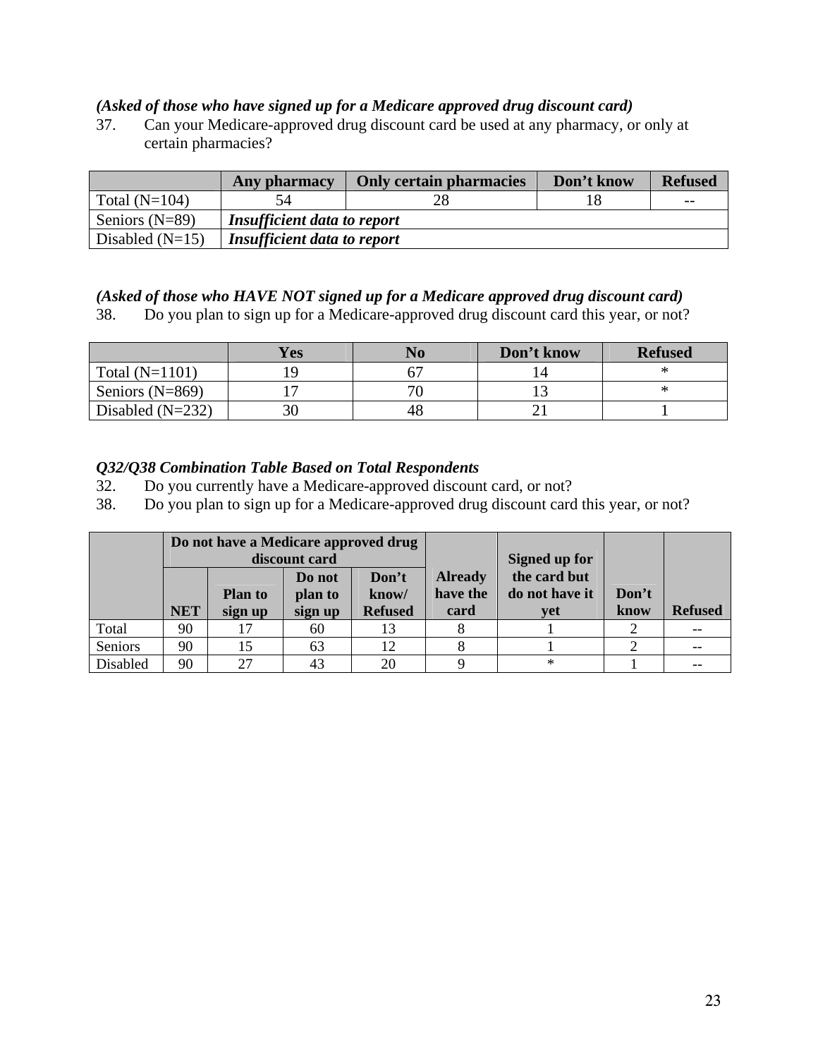*(Asked of those who have signed up for a Medicare approved drug discount card)*

37. Can your Medicare-approved drug discount card be used at any pharmacy, or only at certain pharmacies?

| | Any pharmacy | Only certain pharmacies | Don't know | Refused |
|---|---|---|---|---|
| Total (N=104) | 54 | 28 | 18 | -- |
| Seniors (N=89) | ***Insufficient data to report*** | | | |
| Disabled (N=15) | ***Insufficient data to report*** | | | |

*(Asked of those who HAVE NOT signed up for a Medicare approved drug discount card)*

38. Do you plan to sign up for a Medicare-approved drug discount card this year, or not?

| | Yes | No | Don't know | Refused |
|---|---|---|---|---|
| Total (N=1101) | 19 | 67 | 14 | * |
| Seniors (N=869) | 17 | 70 | 13 | * |
| Disabled (N=232) | 30 | 48 | 21 | 1 |

***Q32/Q38 Combination Table Based on Total Respondents***

32. Do you currently have a Medicare-approved discount card, or not?
38. Do you plan to sign up for a Medicare-approved drug discount card this year, or not?

| | Do not have a Medicare approved drug discount card | | | | Already have the card | Signed up for the card but do not have it yet | Don't know | Refused |
|---|---|---|---|---|---|---|---|---|
| | NET | Plan to sign up | Do not plan to sign up | Don't know/ Refused | | | | |
| Total | 90 | 17 | 60 | 13 | 8 | 1 | 2 | -- |
| Seniors | 90 | 15 | 63 | 12 | 8 | 1 | 2 | -- |
| Disabled | 90 | 27 | 43 | 20 | 9 | * | 1 | -- |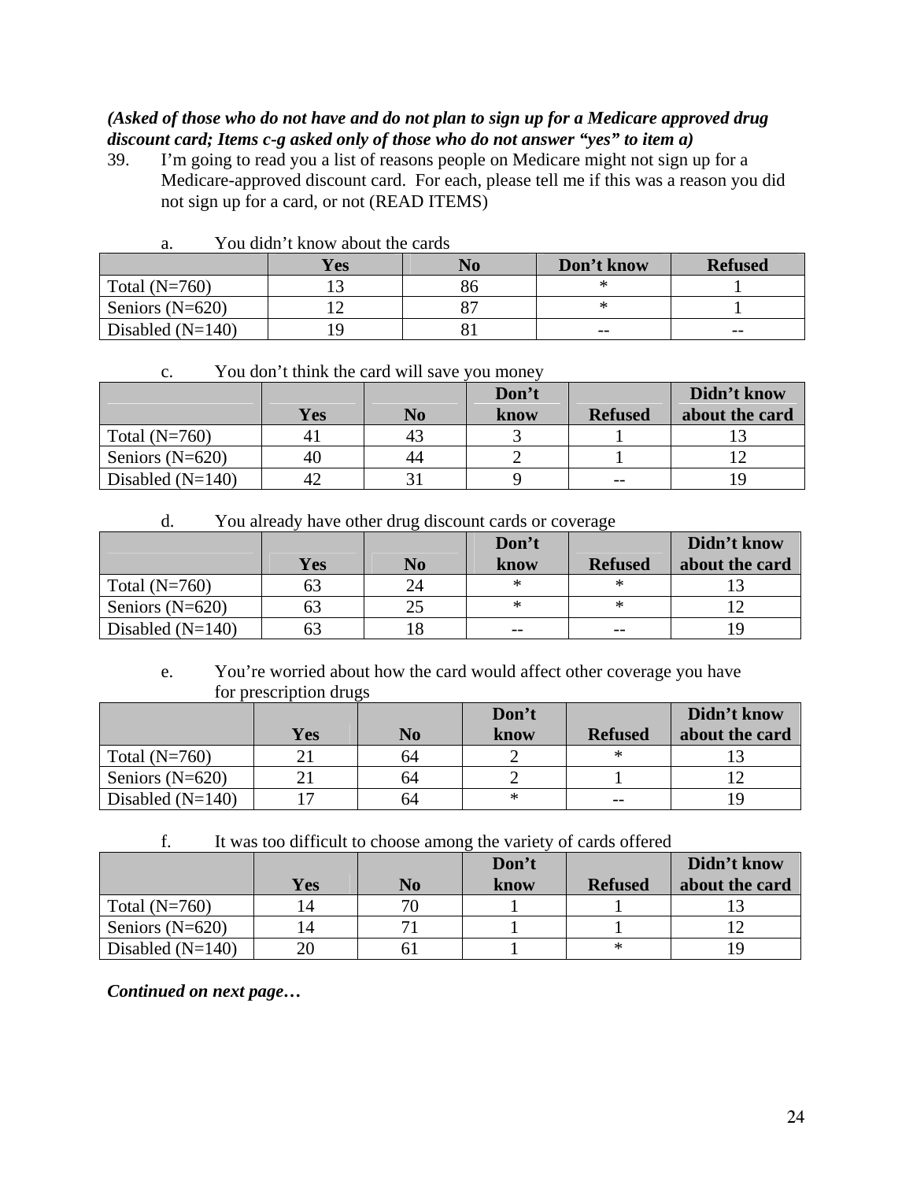***(Asked of those who do not have and do not plan to sign up for a Medicare approved drug discount card; Items c-g asked only of those who do not answer "yes" to item a)***

39. I'm going to read you a list of reasons people on Medicare might not sign up for a Medicare-approved discount card. For each, please tell me if this was a reason you did not sign up for a card, or not (READ ITEMS)

a. You didn't know about the cards

| | Yes | No | Don't know | Refused |
|---|---|---|---|---|
| Total (N=760) | 13 | 86 | * | 1 |
| Seniors (N=620) | 12 | 87 | * | 1 |
| Disabled (N=140) | 19 | 81 | -- | -- |

c. You don't think the card will save you money

| | Yes | No | Don't know | Refused | Didn't know about the card |
|---|---|---|---|---|---|
| Total (N=760) | 41 | 43 | 3 | 1 | 13 |
| Seniors (N=620) | 40 | 44 | 2 | 1 | 12 |
| Disabled (N=140) | 42 | 31 | 9 | -- | 19 |

d. You already have other drug discount cards or coverage

| | Yes | No | Don't know | Refused | Didn't know about the card |
|---|---|---|---|---|---|
| Total (N=760) | 63 | 24 | * | * | 13 |
| Seniors (N=620) | 63 | 25 | * | * | 12 |
| Disabled (N=140) | 63 | 18 | -- | -- | 19 |

e. You're worried about how the card would affect other coverage you have for prescription drugs

| | Yes | No | Don't know | Refused | Didn't know about the card |
|---|---|---|---|---|---|
| Total (N=760) | 21 | 64 | 2 | * | 13 |
| Seniors (N=620) | 21 | 64 | 2 | 1 | 12 |
| Disabled (N=140) | 17 | 64 | * | -- | 19 |

f. It was too difficult to choose among the variety of cards offered

| | Yes | No | Don't know | Refused | Didn't know about the card |
|---|---|---|---|---|---|
| Total (N=760) | 14 | 70 | 1 | 1 | 13 |
| Seniors (N=620) | 14 | 71 | 1 | 1 | 12 |
| Disabled (N=140) | 20 | 61 | 1 | * | 19 |

***Continued on next page…***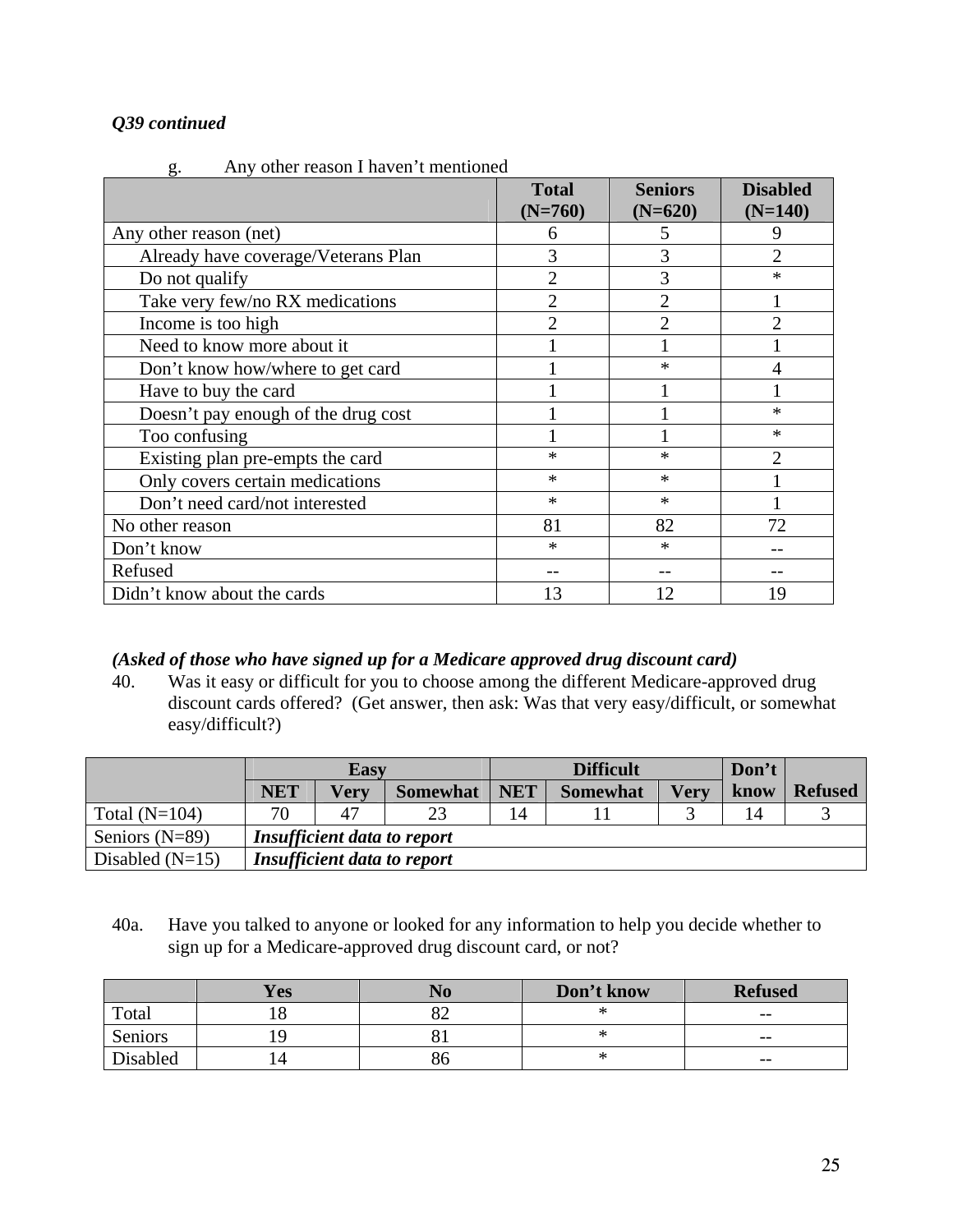***Q39 continued***

g. Any other reason I haven't mentioned

| | Total (N=760) | Seniors (N=620) | Disabled (N=140) |
|---|---|---|---|
| Any other reason (net) | 6 | 5 | 9 |
| Already have coverage/Veterans Plan | 3 | 3 | 2 |
| Do not qualify | 2 | 3 | * |
| Take very few/no RX medications | 2 | 2 | 1 |
| Income is too high | 2 | 2 | 2 |
| Need to know more about it | 1 | 1 | 1 |
| Don't know how/where to get card | 1 | * | 4 |
| Have to buy the card | 1 | 1 | 1 |
| Doesn't pay enough of the drug cost | 1 | 1 | * |
| Too confusing | 1 | 1 | * |
| Existing plan pre-empts the card | * | * | 2 |
| Only covers certain medications | * | * | 1 |
| Don't need card/not interested | * | * | 1 |
| No other reason | 81 | 82 | 72 |
| Don't know | * | * | -- |
| Refused | -- | -- | -- |
| Didn't know about the cards | 13 | 12 | 19 |

***(Asked of those who have signed up for a Medicare approved drug discount card)***

40. Was it easy or difficult for you to choose among the different Medicare-approved drug discount cards offered? (Get answer, then ask: Was that very easy/difficult, or somewhat easy/difficult?)

| | Easy | | | Difficult | | | Don't know | Refused |
|---|---|---|---|---|---|---|---|---|
| | NET | Very | Somewhat | NET | Somewhat | Very | | |
| Total (N=104) | 70 | 47 | 23 | 14 | 11 | 3 | 14 | 3 |
| Seniors (N=89) | ***Insufficient data to report*** | | | | | | | |
| Disabled (N=15) | ***Insufficient data to report*** | | | | | | | |

40a. Have you talked to anyone or looked for any information to help you decide whether to sign up for a Medicare-approved drug discount card, or not?

| | Yes | No | Don't know | Refused |
|---|---|---|---|---|
| Total | 18 | 82 | * | -- |
| Seniors | 19 | 81 | * | -- |
| Disabled | 14 | 86 | * | -- |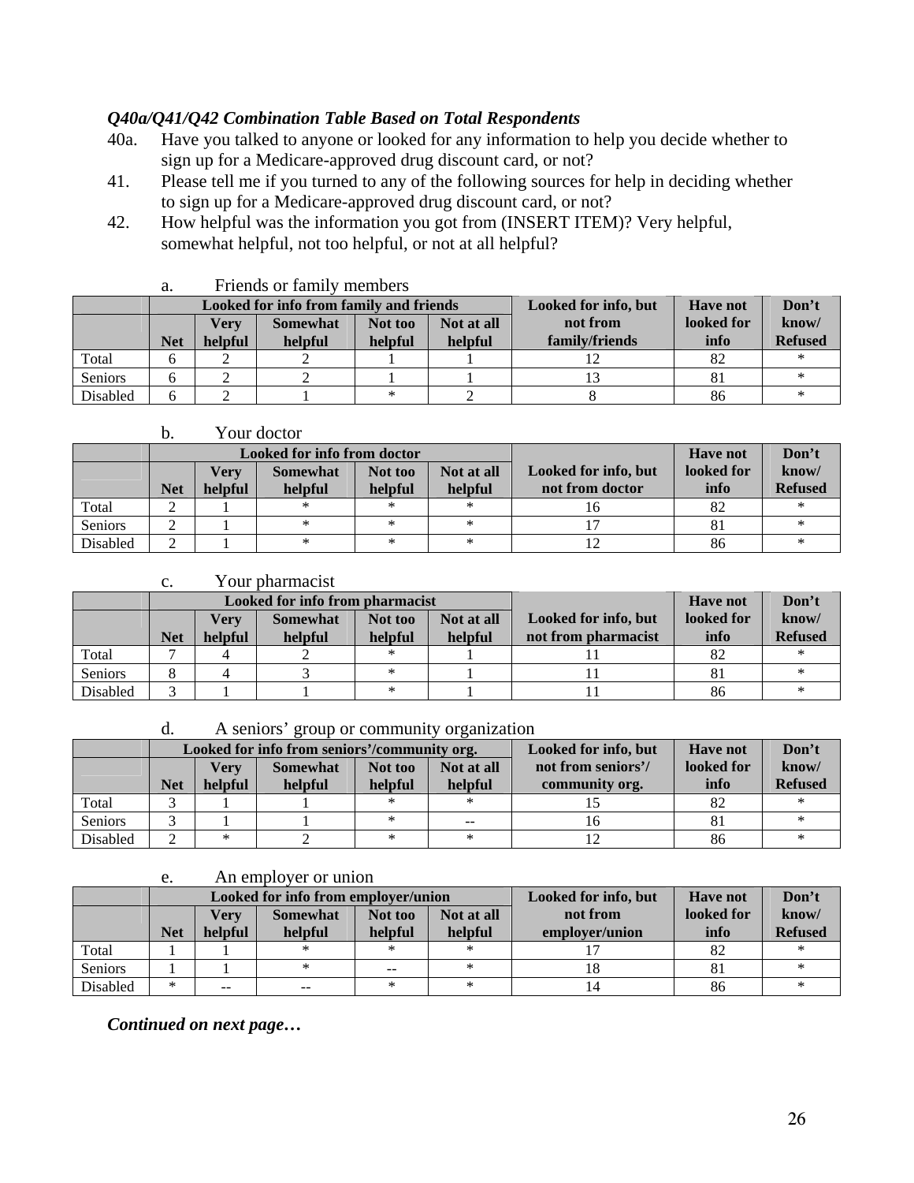*Q40a/Q41/Q42 Combination Table Based on Total Respondents*

40a. Have you talked to anyone or looked for any information to help you decide whether to sign up for a Medicare-approved drug discount card, or not?

41. Please tell me if you turned to any of the following sources for help in deciding whether to sign up for a Medicare-approved drug discount card, or not?

42. How helpful was the information you got from (INSERT ITEM)? Very helpful, somewhat helpful, not too helpful, or not at all helpful?

a. Friends or family members

| | Looked for info from family and friends | | | | | Looked for info, but not from family/friends | Have not looked for info | Don't know/ Refused |
|---|---|---|---|---|---|---|---|---|
| | **Net** | **Very helpful** | **Somewhat helpful** | **Not too helpful** | **Not at all helpful** | | | |
| Total | 6 | 2 | 2 | 1 | 1 | 12 | 82 | * |
| Seniors | 6 | 2 | 2 | 1 | 1 | 13 | 81 | * |
| Disabled | 6 | 2 | 1 | * | 2 | 8 | 86 | * |

b. Your doctor

| | Looked for info from doctor | | | | | Looked for info, but not from doctor | Have not looked for info | Don't know/ Refused |
|---|---|---|---|---|---|---|---|---|
| | **Net** | **Very helpful** | **Somewhat helpful** | **Not too helpful** | **Not at all helpful** | | | |
| Total | 2 | 1 | * | * | * | 16 | 82 | * |
| Seniors | 2 | 1 | * | * | * | 17 | 81 | * |
| Disabled | 2 | 1 | * | * | * | 12 | 86 | * |

c. Your pharmacist

| | Looked for info from pharmacist | | | | | Looked for info, but not from pharmacist | Have not looked for info | Don't know/ Refused |
|---|---|---|---|---|---|---|---|---|
| | **Net** | **Very helpful** | **Somewhat helpful** | **Not too helpful** | **Not at all helpful** | | | |
| Total | 7 | 4 | 2 | * | 1 | 11 | 82 | * |
| Seniors | 8 | 4 | 3 | * | 1 | 11 | 81 | * |
| Disabled | 3 | 1 | 1 | * | 1 | 11 | 86 | * |

d. A seniors' group or community organization

| | Looked for info from seniors'/community org. | | | | | Looked for info, but not from seniors'/ community org. | Have not looked for info | Don't know/ Refused |
|---|---|---|---|---|---|---|---|---|
| | **Net** | **Very helpful** | **Somewhat helpful** | **Not too helpful** | **Not at all helpful** | | | |
| Total | 3 | 1 | 1 | * | * | 15 | 82 | * |
| Seniors | 3 | 1 | 1 | * | -- | 16 | 81 | * |
| Disabled | 2 | * | 2 | * | * | 12 | 86 | * |

e. An employer or union

| | Looked for info from employer/union | | | | | Looked for info, but not from employer/union | Have not looked for info | Don't know/ Refused |
|---|---|---|---|---|---|---|---|---|
| | **Net** | **Very helpful** | **Somewhat helpful** | **Not too helpful** | **Not at all helpful** | | | |
| Total | 1 | 1 | * | * | * | 17 | 82 | * |
| Seniors | 1 | 1 | * | -- | * | 18 | 81 | * |
| Disabled | * | -- | -- | * | * | 14 | 86 | * |

***Continued on next page…***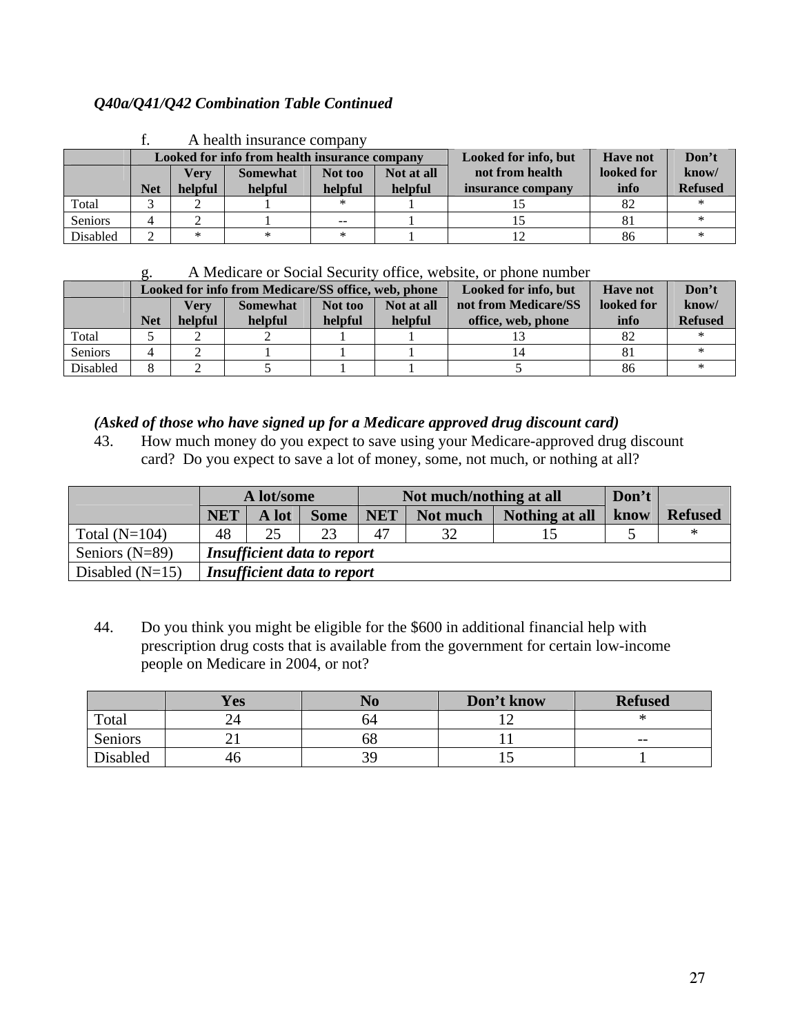*Q40a/Q41/Q42 Combination Table Continued*

f. A health insurance company

| | Looked for info from health insurance company | | | | | Looked for info, but not from health insurance company | Have not looked for info | Don't know/ Refused |
|---|---|---|---|---|---|---|---|---|
| | Net | Very helpful | Somewhat helpful | Not too helpful | Not at all helpful | | | |
| Total | 3 | 2 | 1 | * | 1 | 15 | 82 | * |
| Seniors | 4 | 2 | 1 | -- | 1 | 15 | 81 | * |
| Disabled | 2 | * | * | * | 1 | 12 | 86 | * |

g. A Medicare or Social Security office, website, or phone number

| | Looked for info from Medicare/SS office, web, phone | | | | | Looked for info, but not from Medicare/SS office, web, phone | Have not looked for info | Don't know/ Refused |
|---|---|---|---|---|---|---|---|---|
| | Net | Very helpful | Somewhat helpful | Not too helpful | Not at all helpful | | | |
| Total | 5 | 2 | 2 | 1 | 1 | 13 | 82 | * |
| Seniors | 4 | 2 | 1 | 1 | 1 | 14 | 81 | * |
| Disabled | 8 | 2 | 5 | 1 | 1 | 5 | 86 | * |

***(Asked of those who have signed up for a Medicare approved drug discount card)***

43. How much money do you expect to save using your Medicare-approved drug discount card? Do you expect to save a lot of money, some, not much, or nothing at all?

| | A lot/some | | | Not much/nothing at all | | | Don't know | Refused |
|---|---|---|---|---|---|---|---|---|
| | NET | A lot | Some | NET | Not much | Nothing at all | | |
| Total (N=104) | 48 | 25 | 23 | 47 | 32 | 15 | 5 | * |
| Seniors (N=89) | ***Insufficient data to report*** | | | | | | | |
| Disabled (N=15) | ***Insufficient data to report*** | | | | | | | |

44. Do you think you might be eligible for the $600 in additional financial help with prescription drug costs that is available from the government for certain low-income people on Medicare in 2004, or not?

| | Yes | No | Don't know | Refused |
|---|---|---|---|---|
| Total | 24 | 64 | 12 | * |
| Seniors | 21 | 68 | 11 | -- |
| Disabled | 46 | 39 | 15 | 1 |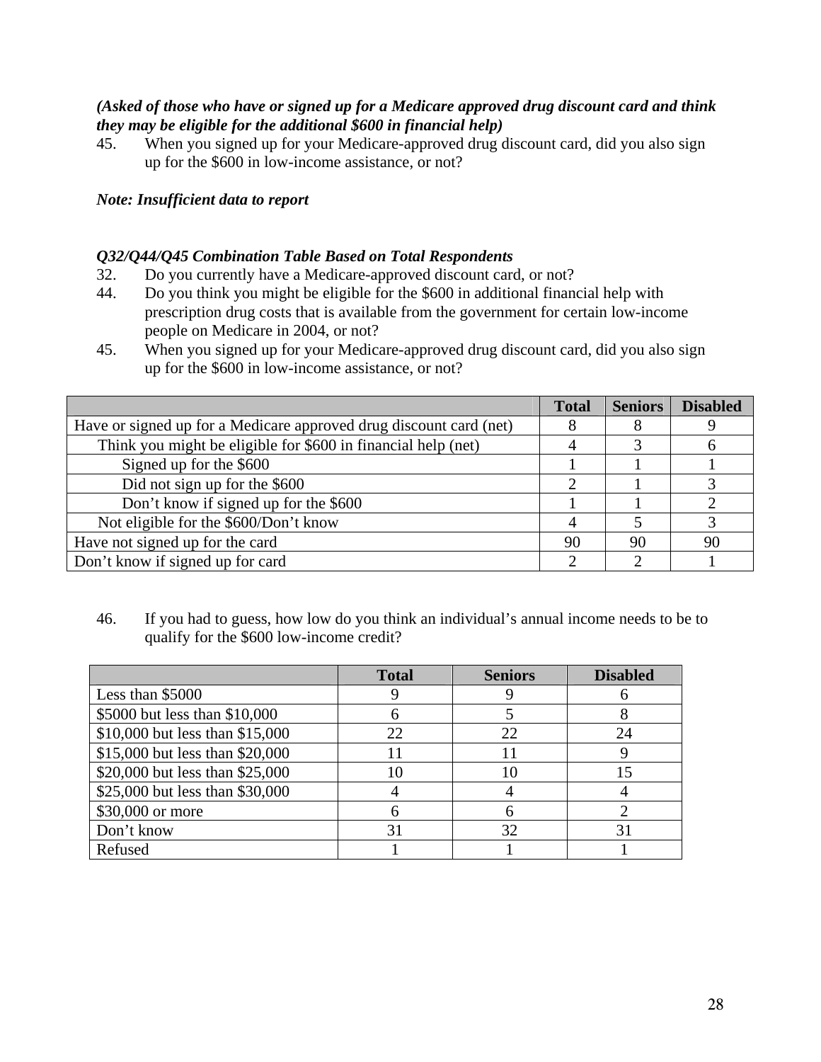*(Asked of those who have or signed up for a Medicare approved drug discount card and think they may be eligible for the additional $600 in financial help)*

45. When you signed up for your Medicare-approved drug discount card, did you also sign up for the $600 in low-income assistance, or not?

***Note: Insufficient data to report***

***Q32/Q44/Q45 Combination Table Based on Total Respondents***

32. Do you currently have a Medicare-approved discount card, or not?
44. Do you think you might be eligible for the $600 in additional financial help with prescription drug costs that is available from the government for certain low-income people on Medicare in 2004, or not?
45. When you signed up for your Medicare-approved drug discount card, did you also sign up for the $600 in low-income assistance, or not?

| | Total | Seniors | Disabled |
|---|---|---|---|
| Have or signed up for a Medicare approved drug discount card (net) | 8 | 8 | 9 |
| Think you might be eligible for $600 in financial help (net) | 4 | 3 | 6 |
| Signed up for the $600 | 1 | 1 | 1 |
| Did not sign up for the $600 | 2 | 1 | 3 |
| Don't know if signed up for the $600 | 1 | 1 | 2 |
| Not eligible for the $600/Don't know | 4 | 5 | 3 |
| Have not signed up for the card | 90 | 90 | 90 |
| Don't know if signed up for card | 2 | 2 | 1 |

46. If you had to guess, how low do you think an individual's annual income needs to be to qualify for the $600 low-income credit?

| | Total | Seniors | Disabled |
|---|---|---|---|
| Less than $5000 | 9 | 9 | 6 |
| $5000 but less than $10,000 | 6 | 5 | 8 |
| $10,000 but less than $15,000 | 22 | 22 | 24 |
| $15,000 but less than $20,000 | 11 | 11 | 9 |
| $20,000 but less than $25,000 | 10 | 10 | 15 |
| $25,000 but less than $30,000 | 4 | 4 | 4 |
| $30,000 or more | 6 | 6 | 2 |
| Don't know | 31 | 32 | 31 |
| Refused | 1 | 1 | 1 |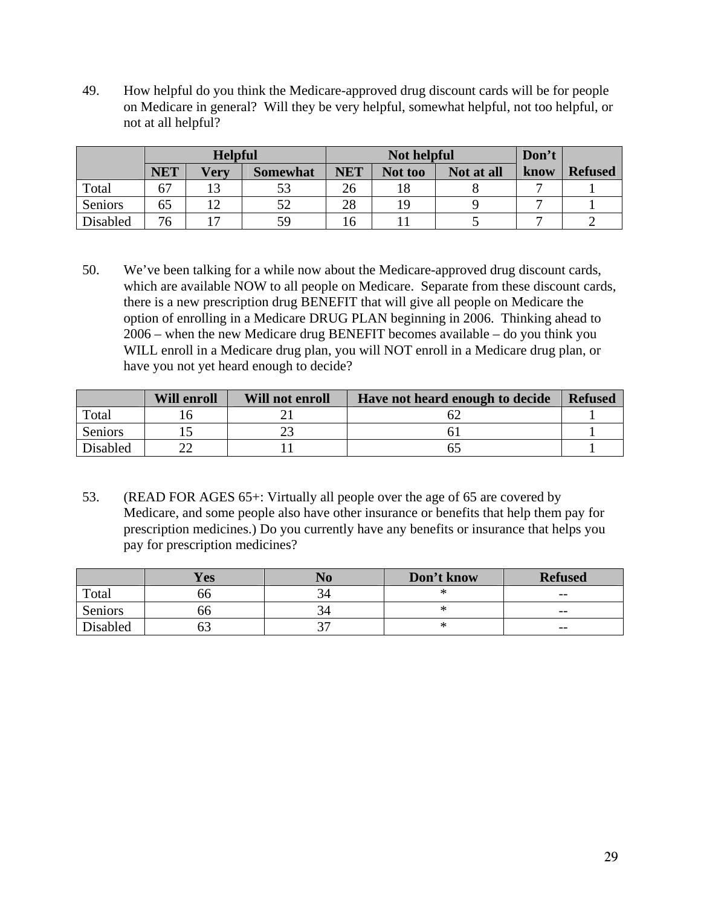49. How helpful do you think the Medicare-approved drug discount cards will be for people on Medicare in general? Will they be very helpful, somewhat helpful, not too helpful, or not at all helpful?

| | Helpful | | | Not helpful | | | Don't know | Refused |
|---|---|---|---|---|---|---|---|---|
| | NET | Very | Somewhat | NET | Not too | Not at all | | |
| Total | 67 | 13 | 53 | 26 | 18 | 8 | 7 | 1 |
| Seniors | 65 | 12 | 52 | 28 | 19 | 9 | 7 | 1 |
| Disabled | 76 | 17 | 59 | 16 | 11 | 5 | 7 | 2 |

50. We've been talking for a while now about the Medicare-approved drug discount cards, which are available NOW to all people on Medicare. Separate from these discount cards, there is a new prescription drug BENEFIT that will give all people on Medicare the option of enrolling in a Medicare DRUG PLAN beginning in 2006. Thinking ahead to 2006 – when the new Medicare drug BENEFIT becomes available – do you think you WILL enroll in a Medicare drug plan, you will NOT enroll in a Medicare drug plan, or have you not yet heard enough to decide?

| | Will enroll | Will not enroll | Have not heard enough to decide | Refused |
|---|---|---|---|---|
| Total | 16 | 21 | 62 | 1 |
| Seniors | 15 | 23 | 61 | 1 |
| Disabled | 22 | 11 | 65 | 1 |

53. (READ FOR AGES 65+: Virtually all people over the age of 65 are covered by Medicare, and some people also have other insurance or benefits that help them pay for prescription medicines.) Do you currently have any benefits or insurance that helps you pay for prescription medicines?

| | Yes | No | Don't know | Refused |
|---|---|---|---|---|
| Total | 66 | 34 | * | -- |
| Seniors | 66 | 34 | * | -- |
| Disabled | 63 | 37 | * | -- |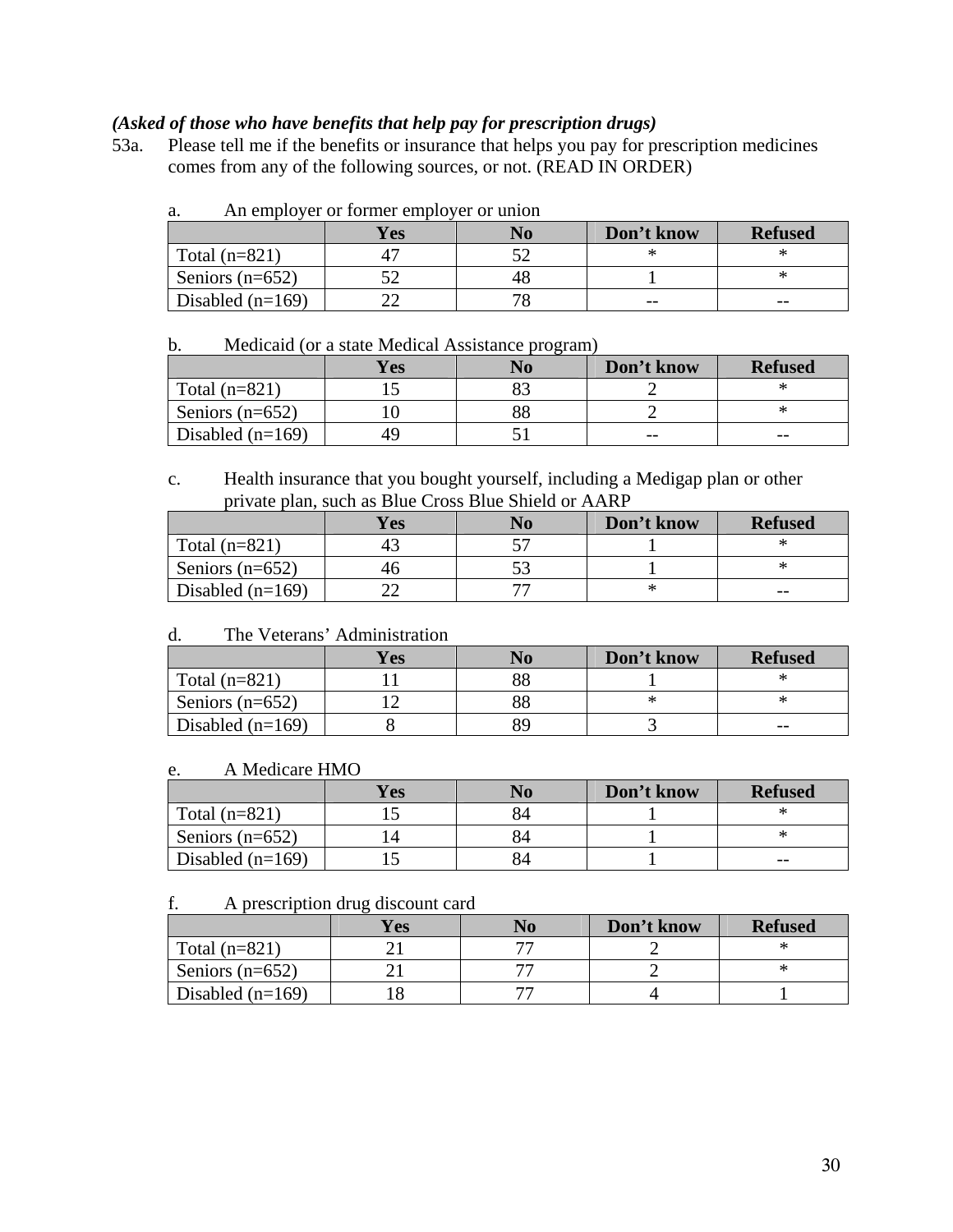***(Asked of those who have benefits that help pay for prescription drugs)***

53a. Please tell me if the benefits or insurance that helps you pay for prescription medicines comes from any of the following sources, or not. (READ IN ORDER)

a. An employer or former employer or union

| | Yes | No | Don't know | Refused |
|---|---|---|---|---|
| Total (n=821) | 47 | 52 | * | * |
| Seniors (n=652) | 52 | 48 | 1 | * |
| Disabled (n=169) | 22 | 78 | -- | -- |

b. Medicaid (or a state Medical Assistance program)

| | Yes | No | Don't know | Refused |
|---|---|---|---|---|
| Total (n=821) | 15 | 83 | 2 | * |
| Seniors (n=652) | 10 | 88 | 2 | * |
| Disabled (n=169) | 49 | 51 | -- | -- |

c. Health insurance that you bought yourself, including a Medigap plan or other private plan, such as Blue Cross Blue Shield or AARP

| | Yes | No | Don't know | Refused |
|---|---|---|---|---|
| Total (n=821) | 43 | 57 | 1 | * |
| Seniors (n=652) | 46 | 53 | 1 | * |
| Disabled (n=169) | 22 | 77 | * | -- |

d. The Veterans' Administration

| | Yes | No | Don't know | Refused |
|---|---|---|---|---|
| Total (n=821) | 11 | 88 | 1 | * |
| Seniors (n=652) | 12 | 88 | * | * |
| Disabled (n=169) | 8 | 89 | 3 | -- |

e. A Medicare HMO

| | Yes | No | Don't know | Refused |
|---|---|---|---|---|
| Total (n=821) | 15 | 84 | 1 | * |
| Seniors (n=652) | 14 | 84 | 1 | * |
| Disabled (n=169) | 15 | 84 | 1 | -- |

f. A prescription drug discount card

| | Yes | No | Don't know | Refused |
|---|---|---|---|---|
| Total (n=821) | 21 | 77 | 2 | * |
| Seniors (n=652) | 21 | 77 | 2 | * |
| Disabled (n=169) | 18 | 77 | 4 | 1 |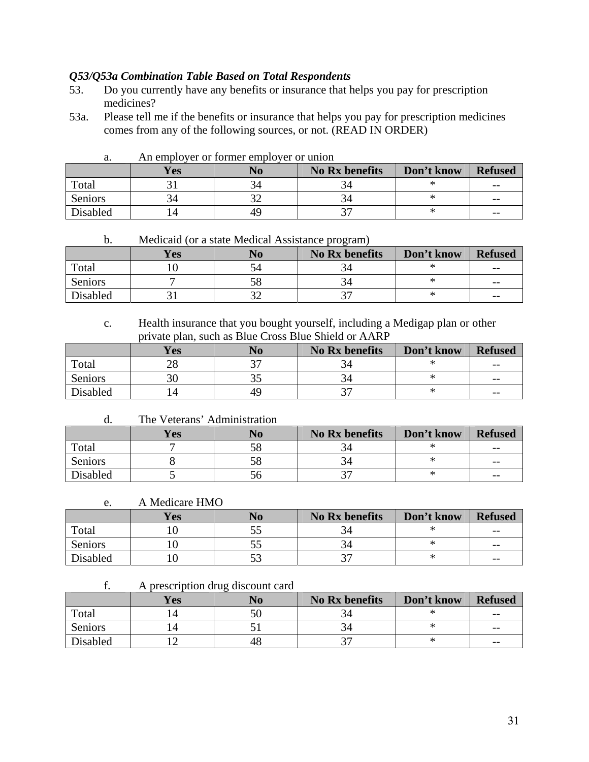***Q53/Q53a Combination Table Based on Total Respondents***

53. Do you currently have any benefits or insurance that helps you pay for prescription medicines?

53a. Please tell me if the benefits or insurance that helps you pay for prescription medicines comes from any of the following sources, or not. (READ IN ORDER)

a. An employer or former employer or union

| | Yes | No | No Rx benefits | Don't know | Refused |
|---|---|---|---|---|---|
| Total | 31 | 34 | 34 | * | -- |
| Seniors | 34 | 32 | 34 | * | -- |
| Disabled | 14 | 49 | 37 | * | -- |

b. Medicaid (or a state Medical Assistance program)

| | Yes | No | No Rx benefits | Don't know | Refused |
|---|---|---|---|---|---|
| Total | 10 | 54 | 34 | * | -- |
| Seniors | 7 | 58 | 34 | * | -- |
| Disabled | 31 | 32 | 37 | * | -- |

c. Health insurance that you bought yourself, including a Medigap plan or other private plan, such as Blue Cross Blue Shield or AARP

| | Yes | No | No Rx benefits | Don't know | Refused |
|---|---|---|---|---|---|
| Total | 28 | 37 | 34 | * | -- |
| Seniors | 30 | 35 | 34 | * | -- |
| Disabled | 14 | 49 | 37 | * | -- |

d. The Veterans' Administration

| | Yes | No | No Rx benefits | Don't know | Refused |
|---|---|---|---|---|---|
| Total | 7 | 58 | 34 | * | -- |
| Seniors | 8 | 58 | 34 | * | -- |
| Disabled | 5 | 56 | 37 | * | -- |

e. A Medicare HMO

| | Yes | No | No Rx benefits | Don't know | Refused |
|---|---|---|---|---|---|
| Total | 10 | 55 | 34 | * | -- |
| Seniors | 10 | 55 | 34 | * | -- |
| Disabled | 10 | 53 | 37 | * | -- |

f. A prescription drug discount card

| | Yes | No | No Rx benefits | Don't know | Refused |
|---|---|---|---|---|---|
| Total | 14 | 50 | 34 | * | -- |
| Seniors | 14 | 51 | 34 | * | -- |
| Disabled | 12 | 48 | 37 | * | -- |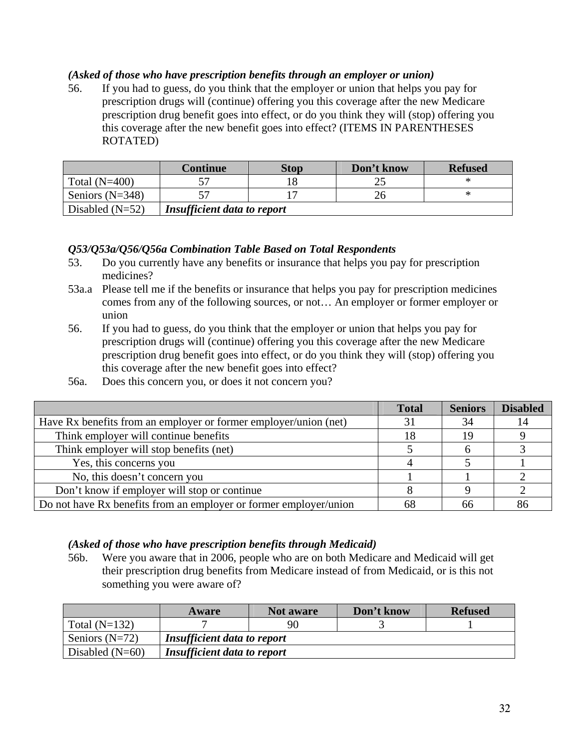*(Asked of those who have prescription benefits through an employer or union)*

56. If you had to guess, do you think that the employer or union that helps you pay for prescription drugs will (continue) offering you this coverage after the new Medicare prescription drug benefit goes into effect, or do you think they will (stop) offering you this coverage after the new benefit goes into effect? (ITEMS IN PARENTHESES ROTATED)

| | Continue | Stop | Don't know | Refused |
|---|---|---|---|---|
| Total (N=400) | 57 | 18 | 25 | * |
| Seniors (N=348) | 57 | 17 | 26 | * |
| Disabled (N=52) | ***Insufficient data to report*** | | | |

***Q53/Q53a/Q56/Q56a Combination Table Based on Total Respondents***

53. Do you currently have any benefits or insurance that helps you pay for prescription medicines?

53a.a Please tell me if the benefits or insurance that helps you pay for prescription medicines comes from any of the following sources, or not… An employer or former employer or union

56. If you had to guess, do you think that the employer or union that helps you pay for prescription drugs will (continue) offering you this coverage after the new Medicare prescription drug benefit goes into effect, or do you think they will (stop) offering you this coverage after the new benefit goes into effect?

56a. Does this concern you, or does it not concern you?

| | Total | Seniors | Disabled |
|---|---|---|---|
| Have Rx benefits from an employer or former employer/union (net) | 31 | 34 | 14 |
| Think employer will continue benefits | 18 | 19 | 9 |
| Think employer will stop benefits (net) | 5 | 6 | 3 |
| Yes, this concerns you | 4 | 5 | 1 |
| No, this doesn't concern you | 1 | 1 | 2 |
| Don't know if employer will stop or continue | 8 | 9 | 2 |
| Do not have Rx benefits from an employer or former employer/union | 68 | 66 | 86 |

*(Asked of those who have prescription benefits through Medicaid)*

56b. Were you aware that in 2006, people who are on both Medicare and Medicaid will get their prescription drug benefits from Medicare instead of from Medicaid, or is this not something you were aware of?

| | Aware | Not aware | Don't know | Refused |
|---|---|---|---|---|
| Total (N=132) | 7 | 90 | 3 | 1 |
| Seniors (N=72) | ***Insufficient data to report*** | | | |
| Disabled (N=60) | ***Insufficient data to report*** | | | |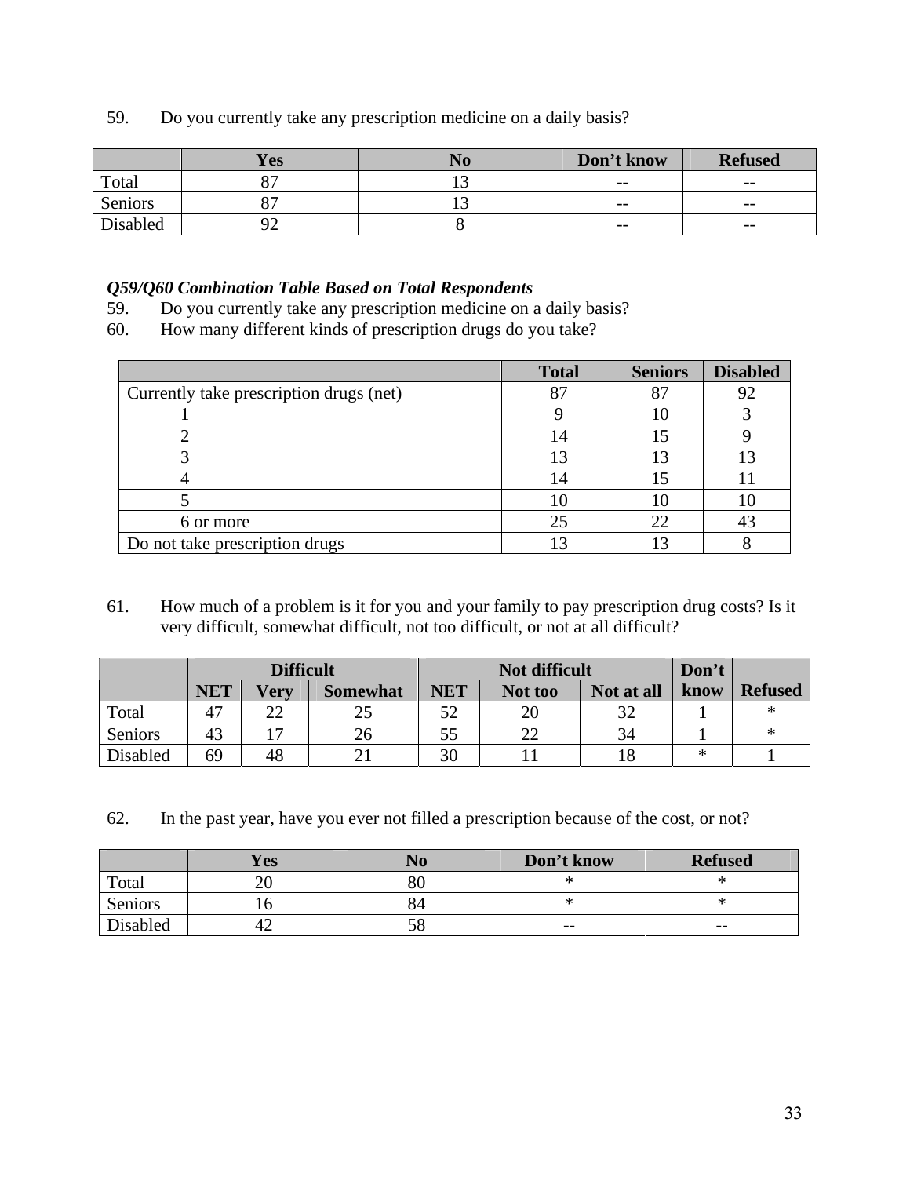59. Do you currently take any prescription medicine on a daily basis?

| | Yes | No | Don't know | Refused |
|---|---|---|---|---|
| Total | 87 | 13 | -- | -- |
| Seniors | 87 | 13 | -- | -- |
| Disabled | 92 | 8 | -- | -- |

***Q59/Q60 Combination Table Based on Total Respondents***

59. Do you currently take any prescription medicine on a daily basis?
60. How many different kinds of prescription drugs do you take?

| | Total | Seniors | Disabled |
|---|---|---|---|
| Currently take prescription drugs (net) | 87 | 87 | 92 |
| 1 | 9 | 10 | 3 |
| 2 | 14 | 15 | 9 |
| 3 | 13 | 13 | 13 |
| 4 | 14 | 15 | 11 |
| 5 | 10 | 10 | 10 |
| 6 or more | 25 | 22 | 43 |
| Do not take prescription drugs | 13 | 13 | 8 |

61. How much of a problem is it for you and your family to pay prescription drug costs? Is it very difficult, somewhat difficult, not too difficult, or not at all difficult?

| | Difficult | | | Not difficult | | | Don't know | Refused |
|---|---|---|---|---|---|---|---|---|
| | NET | Very | Somewhat | NET | Not too | Not at all | | |
| Total | 47 | 22 | 25 | 52 | 20 | 32 | 1 | * |
| Seniors | 43 | 17 | 26 | 55 | 22 | 34 | 1 | * |
| Disabled | 69 | 48 | 21 | 30 | 11 | 18 | * | 1 |

62. In the past year, have you ever not filled a prescription because of the cost, or not?

| | Yes | No | Don't know | Refused |
|---|---|---|---|---|
| Total | 20 | 80 | * | * |
| Seniors | 16 | 84 | * | * |
| Disabled | 42 | 58 | -- | -- |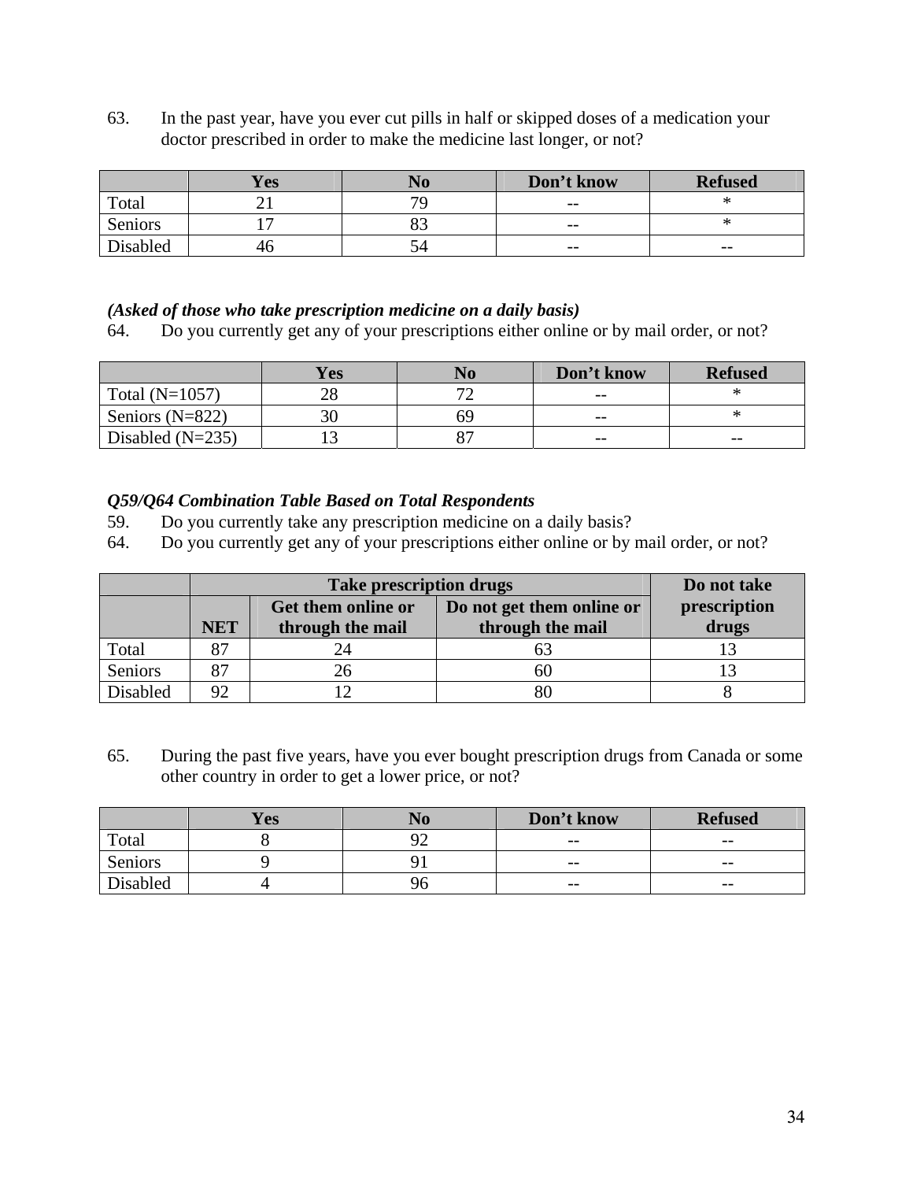63. In the past year, have you ever cut pills in half or skipped doses of a medication your doctor prescribed in order to make the medicine last longer, or not?

| | Yes | No | Don't know | Refused |
|---|---|---|---|---|
| Total | 21 | 79 | -- | * |
| Seniors | 17 | 83 | -- | * |
| Disabled | 46 | 54 | -- | -- |

***(Asked of those who take prescription medicine on a daily basis)***

64. Do you currently get any of your prescriptions either online or by mail order, or not?

| | Yes | No | Don't know | Refused |
|---|---|---|---|---|
| Total (N=1057) | 28 | 72 | -- | * |
| Seniors (N=822) | 30 | 69 | -- | * |
| Disabled (N=235) | 13 | 87 | -- | -- |

***Q59/Q64 Combination Table Based on Total Respondents***

59. Do you currently take any prescription medicine on a daily basis?

64. Do you currently get any of your prescriptions either online or by mail order, or not?

| | Take prescription drugs | | | Do not take prescription drugs |
|---|---|---|---|---|
| | NET | Get them online or through the mail | Do not get them online or through the mail | |
| Total | 87 | 24 | 63 | 13 |
| Seniors | 87 | 26 | 60 | 13 |
| Disabled | 92 | 12 | 80 | 8 |

65. During the past five years, have you ever bought prescription drugs from Canada or some other country in order to get a lower price, or not?

| | Yes | No | Don't know | Refused |
|---|---|---|---|---|
| Total | 8 | 92 | -- | -- |
| Seniors | 9 | 91 | -- | -- |
| Disabled | 4 | 96 | -- | -- |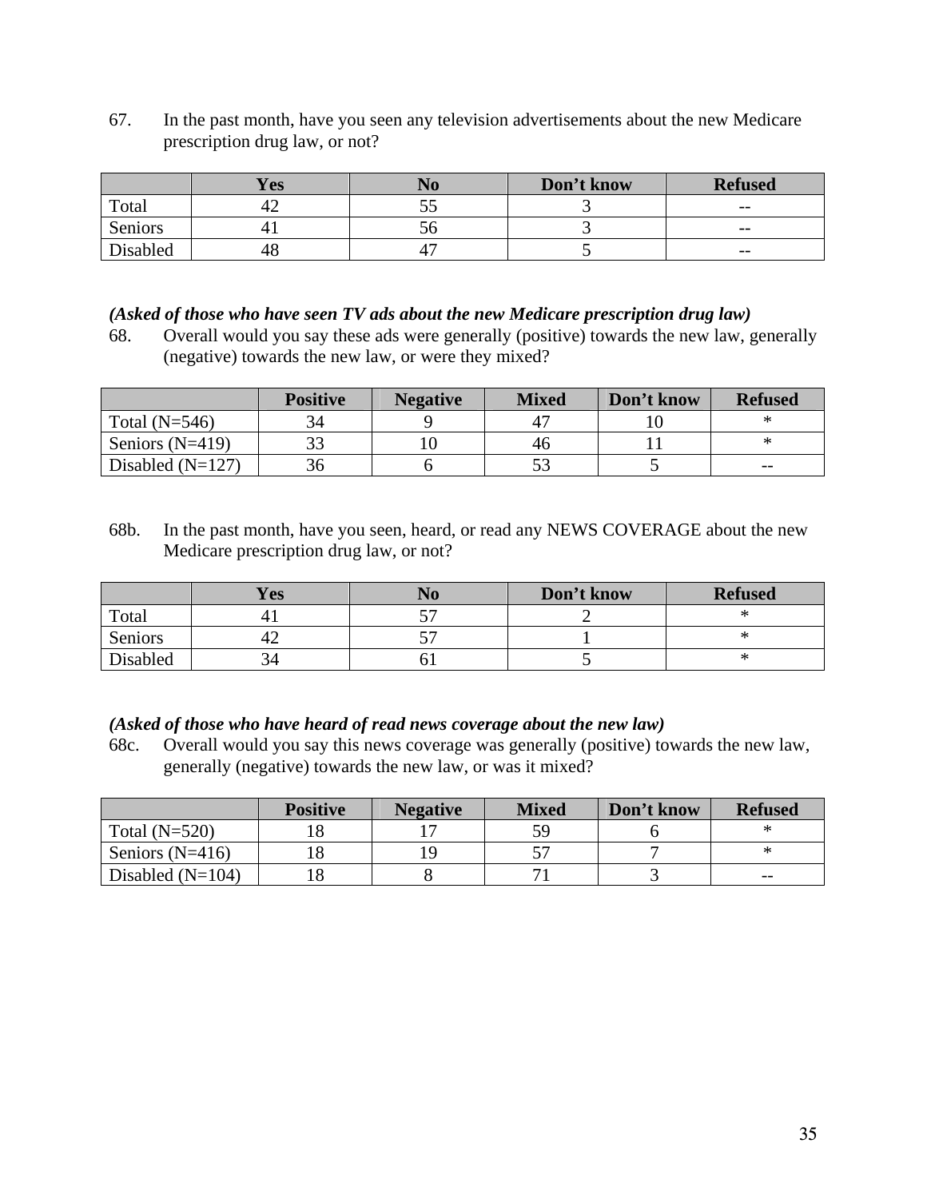67. In the past month, have you seen any television advertisements about the new Medicare prescription drug law, or not?

| | Yes | No | Don't know | Refused |
|---|---|---|---|---|
| Total | 42 | 55 | 3 | -- |
| Seniors | 41 | 56 | 3 | -- |
| Disabled | 48 | 47 | 5 | -- |

***(Asked of those who have seen TV ads about the new Medicare prescription drug law)***

68. Overall would you say these ads were generally (positive) towards the new law, generally (negative) towards the new law, or were they mixed?

| | Positive | Negative | Mixed | Don't know | Refused |
|---|---|---|---|---|---|
| Total (N=546) | 34 | 9 | 47 | 10 | * |
| Seniors (N=419) | 33 | 10 | 46 | 11 | * |
| Disabled (N=127) | 36 | 6 | 53 | 5 | -- |

68b. In the past month, have you seen, heard, or read any NEWS COVERAGE about the new Medicare prescription drug law, or not?

| | Yes | No | Don't know | Refused |
|---|---|---|---|---|
| Total | 41 | 57 | 2 | * |
| Seniors | 42 | 57 | 1 | * |
| Disabled | 34 | 61 | 5 | * |

***(Asked of those who have heard of read news coverage about the new law)***

68c. Overall would you say this news coverage was generally (positive) towards the new law, generally (negative) towards the new law, or was it mixed?

| | Positive | Negative | Mixed | Don't know | Refused |
|---|---|---|---|---|---|
| Total (N=520) | 18 | 17 | 59 | 6 | * |
| Seniors (N=416) | 18 | 19 | 57 | 7 | * |
| Disabled (N=104) | 18 | 8 | 71 | 3 | -- |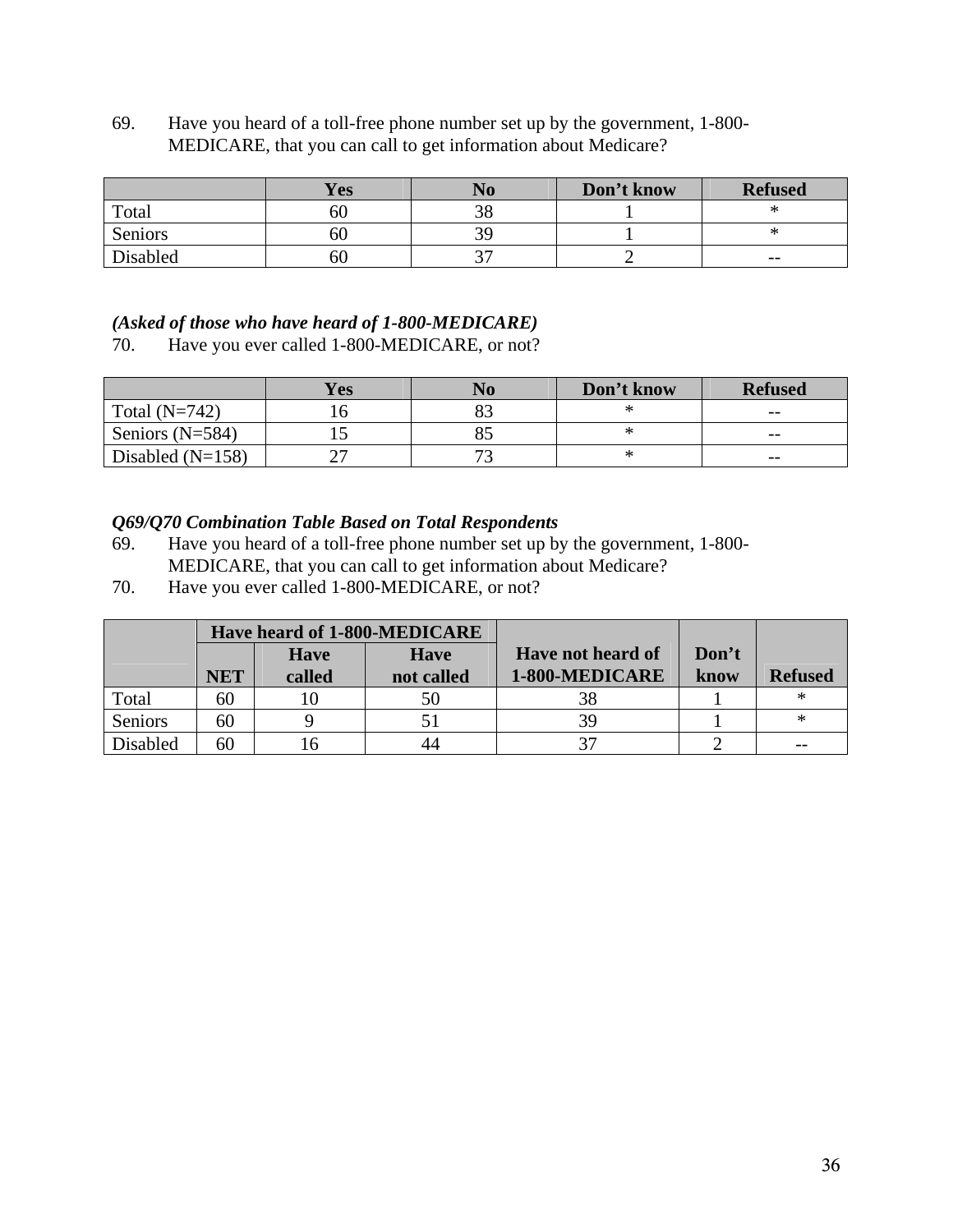69. Have you heard of a toll-free phone number set up by the government, 1-800-MEDICARE, that you can call to get information about Medicare?

| | Yes | No | Don't know | Refused |
|---|---|---|---|---|
| Total | 60 | 38 | 1 | * |
| Seniors | 60 | 39 | 1 | * |
| Disabled | 60 | 37 | 2 | -- |

***(Asked of those who have heard of 1-800-MEDICARE)***

70. Have you ever called 1-800-MEDICARE, or not?

| | Yes | No | Don't know | Refused |
|---|---|---|---|---|
| Total (N=742) | 16 | 83 | * | -- |
| Seniors (N=584) | 15 | 85 | * | -- |
| Disabled (N=158) | 27 | 73 | * | -- |

***Q69/Q70 Combination Table Based on Total Respondents***

69. Have you heard of a toll-free phone number set up by the government, 1-800-MEDICARE, that you can call to get information about Medicare?
70. Have you ever called 1-800-MEDICARE, or not?

| | Have heard of 1-800-MEDICARE | | | | | |
|---|---|---|---|---|---|---|
| | NET | Have called | Have not called | Have not heard of 1-800-MEDICARE | Don't know | Refused |
| Total | 60 | 10 | 50 | 38 | 1 | * |
| Seniors | 60 | 9 | 51 | 39 | 1 | * |
| Disabled | 60 | 16 | 44 | 37 | 2 | -- |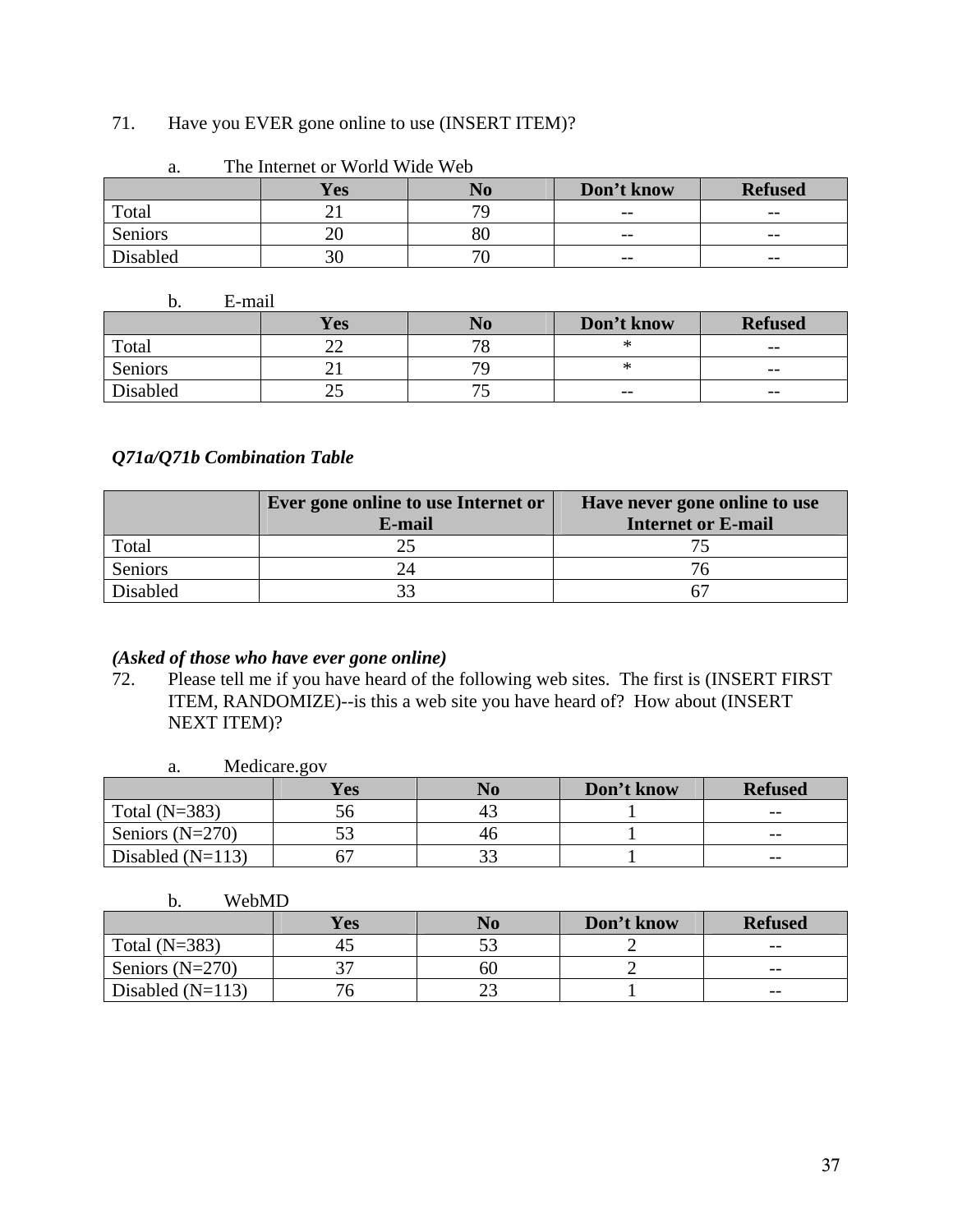71. Have you EVER gone online to use (INSERT ITEM)?

a. The Internet or World Wide Web

| | Yes | No | Don't know | Refused |
|---|---|---|---|---|
| Total | 21 | 79 | -- | -- |
| Seniors | 20 | 80 | -- | -- |
| Disabled | 30 | 70 | -- | -- |

b. E-mail

| | Yes | No | Don't know | Refused |
|---|---|---|---|---|
| Total | 22 | 78 | * | -- |
| Seniors | 21 | 79 | * | -- |
| Disabled | 25 | 75 | -- | -- |

***Q71a/Q71b Combination Table***

| | Ever gone online to use Internet or E-mail | Have never gone online to use Internet or E-mail |
|---|---|---|
| Total | 25 | 75 |
| Seniors | 24 | 76 |
| Disabled | 33 | 67 |

***(Asked of those who have ever gone online)***

72. Please tell me if you have heard of the following web sites. The first is (INSERT FIRST ITEM, RANDOMIZE)--is this a web site you have heard of? How about (INSERT NEXT ITEM)?

a. Medicare.gov

| | Yes | No | Don't know | Refused |
|---|---|---|---|---|
| Total (N=383) | 56 | 43 | 1 | -- |
| Seniors (N=270) | 53 | 46 | 1 | -- |
| Disabled (N=113) | 67 | 33 | 1 | -- |

b. WebMD

| | Yes | No | Don't know | Refused |
|---|---|---|---|---|
| Total (N=383) | 45 | 53 | 2 | -- |
| Seniors (N=270) | 37 | 60 | 2 | -- |
| Disabled (N=113) | 76 | 23 | 1 | -- |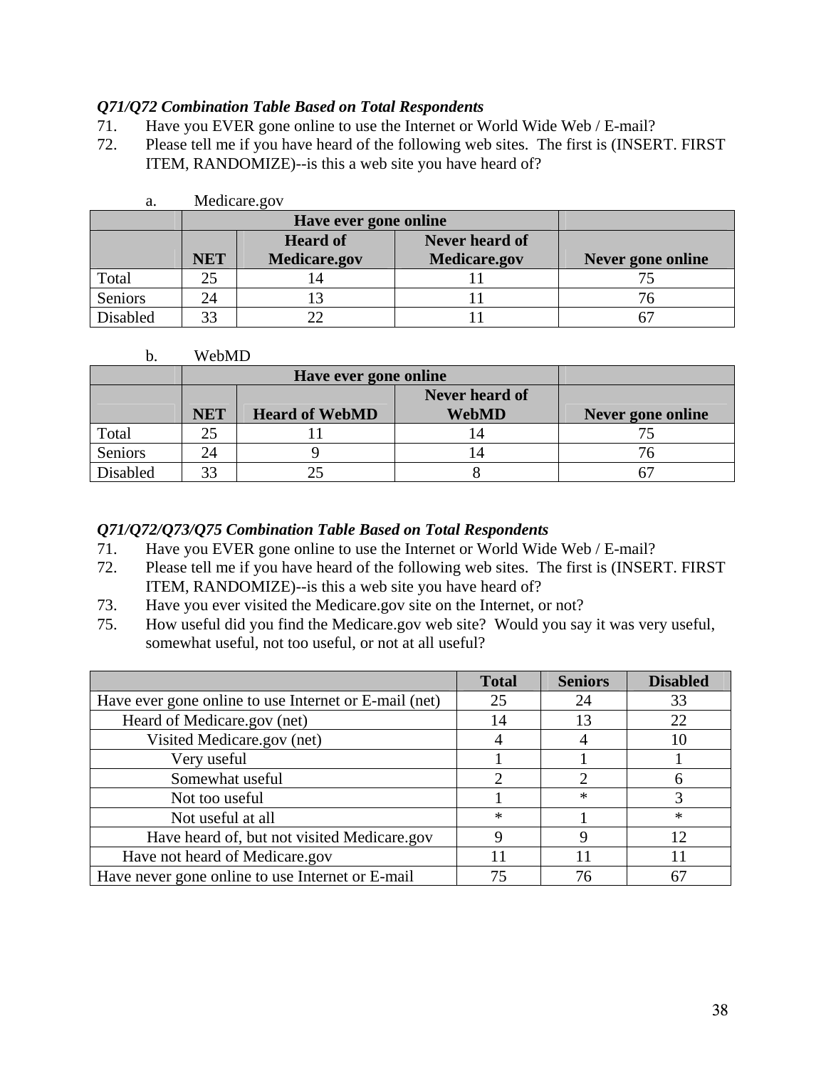*Q71/Q72 Combination Table Based on Total Respondents*

71. Have you EVER gone online to use the Internet or World Wide Web / E-mail?
72. Please tell me if you have heard of the following web sites. The first is (INSERT. FIRST ITEM, RANDOMIZE)--is this a web site you have heard of?

a. Medicare.gov

| | Have ever gone online | | | |
|---|---|---|---|---|
| | **NET** | **Heard of Medicare.gov** | **Never heard of Medicare.gov** | **Never gone online** |
| Total | 25 | 14 | 11 | 75 |
| Seniors | 24 | 13 | 11 | 76 |
| Disabled | 33 | 22 | 11 | 67 |

b. WebMD

| | Have ever gone online | | | |
|---|---|---|---|---|
| | **NET** | **Heard of WebMD** | **Never heard of WebMD** | **Never gone online** |
| Total | 25 | 11 | 14 | 75 |
| Seniors | 24 | 9 | 14 | 76 |
| Disabled | 33 | 25 | 8 | 67 |

*Q71/Q72/Q73/Q75 Combination Table Based on Total Respondents*

71. Have you EVER gone online to use the Internet or World Wide Web / E-mail?
72. Please tell me if you have heard of the following web sites. The first is (INSERT. FIRST ITEM, RANDOMIZE)--is this a web site you have heard of?
73. Have you ever visited the Medicare.gov site on the Internet, or not?
75. How useful did you find the Medicare.gov web site? Would you say it was very useful, somewhat useful, not too useful, or not at all useful?

| | **Total** | **Seniors** | **Disabled** |
|---|---|---|---|
| Have ever gone online to use Internet or E-mail (net) | 25 | 24 | 33 |
| Heard of Medicare.gov (net) | 14 | 13 | 22 |
| Visited Medicare.gov (net) | 4 | 4 | 10 |
| Very useful | 1 | 1 | 1 |
| Somewhat useful | 2 | 2 | 6 |
| Not too useful | 1 | * | 3 |
| Not useful at all | * | 1 | * |
| Have heard of, but not visited Medicare.gov | 9 | 9 | 12 |
| Have not heard of Medicare.gov | 11 | 11 | 11 |
| Have never gone online to use Internet or E-mail | 75 | 76 | 67 |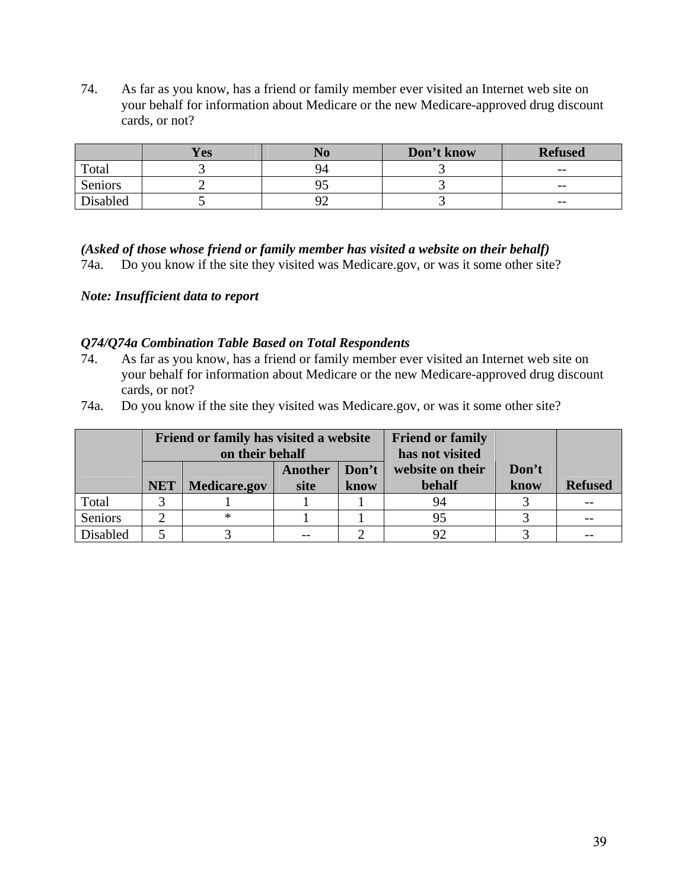74. As far as you know, has a friend or family member ever visited an Internet web site on your behalf for information about Medicare or the new Medicare-approved drug discount cards, or not?

| | Yes | No | Don't know | Refused |
|---|---|---|---|---|
| Total | 3 | 94 | 3 | -- |
| Seniors | 2 | 95 | 3 | -- |
| Disabled | 5 | 92 | 3 | -- |

***(Asked of those whose friend or family member has visited a website on their behalf)***

74a. Do you know if the site they visited was Medicare.gov, or was it some other site?

***Note: Insufficient data to report***

***Q74/Q74a Combination Table Based on Total Respondents***

74. As far as you know, has a friend or family member ever visited an Internet web site on your behalf for information about Medicare or the new Medicare-approved drug discount cards, or not?

74a. Do you know if the site they visited was Medicare.gov, or was it some other site?

| | Friend or family has visited a website on their behalf | | | | Friend or family has not visited website on their behalf | Don't know | Refused |
|---|---|---|---|---|---|---|---|
| | NET | Medicare.gov | Another site | Don't know | | | |
| Total | 3 | 1 | 1 | 1 | 94 | 3 | -- |
| Seniors | 2 | * | 1 | 1 | 95 | 3 | -- |
| Disabled | 5 | 3 | -- | 2 | 92 | 3 | -- |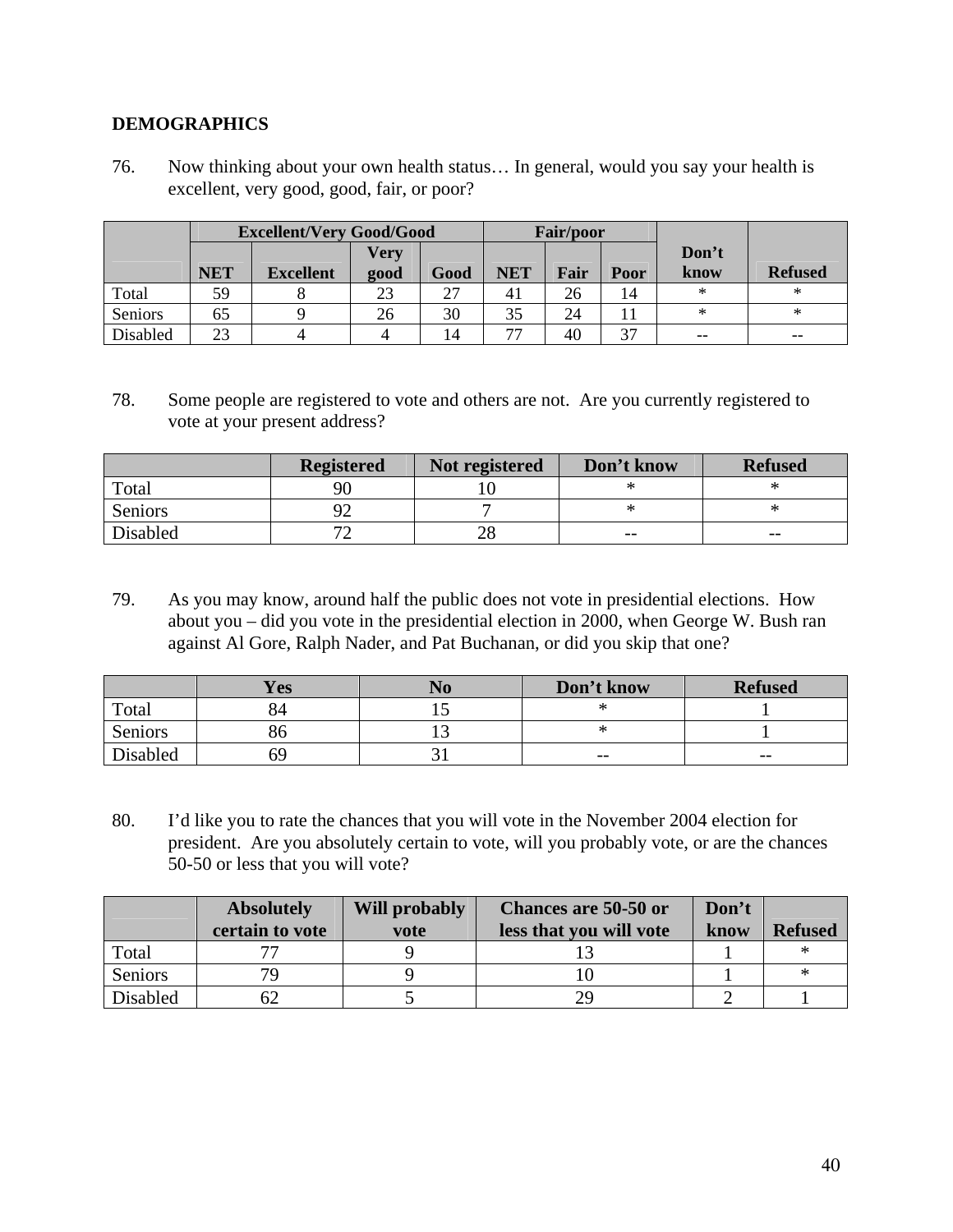**DEMOGRAPHICS**

76. Now thinking about your own health status… In general, would you say your health is excellent, very good, good, fair, or poor?

| | Excellent/Very Good/Good | | | | Fair/poor | | | | |
|---|---|---|---|---|---|---|---|---|---|
| | NET | Excellent | Very good | Good | NET | Fair | Poor | Don't know | Refused |
| Total | 59 | 8 | 23 | 27 | 41 | 26 | 14 | * | * |
| Seniors | 65 | 9 | 26 | 30 | 35 | 24 | 11 | * | * |
| Disabled | 23 | 4 | 4 | 14 | 77 | 40 | 37 | -- | -- |

78. Some people are registered to vote and others are not. Are you currently registered to vote at your present address?

| | Registered | Not registered | Don't know | Refused |
|---|---|---|---|---|
| Total | 90 | 10 | * | * |
| Seniors | 92 | 7 | * | * |
| Disabled | 72 | 28 | -- | -- |

79. As you may know, around half the public does not vote in presidential elections. How about you – did you vote in the presidential election in 2000, when George W. Bush ran against Al Gore, Ralph Nader, and Pat Buchanan, or did you skip that one?

| | Yes | No | Don't know | Refused |
|---|---|---|---|---|
| Total | 84 | 15 | * | 1 |
| Seniors | 86 | 13 | * | 1 |
| Disabled | 69 | 31 | -- | -- |

80. I'd like you to rate the chances that you will vote in the November 2004 election for president. Are you absolutely certain to vote, will you probably vote, or are the chances 50-50 or less that you will vote?

| | Absolutely certain to vote | Will probably vote | Chances are 50-50 or less that you will vote | Don't know | Refused |
|---|---|---|---|---|---|
| Total | 77 | 9 | 13 | 1 | * |
| Seniors | 79 | 9 | 10 | 1 | * |
| Disabled | 62 | 5 | 29 | 2 | 1 |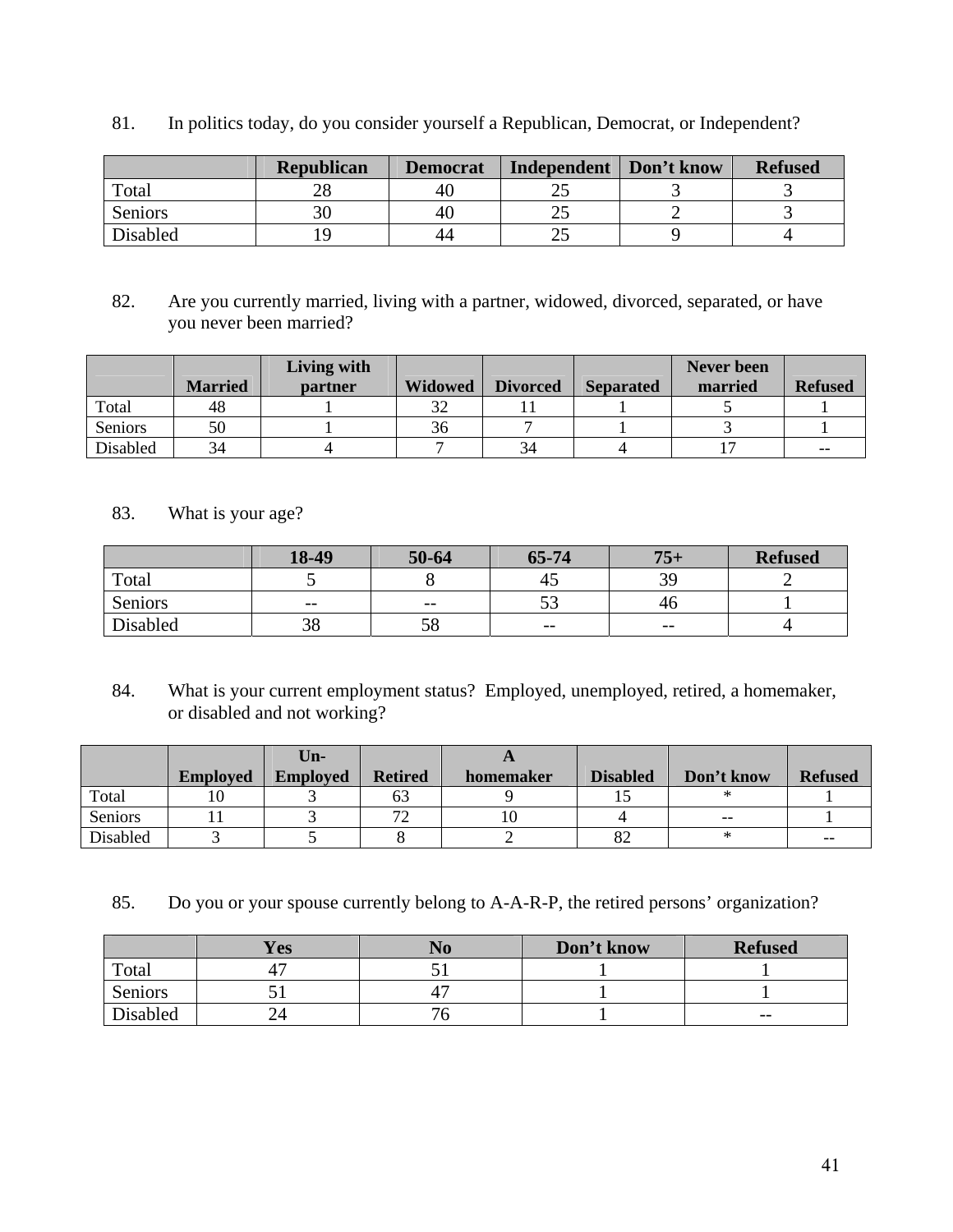81. In politics today, do you consider yourself a Republican, Democrat, or Independent?

| | Republican | Democrat | Independent | Don't know | Refused |
|---|---|---|---|---|---|
| Total | 28 | 40 | 25 | 3 | 3 |
| Seniors | 30 | 40 | 25 | 2 | 3 |
| Disabled | 19 | 44 | 25 | 9 | 4 |

82. Are you currently married, living with a partner, widowed, divorced, separated, or have you never been married?

| | Married | Living with partner | Widowed | Divorced | Separated | Never been married | Refused |
|---|---|---|---|---|---|---|---|
| Total | 48 | 1 | 32 | 11 | 1 | 5 | 1 |
| Seniors | 50 | 1 | 36 | 7 | 1 | 3 | 1 |
| Disabled | 34 | 4 | 7 | 34 | 4 | 17 | -- |

83. What is your age?

| | 18-49 | 50-64 | 65-74 | 75+ | Refused |
|---|---|---|---|---|---|
| Total | 5 | 8 | 45 | 39 | 2 |
| Seniors | -- | -- | 53 | 46 | 1 |
| Disabled | 38 | 58 | -- | -- | 4 |

84. What is your current employment status? Employed, unemployed, retired, a homemaker, or disabled and not working?

| | Employed | Un-Employed | Retired | A homemaker | Disabled | Don't know | Refused |
|---|---|---|---|---|---|---|---|
| Total | 10 | 3 | 63 | 9 | 15 | * | 1 |
| Seniors | 11 | 3 | 72 | 10 | 4 | -- | 1 |
| Disabled | 3 | 5 | 8 | 2 | 82 | * | -- |

85. Do you or your spouse currently belong to A-A-R-P, the retired persons' organization?

| | Yes | No | Don't know | Refused |
|---|---|---|---|---|
| Total | 47 | 51 | 1 | 1 |
| Seniors | 51 | 47 | 1 | 1 |
| Disabled | 24 | 76 | 1 | -- |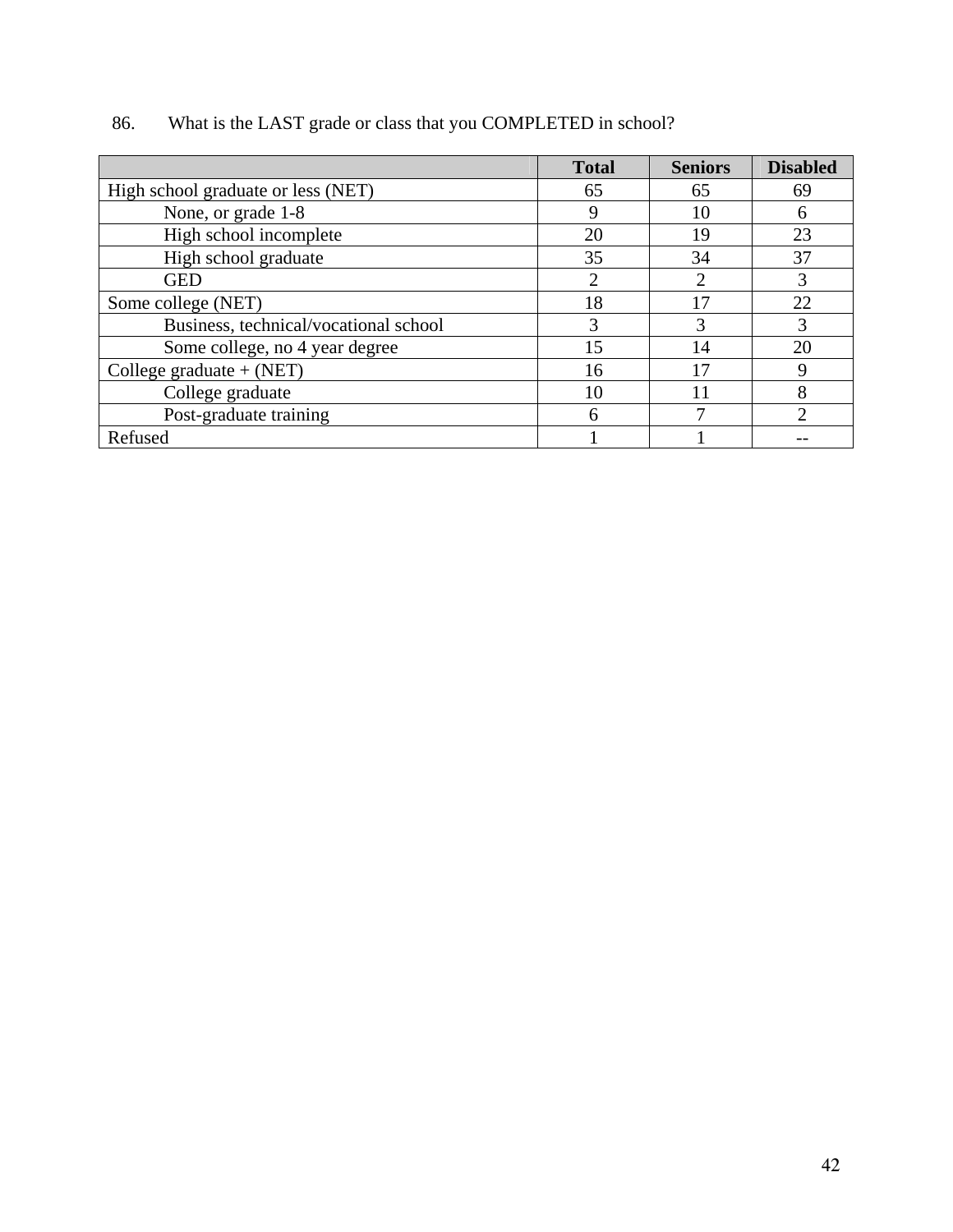86. What is the LAST grade or class that you COMPLETED in school?

| | Total | Seniors | Disabled |
|---|---|---|---|
| High school graduate or less (NET) | 65 | 65 | 69 |
| None, or grade 1-8 | 9 | 10 | 6 |
| High school incomplete | 20 | 19 | 23 |
| High school graduate | 35 | 34 | 37 |
| GED | 2 | 2 | 3 |
| Some college (NET) | 18 | 17 | 22 |
| Business, technical/vocational school | 3 | 3 | 3 |
| Some college, no 4 year degree | 15 | 14 | 20 |
| College graduate + (NET) | 16 | 17 | 9 |
| College graduate | 10 | 11 | 8 |
| Post-graduate training | 6 | 7 | 2 |
| Refused | 1 | 1 | -- |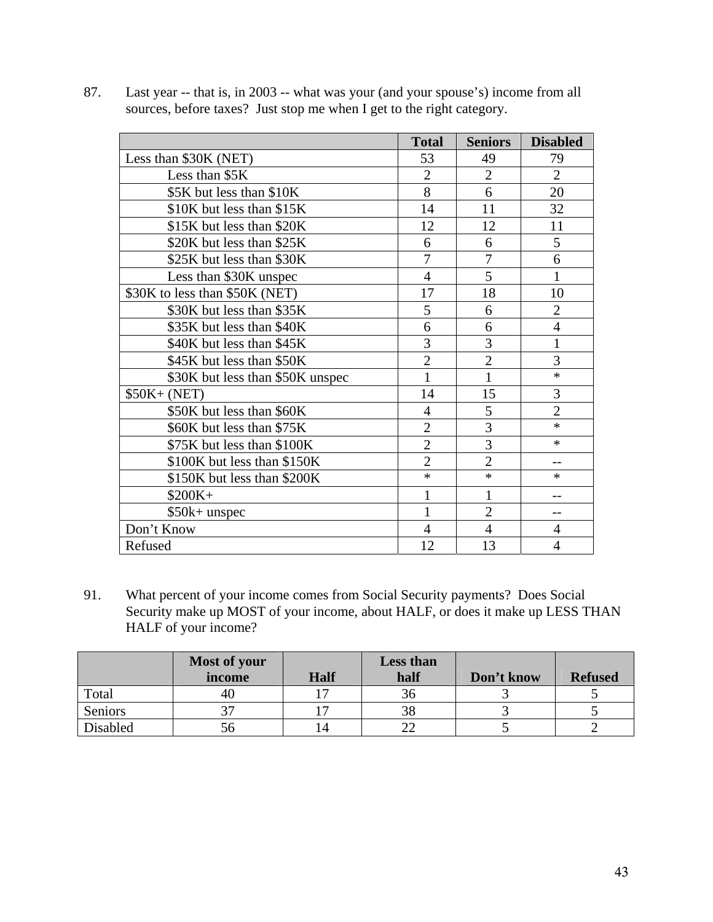87. Last year -- that is, in 2003 -- what was your (and your spouse's) income from all sources, before taxes? Just stop me when I get to the right category.

| | Total | Seniors | Disabled |
|---|---|---|---|
| Less than $30K (NET) | 53 | 49 | 79 |
| Less than $5K | 2 | 2 | 2 |
| $5K but less than $10K | 8 | 6 | 20 |
| $10K but less than $15K | 14 | 11 | 32 |
| $15K but less than $20K | 12 | 12 | 11 |
| $20K but less than $25K | 6 | 6 | 5 |
| $25K but less than $30K | 7 | 7 | 6 |
| Less than $30K unspec | 4 | 5 | 1 |
| $30K to less than $50K (NET) | 17 | 18 | 10 |
| $30K but less than $35K | 5 | 6 | 2 |
| $35K but less than $40K | 6 | 6 | 4 |
| $40K but less than $45K | 3 | 3 | 1 |
| $45K but less than $50K | 2 | 2 | 3 |
| $30K but less than $50K unspec | 1 | 1 | * |
| $50K+ (NET) | 14 | 15 | 3 |
| $50K but less than $60K | 4 | 5 | 2 |
| $60K but less than $75K | 2 | 3 | * |
| $75K but less than $100K | 2 | 3 | * |
| $100K but less than $150K | 2 | 2 | -- |
| $150K but less than $200K | * | * | * |
| $200K+ | 1 | 1 | -- |
| $50k+ unspec | 1 | 2 | -- |
| Don't Know | 4 | 4 | 4 |
| Refused | 12 | 13 | 4 |

91. What percent of your income comes from Social Security payments? Does Social Security make up MOST of your income, about HALF, or does it make up LESS THAN HALF of your income?

| | Most of your income | Half | Less than half | Don't know | Refused |
|---|---|---|---|---|---|
| Total | 40 | 17 | 36 | 3 | 5 |
| Seniors | 37 | 17 | 38 | 3 | 5 |
| Disabled | 56 | 14 | 22 | 5 | 2 |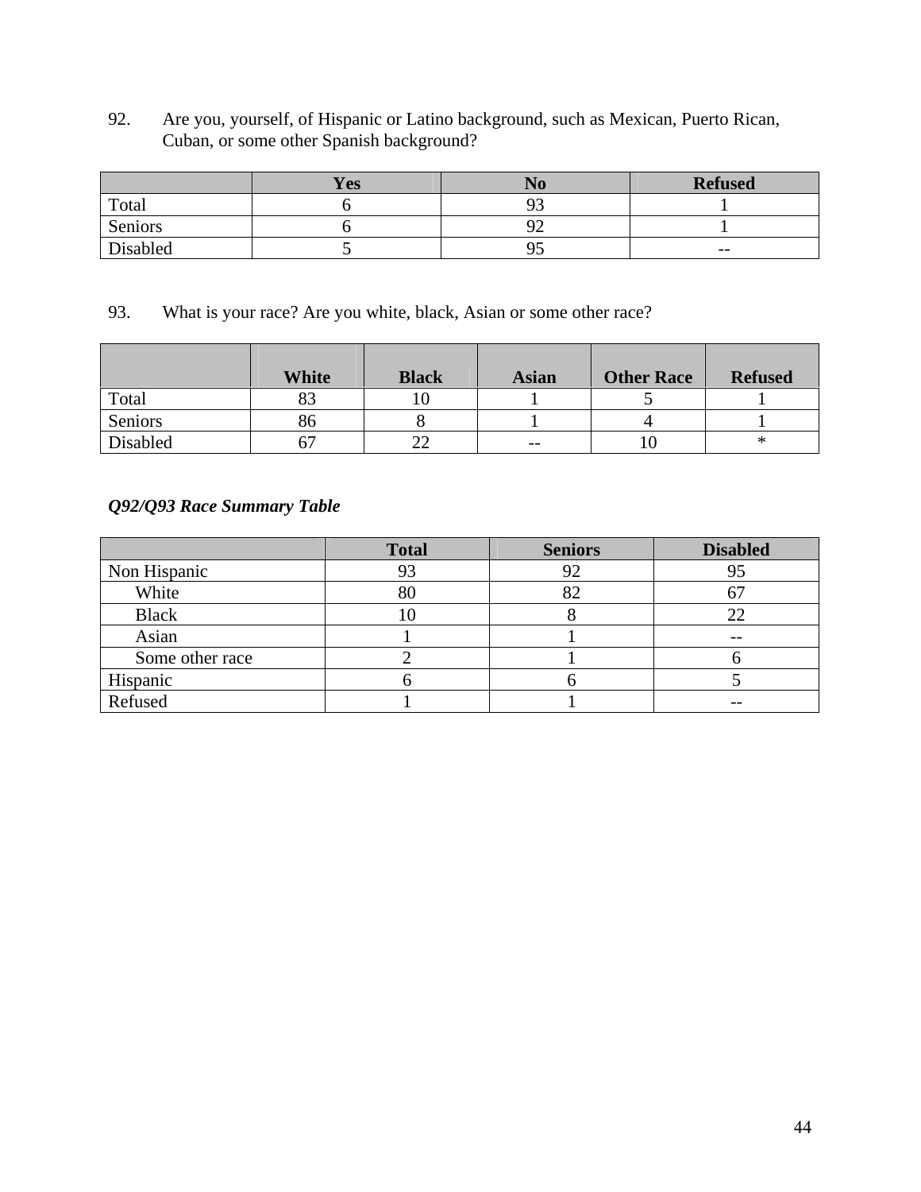92. Are you, yourself, of Hispanic or Latino background, such as Mexican, Puerto Rican, Cuban, or some other Spanish background?

| | Yes | No | Refused |
|---|---|---|---|
| Total | 6 | 93 | 1 |
| Seniors | 6 | 92 | 1 |
| Disabled | 5 | 95 | -- |

93. What is your race? Are you white, black, Asian or some other race?

| | White | Black | Asian | Other Race | Refused |
|---|---|---|---|---|---|
| Total | 83 | 10 | 1 | 5 | 1 |
| Seniors | 86 | 8 | 1 | 4 | 1 |
| Disabled | 67 | 22 | -- | 10 | * |

***Q92/Q93 Race Summary Table***

| | Total | Seniors | Disabled |
|---|---|---|---|
| Non Hispanic | 93 | 92 | 95 |
| White | 80 | 82 | 67 |
| Black | 10 | 8 | 22 |
| Asian | 1 | 1 | -- |
| Some other race | 2 | 1 | 6 |
| Hispanic | 6 | 6 | 5 |
| Refused | 1 | 1 | -- |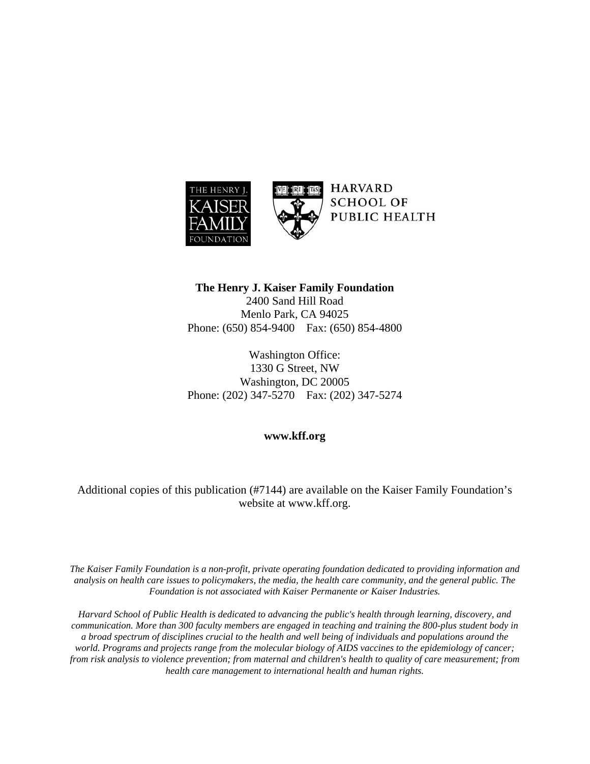**The Henry J. Kaiser Family Foundation**
2400 Sand Hill Road
Menlo Park, CA 94025
Phone: (650) 854-9400    Fax: (650) 854-4800

Washington Office:
1330 G Street, NW
Washington, DC 20005
Phone: (202) 347-5270    Fax: (202) 347-5274

**www.kff.org**

Additional copies of this publication (#7144) are available on the Kaiser Family Foundation's website at www.kff.org.

*The Kaiser Family Foundation is a non-profit, private operating foundation dedicated to providing information and analysis on health care issues to policymakers, the media, the health care community, and the general public. The Foundation is not associated with Kaiser Permanente or Kaiser Industries.*

*Harvard School of Public Health is dedicated to advancing the public's health through learning, discovery, and communication. More than 300 faculty members are engaged in teaching and training the 800-plus student body in a broad spectrum of disciplines crucial to the health and well being of individuals and populations around the world. Programs and projects range from the molecular biology of AIDS vaccines to the epidemiology of cancer; from risk analysis to violence prevention; from maternal and children's health to quality of care measurement; from health care management to international health and human rights.*